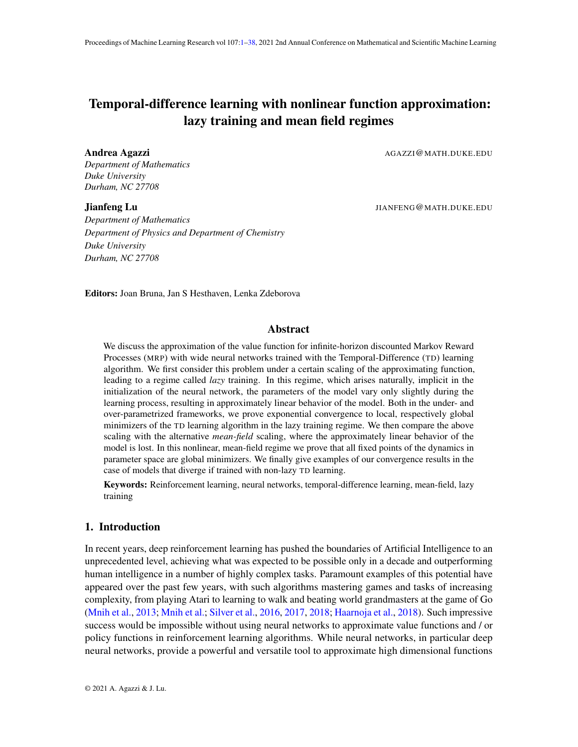# Temporal-difference learning with nonlinear function approximation: lazy training and mean field regimes

**Andrea Agazzi** AGAZZI@MATH.DUKE.EDU
*Department of Mathematics*
*Duke University*
*Durham, NC 27708*

**Jianfeng Lu** JIANFENG@MATH.DUKE.EDU
*Department of Mathematics*
*Department of Physics and Department of Chemistry*
*Duke University*
*Durham, NC 27708*

**Editors:** Joan Bruna, Jan S Hesthaven, Lenka Zdeborova

## Abstract

We discuss the approximation of the value function for infinite-horizon discounted Markov Reward Processes (MRP) with wide neural networks trained with the Temporal-Difference (TD) learning algorithm. We first consider this problem under a certain scaling of the approximating function, leading to a regime called *lazy* training. In this regime, which arises naturally, implicit in the initialization of the neural network, the parameters of the model vary only slightly during the learning process, resulting in approximately linear behavior of the model. Both in the under- and over-parametrized frameworks, we prove exponential convergence to local, respectively global minimizers of the TD learning algorithm in the lazy training regime. We then compare the above scaling with the alternative *mean-field* scaling, where the approximately linear behavior of the model is lost. In this nonlinear, mean-field regime we prove that all fixed points of the dynamics in parameter space are global minimizers. We finally give examples of our convergence results in the case of models that diverge if trained with non-lazy TD learning.

**Keywords:** Reinforcement learning, neural networks, temporal-difference learning, mean-field, lazy training

## 1. Introduction

In recent years, deep reinforcement learning has pushed the boundaries of Artificial Intelligence to an unprecedented level, achieving what was expected to be possible only in a decade and outperforming human intelligence in a number of highly complex tasks. Paramount examples of this potential have appeared over the past few years, with such algorithms mastering games and tasks of increasing complexity, from playing Atari to learning to walk and beating world grandmasters at the game of Go (Mnih et al., 2013; Mnih et al.; Silver et al., 2016, 2017, 2018; Haarnoja et al., 2018). Such impressive success would be impossible without using neural networks to approximate value functions and / or policy functions in reinforcement learning algorithms. While neural networks, in particular deep neural networks, provide a powerful and versatile tool to approximate high dimensional functions

© 2021 A. Agazzi & J. Lu.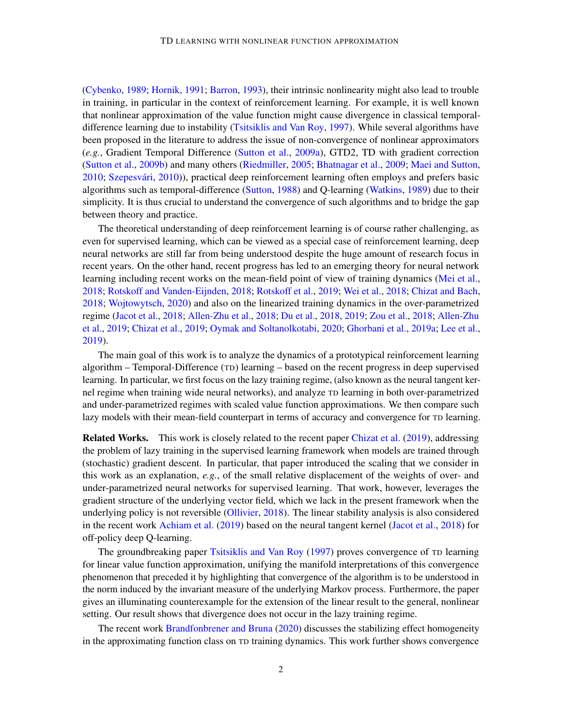(Cybenko, 1989; Hornik, 1991; Barron, 1993), their intrinsic nonlinearity might also lead to trouble in training, in particular in the context of reinforcement learning. For example, it is well known that nonlinear approximation of the value function might cause divergence in classical temporal-difference learning due to instability (Tsitsiklis and Van Roy, 1997). While several algorithms have been proposed in the literature to address the issue of non-convergence of nonlinear approximators (*e.g.*, Gradient Temporal Difference (Sutton et al., 2009a), GTD2, TD with gradient correction (Sutton et al., 2009b) and many others (Riedmiller, 2005; Bhatnagar et al., 2009; Maei and Sutton, 2010; Szepesvári, 2010)), practical deep reinforcement learning often employs and prefers basic algorithms such as temporal-difference (Sutton, 1988) and Q-learning (Watkins, 1989) due to their simplicity. It is thus crucial to understand the convergence of such algorithms and to bridge the gap between theory and practice.

The theoretical understanding of deep reinforcement learning is of course rather challenging, as even for supervised learning, which can be viewed as a special case of reinforcement learning, deep neural networks are still far from being understood despite the huge amount of research focus in recent years. On the other hand, recent progress has led to an emerging theory for neural network learning including recent works on the mean-field point of view of training dynamics (Mei et al., 2018; Rotskoff and Vanden-Eijnden, 2018; Rotskoff et al., 2019; Wei et al., 2018; Chizat and Bach, 2018; Wojtowytsch, 2020) and also on the linearized training dynamics in the over-parametrized regime (Jacot et al., 2018; Allen-Zhu et al., 2018; Du et al., 2018, 2019; Zou et al., 2018; Allen-Zhu et al., 2019; Chizat et al., 2019; Oymak and Soltanolkotabi, 2020; Ghorbani et al., 2019a; Lee et al., 2019).

The main goal of this work is to analyze the dynamics of a prototypical reinforcement learning algorithm – Temporal-Difference (TD) learning – based on the recent progress in deep supervised learning. In particular, we first focus on the lazy training regime, (also known as the neural tangent kernel regime when training wide neural networks), and analyze TD learning in both over-parametrized and under-parametrized regimes with scaled value function approximations. We then compare such lazy models with their mean-field counterpart in terms of accuracy and convergence for TD learning.

**Related Works.** This work is closely related to the recent paper Chizat et al. (2019), addressing the problem of lazy training in the supervised learning framework when models are trained through (stochastic) gradient descent. In particular, that paper introduced the scaling that we consider in this work as an explanation, *e.g.*, of the small relative displacement of the weights of over- and under-parametrized neural networks for supervised learning. That work, however, leverages the gradient structure of the underlying vector field, which we lack in the present framework when the underlying policy is not reversible (Ollivier, 2018). The linear stability analysis is also considered in the recent work Achiam et al. (2019) based on the neural tangent kernel (Jacot et al., 2018) for off-policy deep Q-learning.

The groundbreaking paper Tsitsiklis and Van Roy (1997) proves convergence of TD learning for linear value function approximation, unifying the manifold interpretations of this convergence phenomenon that preceded it by highlighting that convergence of the algorithm is to be understood in the norm induced by the invariant measure of the underlying Markov process. Furthermore, the paper gives an illuminating counterexample for the extension of the linear result to the general, nonlinear setting. Our result shows that divergence does not occur in the lazy training regime.

The recent work Brandfonbrener and Bruna (2020) discusses the stabilizing effect homogeneity in the approximating function class on TD training dynamics. This work further shows convergence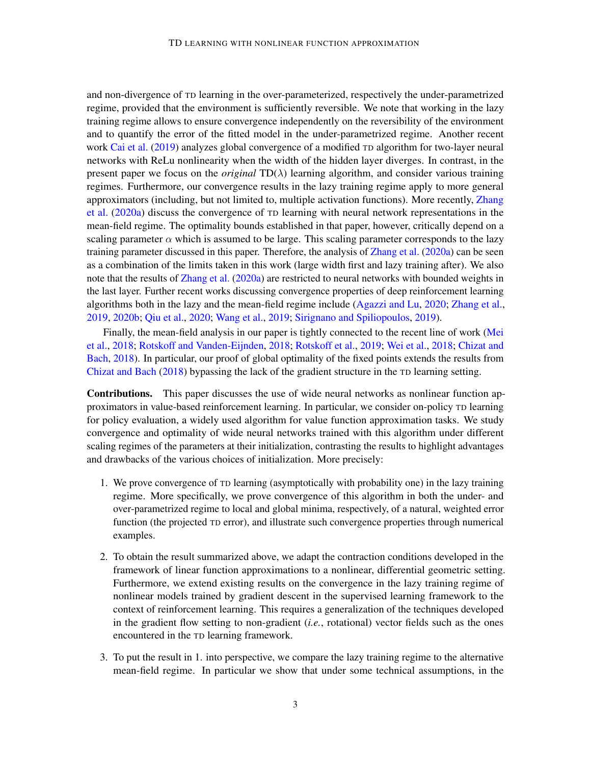and non-divergence of TD learning in the over-parameterized, respectively the under-parametrized regime, provided that the environment is sufficiently reversible. We note that working in the lazy training regime allows to ensure convergence independently on the reversibility of the environment and to quantify the error of the fitted model in the under-parametrized regime. Another recent work Cai et al. (2019) analyzes global convergence of a modified TD algorithm for two-layer neural networks with ReLu nonlinearity when the width of the hidden layer diverges. In contrast, in the present paper we focus on the *original* TD($\lambda$) learning algorithm, and consider various training regimes. Furthermore, our convergence results in the lazy training regime apply to more general approximators (including, but not limited to, multiple activation functions). More recently, Zhang et al. (2020a) discuss the convergence of TD learning with neural network representations in the mean-field regime. The optimality bounds established in that paper, however, critically depend on a scaling parameter $\alpha$ which is assumed to be large. This scaling parameter corresponds to the lazy training parameter discussed in this paper. Therefore, the analysis of Zhang et al. (2020a) can be seen as a combination of the limits taken in this work (large width first and lazy training after). We also note that the results of Zhang et al. (2020a) are restricted to neural networks with bounded weights in the last layer. Further recent works discussing convergence properties of deep reinforcement learning algorithms both in the lazy and the mean-field regime include (Agazzi and Lu, 2020; Zhang et al., 2019, 2020b; Qiu et al., 2020; Wang et al., 2019; Sirignano and Spiliopoulos, 2019).

Finally, the mean-field analysis in our paper is tightly connected to the recent line of work (Mei et al., 2018; Rotskoff and Vanden-Eijnden, 2018; Rotskoff et al., 2019; Wei et al., 2018; Chizat and Bach, 2018). In particular, our proof of global optimality of the fixed points extends the results from Chizat and Bach (2018) bypassing the lack of the gradient structure in the TD learning setting.

**Contributions.** This paper discusses the use of wide neural networks as nonlinear function approximators in value-based reinforcement learning. In particular, we consider on-policy TD learning for policy evaluation, a widely used algorithm for value function approximation tasks. We study convergence and optimality of wide neural networks trained with this algorithm under different scaling regimes of the parameters at their initialization, contrasting the results to highlight advantages and drawbacks of the various choices of initialization. More precisely:

1. We prove convergence of TD learning (asymptotically with probability one) in the lazy training regime. More specifically, we prove convergence of this algorithm in both the under- and over-parametrized regime to local and global minima, respectively, of a natural, weighted error function (the projected TD error), and illustrate such convergence properties through numerical examples.

2. To obtain the result summarized above, we adapt the contraction conditions developed in the framework of linear function approximations to a nonlinear, differential geometric setting. Furthermore, we extend existing results on the convergence in the lazy training regime of nonlinear models trained by gradient descent in the supervised learning framework to the context of reinforcement learning. This requires a generalization of the techniques developed in the gradient flow setting to non-gradient (*i.e.*, rotational) vector fields such as the ones encountered in the TD learning framework.

3. To put the result in 1. into perspective, we compare the lazy training regime to the alternative mean-field regime. In particular we show that under some technical assumptions, in the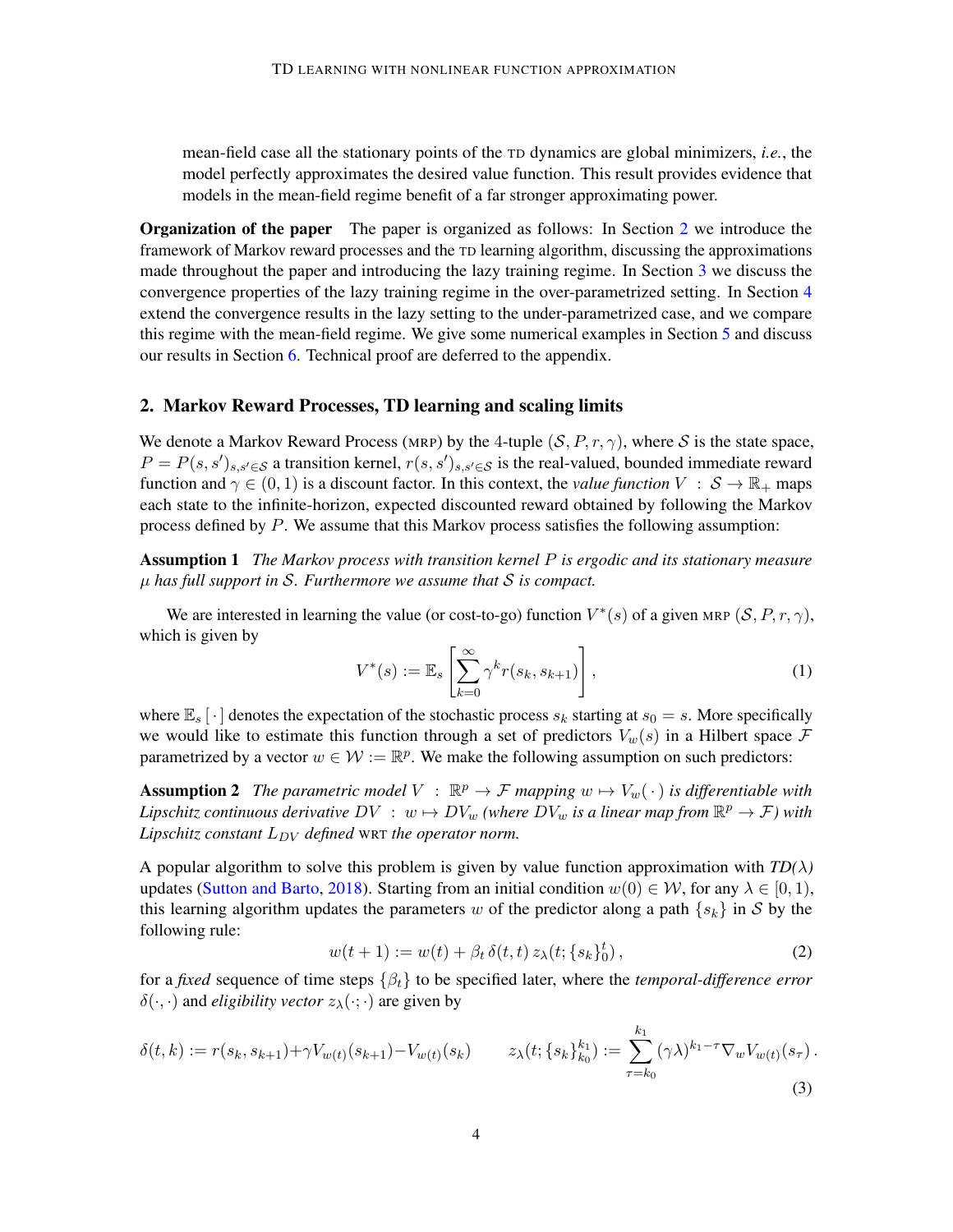mean-field case all the stationary points of the TD dynamics are global minimizers, *i.e.*, the model perfectly approximates the desired value function. This result provides evidence that models in the mean-field regime benefit of a far stronger approximating power.

**Organization of the paper** The paper is organized as follows: In Section 2 we introduce the framework of Markov reward processes and the TD learning algorithm, discussing the approximations made throughout the paper and introducing the lazy training regime. In Section 3 we discuss the convergence properties of the lazy training regime in the over-parametrized setting. In Section 4 extend the convergence results in the lazy setting to the under-parametrized case, and we compare this regime with the mean-field regime. We give some numerical examples in Section 5 and discuss our results in Section 6. Technical proof are deferred to the appendix.

## 2. Markov Reward Processes, TD learning and scaling limits

We denote a Markov Reward Process (MRP) by the 4-tuple $(\mathcal{S}, P, r, \gamma)$, where $\mathcal{S}$ is the state space, $P = P(s, s')_{s,s' \in \mathcal{S}}$ a transition kernel, $r(s, s')_{s,s' \in \mathcal{S}}$ is the real-valued, bounded immediate reward function and $\gamma \in (0, 1)$ is a discount factor. In this context, the *value function* $V : \mathcal{S} \to \mathbb{R}_+$ maps each state to the infinite-horizon, expected discounted reward obtained by following the Markov process defined by $P$. We assume that this Markov process satisfies the following assumption:

**Assumption 1** *The Markov process with transition kernel $P$ is ergodic and its stationary measure $\mu$ has full support in $\mathcal{S}$. Furthermore we assume that $\mathcal{S}$ is compact.*

We are interested in learning the value (or cost-to-go) function $V^*(s)$ of a given MRP $(\mathcal{S}, P, r, \gamma)$, which is given by

$$V^*(s) := \mathbb{E}_s \left[ \sum_{k=0}^{\infty} \gamma^k r(s_k, s_{k+1}) \right], \tag{1}$$

where $\mathbb{E}_s[\,\cdot\,]$ denotes the expectation of the stochastic process $s_k$ starting at $s_0 = s$. More specifically we would like to estimate this function through a set of predictors $V_w(s)$ in a Hilbert space $\mathcal{F}$ parametrized by a vector $w \in \mathcal{W} := \mathbb{R}^p$. We make the following assumption on such predictors:

**Assumption 2** *The parametric model $V : \mathbb{R}^p \to \mathcal{F}$ mapping $w \mapsto V_w(\,\cdot\,)$ is differentiable with Lipschitz continuous derivative $DV : w \mapsto DV_w$ (where $DV_w$ is a linear map from $\mathbb{R}^p \to \mathcal{F}$) with Lipschitz constant $L_{DV}$ defined WRT the operator norm.*

A popular algorithm to solve this problem is given by value function approximation with *TD($\lambda$)* updates (Sutton and Barto, 2018). Starting from an initial condition $w(0) \in \mathcal{W}$, for any $\lambda \in [0, 1)$, this learning algorithm updates the parameters $w$ of the predictor along a path $\{s_k\}$ in $\mathcal{S}$ by the following rule:

$$w(t + 1) := w(t) + \beta_t \, \delta(t, t) \, z_\lambda(t; \{s_k\}_0^t) , \tag{2}$$

for a *fixed* sequence of time steps $\{\beta_t\}$ to be specified later, where the *temporal-difference error* $\delta(\cdot, \cdot)$ and *eligibility vector* $z_\lambda(\cdot; \cdot)$ are given by

$$\delta(t, k) := r(s_k, s_{k+1}) + \gamma V_{w(t)}(s_{k+1}) - V_{w(t)}(s_k) \qquad z_\lambda(t; \{s_k\}_{k_0}^{k_1}) := \sum_{\tau=k_0}^{k_1} (\gamma\lambda)^{k_1-\tau} \nabla_w V_{w(t)}(s_\tau) . \tag{3}$$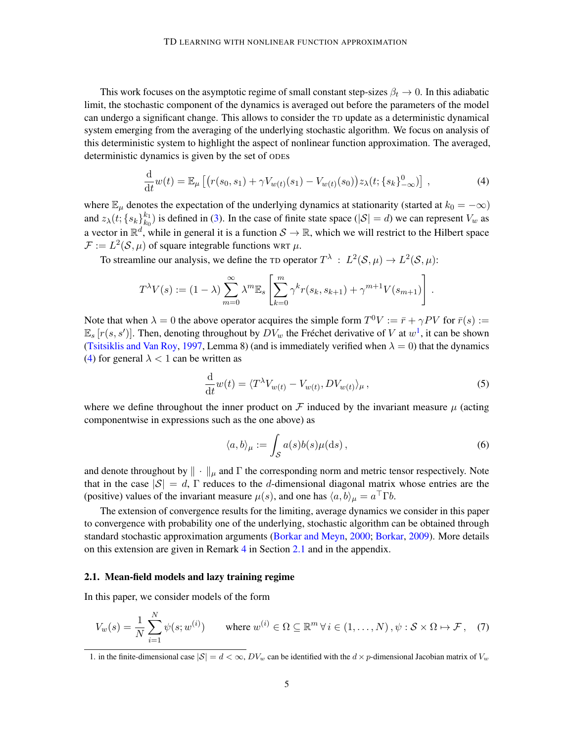This work focuses on the asymptotic regime of small constant step-sizes $\beta_t \to 0$. In this adiabatic limit, the stochastic component of the dynamics is averaged out before the parameters of the model can undergo a significant change. This allows to consider the TD update as a deterministic dynamical system emerging from the averaging of the underlying stochastic algorithm. We focus on analysis of this deterministic system to highlight the aspect of nonlinear function approximation. The averaged, deterministic dynamics is given by the set of ODES

$$\frac{\mathrm{d}}{\mathrm{d}t} w(t) = \mathbb{E}_\mu \left[ \left( r(s_0, s_1) + \gamma V_{w(t)}(s_1) - V_{w(t)}(s_0) \right) z_\lambda(t; \{s_k\}_{-\infty}^{0}) \right] , \tag{4}$$

where $\mathbb{E}_\mu$ denotes the expectation of the underlying dynamics at stationarity (started at $k_0 = -\infty$) and $z_\lambda(t; \{s_k\}_{k_0}^{k_1})$ is defined in (3). In the case of finite state space ($|\mathcal{S}| = d$) we can represent $V_w$ as a vector in $\mathbb{R}^d$, while in general it is a function $\mathcal{S} \to \mathbb{R}$, which we will restrict to the Hilbert space $\mathcal{F} := L^2(\mathcal{S}, \mu)$ of square integrable functions WRT $\mu$.

To streamline our analysis, we define the TD operator $T^\lambda \, : \, L^2(\mathcal{S}, \mu) \to L^2(\mathcal{S}, \mu)$:

$$T^\lambda V(s) := (1 - \lambda) \sum_{m=0}^{\infty} \lambda^m \mathbb{E}_s \left[ \sum_{k=0}^{m} \gamma^k r(s_k, s_{k+1}) + \gamma^{m+1} V(s_{m+1}) \right] .$$

Note that when $\lambda = 0$ the above operator acquires the simple form $T^0 V := \bar{r} + \gamma P V$ for $\bar{r}(s) := \mathbb{E}_s \left[ r(s, s') \right]$. Then, denoting throughout by $DV_w$ the Fréchet derivative of $V$ at $w$[1], it can be shown (Tsitsiklis and Van Roy, 1997, Lemma 8) (and is immediately verified when $\lambda = 0$) that the dynamics (4) for general $\lambda < 1$ can be written as

$$\frac{\mathrm{d}}{\mathrm{d}t} w(t) = \langle T^\lambda V_{w(t)} - V_{w(t)}, DV_{w(t)} \rangle_\mu , \tag{5}$$

where we define throughout the inner product on $\mathcal{F}$ induced by the invariant measure $\mu$ (acting componentwise in expressions such as the one above) as

$$\langle a, b \rangle_\mu := \int_{\mathcal{S}} a(s) b(s) \mu(\mathrm{d}s) , \tag{6}$$

and denote throughout by $\| \cdot \|_\mu$ and $\Gamma$ the corresponding norm and metric tensor respectively. Note that in the case $|\mathcal{S}| = d$, $\Gamma$ reduces to the $d$-dimensional diagonal matrix whose entries are the (positive) values of the invariant measure $\mu(s)$, and one has $\langle a, b \rangle_\mu = a^\top \Gamma b$.

The extension of convergence results for the limiting, average dynamics we consider in this paper to convergence with probability one of the underlying, stochastic algorithm can be obtained through standard stochastic approximation arguments (Borkar and Meyn, 2000; Borkar, 2009). More details on this extension are given in Remark 4 in Section 2.1 and in the appendix.

### 2.1. Mean-field models and lazy training regime

In this paper, we consider models of the form

$$V_w(s) = \frac{1}{N} \sum_{i=1}^{N} \psi(s; w^{(i)}) \qquad \text{where } w^{(i)} \in \Omega \subseteq \mathbb{R}^m \, \forall \, i \in (1, \ldots, N) \, , \psi : \mathcal{S} \times \Omega \mapsto \mathcal{F} \, , \tag{7}$$

1. in the finite-dimensional case $|\mathcal{S}| = d < \infty$, $DV_w$ can be identified with the $d \times p$-dimensional Jacobian matrix of $V_w$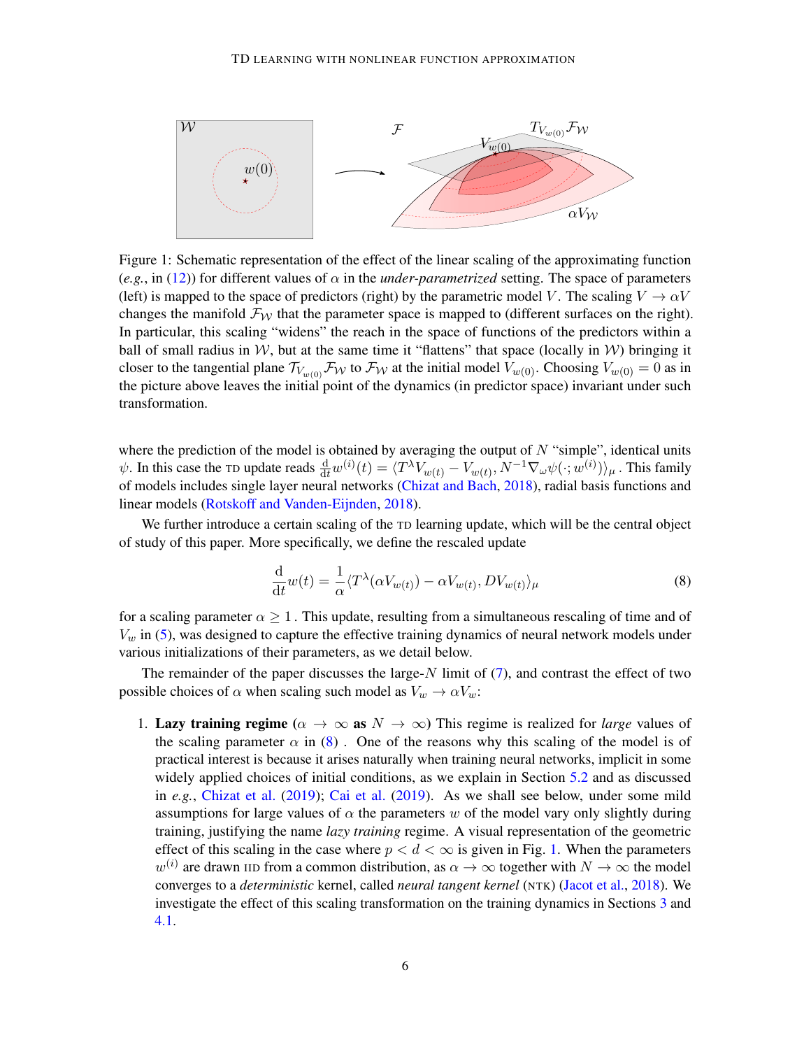Figure 1: Schematic representation of the effect of the linear scaling of the approximating function (*e.g.*, in (12)) for different values of $\alpha$ in the *under-parametrized* setting. The space of parameters (left) is mapped to the space of predictors (right) by the parametric model $V$. The scaling $V \to \alpha V$ changes the manifold $\mathcal{F}_\mathcal{W}$ that the parameter space is mapped to (different surfaces on the right). In particular, this scaling "widens" the reach in the space of functions of the predictors within a ball of small radius in $\mathcal{W}$, but at the same time it "flattens" that space (locally in $\mathcal{W}$) bringing it closer to the tangential plane $\mathcal{T}_{V_{w(0)}}\mathcal{F}_\mathcal{W}$ to $\mathcal{F}_\mathcal{W}$ at the initial model $V_{w(0)}$. Choosing $V_{w(0)} = 0$ as in the picture above leaves the initial point of the dynamics (in predictor space) invariant under such transformation.

where the prediction of the model is obtained by averaging the output of $N$ "simple", identical units $\psi$. In this case the TD update reads $\frac{\mathrm{d}}{\mathrm{d}t}w^{(i)}(t) = \langle T^\lambda V_{w(t)} - V_{w(t)}, N^{-1}\nabla_\omega \psi(\cdot; w^{(i)})\rangle_\mu$ . This family of models includes single layer neural networks (Chizat and Bach, 2018), radial basis functions and linear models (Rotskoff and Vanden-Eijnden, 2018).

We further introduce a certain scaling of the TD learning update, which will be the central object of study of this paper. More specifically, we define the rescaled update

$$\frac{\mathrm{d}}{\mathrm{d}t}w(t) = \frac{1}{\alpha}\langle T^\lambda(\alpha V_{w(t)}) - \alpha V_{w(t)}, DV_{w(t)}\rangle_\mu \tag{8}$$

for a scaling parameter $\alpha \geq 1$ . This update, resulting from a simultaneous rescaling of time and of $V_w$ in (5), was designed to capture the effective training dynamics of neural network models under various initializations of their parameters, as we detail below.

The remainder of the paper discusses the large-$N$ limit of (7), and contrast the effect of two possible choices of $\alpha$ when scaling such model as $V_w \to \alpha V_w$:

1. **Lazy training regime ($\alpha \to \infty$ as $N \to \infty$)** This regime is realized for *large* values of the scaling parameter $\alpha$ in (8) . One of the reasons why this scaling of the model is of practical interest is because it arises naturally when training neural networks, implicit in some widely applied choices of initial conditions, as we explain in Section 5.2 and as discussed in *e.g.*, Chizat et al. (2019); Cai et al. (2019). As we shall see below, under some mild assumptions for large values of $\alpha$ the parameters $w$ of the model vary only slightly during training, justifying the name *lazy training* regime. A visual representation of the geometric effect of this scaling in the case where $p < d < \infty$ is given in Fig. 1. When the parameters $w^{(i)}$ are drawn IID from a common distribution, as $\alpha \to \infty$ together with $N \to \infty$ the model converges to a *deterministic* kernel, called *neural tangent kernel* (NTK) (Jacot et al., 2018). We investigate the effect of this scaling transformation on the training dynamics in Sections 3 and 4.1.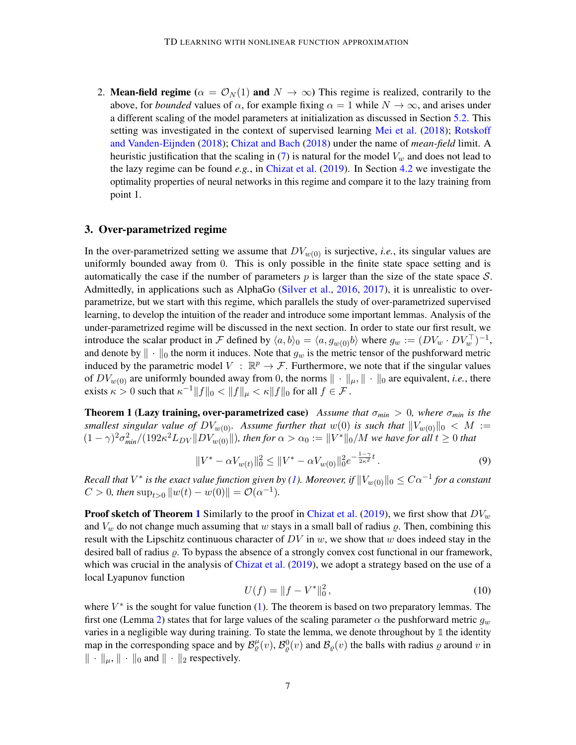2. **Mean-field regime** ($\alpha = \mathcal{O}_N(1)$ **and** $N \to \infty$) This regime is realized, contrarily to the above, for *bounded* values of $\alpha$, for example fixing $\alpha = 1$ while $N \to \infty$, and arises under a different scaling of the model parameters at initialization as discussed in Section 5.2. This setting was investigated in the context of supervised learning Mei et al. (2018); Rotskoff and Vanden-Eijnden (2018); Chizat and Bach (2018) under the name of *mean-field* limit. A heuristic justification that the scaling in (7) is natural for the model $V_w$ and does not lead to the lazy regime can be found *e.g.*, in Chizat et al. (2019). In Section 4.2 we investigate the optimality properties of neural networks in this regime and compare it to the lazy training from point 1.

## 3. Over-parametrized regime

In the over-parametrized setting we assume that $DV_{w(0)}$ is surjective, *i.e.*, its singular values are uniformly bounded away from 0. This is only possible in the finite state space setting and is automatically the case if the number of parameters $p$ is larger than the size of the state space $\mathcal{S}$. Admittedly, in applications such as AlphaGo (Silver et al., 2016, 2017), it is unrealistic to over-parametrize, but we start with this regime, which parallels the study of over-parametrized supervised learning, to develop the intuition of the reader and introduce some important lemmas. Analysis of the under-parametrized regime will be discussed in the next section. In order to state our first result, we introduce the scalar product in $\mathcal{F}$ defined by $\langle a, b\rangle_0 = \langle a, g_{w(0)} b\rangle$ where $g_w := (DV_w \cdot DV_w^\top)^{-1}$, and denote by $\|\cdot\|_0$ the norm it induces. Note that $g_w$ is the metric tensor of the pushforward metric induced by the parametric model $V : \mathbb{R}^p \to \mathcal{F}$. Furthermore, we note that if the singular values of $DV_{w(0)}$ are uniformly bounded away from 0, the norms $\|\cdot\|_\mu, \|\cdot\|_0$ are equivalent, *i.e.*, there exists $\kappa > 0$ such that $\kappa^{-1}\|f\|_0 < \|f\|_\mu < \kappa\|f\|_0$ for all $f \in \mathcal{F}$.

**Theorem 1 (Lazy training, over-parametrized case)** *Assume that $\sigma_{min} > 0$, where $\sigma_{min}$ is the smallest singular value of $DV_{w(0)}$. Assume further that $w(0)$ is such that $\|V_{w(0)}\|_0 < M := (1-\gamma)^2\sigma_{min}^2/(192\kappa^2 L_{DV}\|DV_{w(0)}\|)$, then for $\alpha > \alpha_0 := \|V^*\|_0/M$ we have for all $t \geq 0$ that*

$$\|V^* - \alpha V_{w(t)}\|_0^2 \leq \|V^* - \alpha V_{w(0)}\|_0^2 e^{-\frac{1-\gamma}{2\kappa^2}t}\,. \tag{9}$$

*Recall that $V^*$ is the exact value function given by (1). Moreover, if $\|V_{w(0)}\|_0 \leq C\alpha^{-1}$ for a constant $C > 0$, then* $\sup_{t>0}\|w(t) - w(0)\| = \mathcal{O}(\alpha^{-1})$.

**Proof sketch of Theorem 1** Similarly to the proof in Chizat et al. (2019), we first show that $DV_w$ and $V_w$ do not change much assuming that $w$ stays in a small ball of radius $\varrho$. Then, combining this result with the Lipschitz continuous character of $DV$ in $w$, we show that $w$ does indeed stay in the desired ball of radius $\varrho$. To bypass the absence of a strongly convex cost functional in our framework, which was crucial in the analysis of Chizat et al. (2019), we adopt a strategy based on the use of a local Lyapunov function

$$U(f) = \|f - V^*\|_0^2\,, \tag{10}$$

where $V^*$ is the sought for value function (1). The theorem is based on two preparatory lemmas. The first one (Lemma 2) states that for large values of the scaling parameter $\alpha$ the pushforward metric $g_w$ varies in a negligible way during training. To state the lemma, we denote throughout by $\mathbb{1}$ the identity map in the corresponding space and by $\mathcal{B}_\varrho^\mu(v)$, $\mathcal{B}_\varrho^0(v)$ and $\mathcal{B}_\varrho(v)$ the balls with radius $\varrho$ around $v$ in $\|\cdot\|_\mu$, $\|\cdot\|_0$ and $\|\cdot\|_2$ respectively.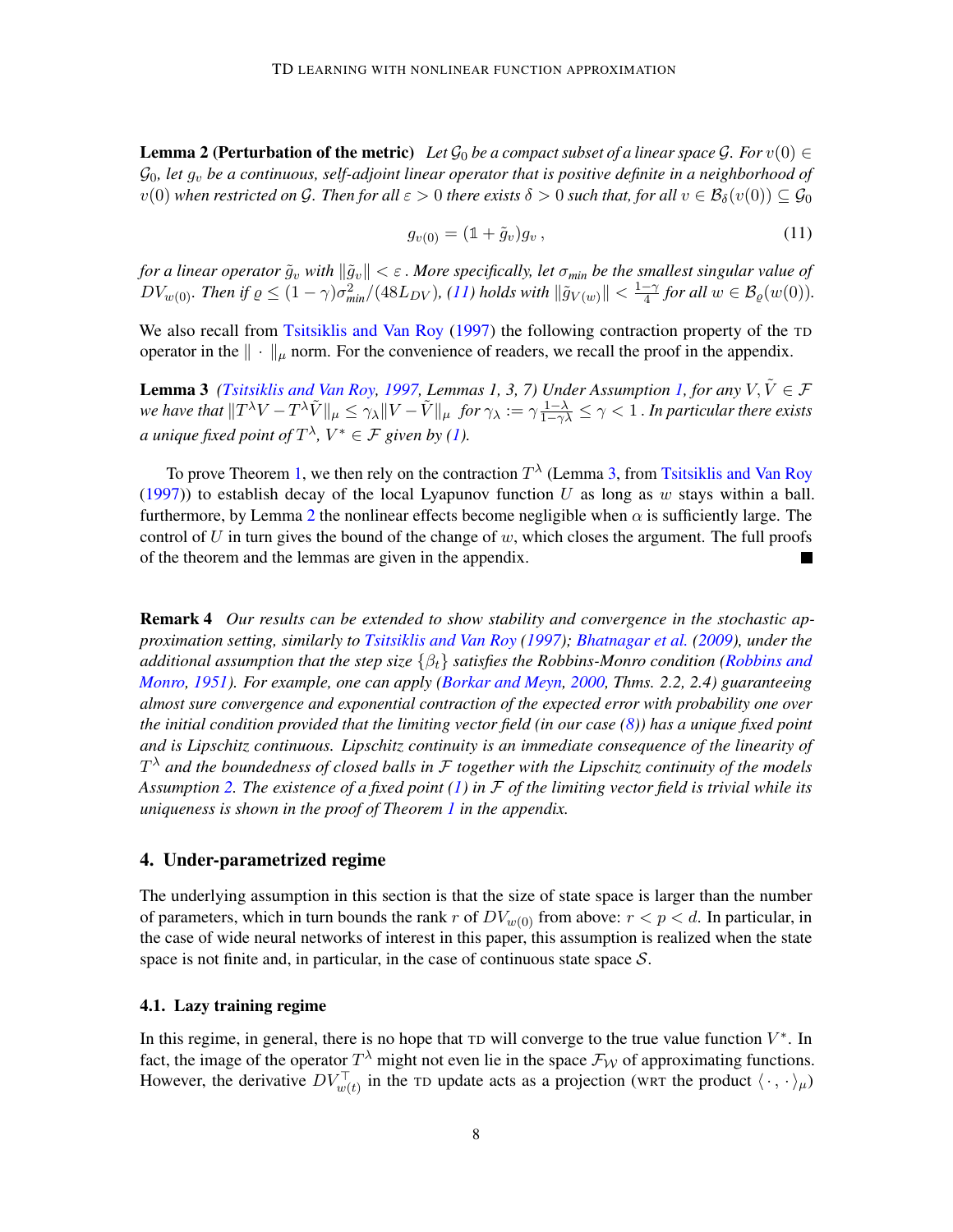**Lemma 2 (Perturbation of the metric)** *Let $\mathcal{G}_0$ be a compact subset of a linear space $\mathcal{G}$. For $v(0) \in \mathcal{G}_0$, let $g_v$ be a continuous, self-adjoint linear operator that is positive definite in a neighborhood of $v(0)$ when restricted on $\mathcal{G}$. Then for all $\varepsilon > 0$ there exists $\delta > 0$ such that, for all $v \in \mathcal{B}_\delta(v(0)) \subseteq \mathcal{G}_0$*

$$g_{v(0)} = (\mathbb{1} + \tilde{g}_v) g_v \,, \tag{11}$$

*for a linear operator $\tilde{g}_v$ with $\|\tilde{g}_v\| < \varepsilon$. More specifically, let $\sigma_{min}$ be the smallest singular value of $DV_{w(0)}$. Then if $\varrho \leq (1-\gamma)\sigma_{min}^2/(48 L_{DV})$, (11) holds with $\|\tilde{g}_{V(w)}\| < \frac{1-\gamma}{4}$ for all $w \in \mathcal{B}_\varrho(w(0))$.*

We also recall from Tsitsiklis and Van Roy (1997) the following contraction property of the TD operator in the $\|\cdot\|_\mu$ norm. For the convenience of readers, we recall the proof in the appendix.

**Lemma 3** *(Tsitsiklis and Van Roy, 1997, Lemmas 1, 3, 7) Under Assumption 1, for any $V, \tilde{V} \in \mathcal{F}$ we have that $\|T^\lambda V - T^\lambda \tilde{V}\|_\mu \leq \gamma_\lambda \|V - \tilde{V}\|_\mu$ for $\gamma_\lambda := \gamma \frac{1-\lambda}{1-\gamma\lambda} \leq \gamma < 1$. In particular there exists a unique fixed point of $T^\lambda$, $V^* \in \mathcal{F}$ given by (1).*

To prove Theorem 1, we then rely on the contraction $T^\lambda$ (Lemma 3, from Tsitsiklis and Van Roy (1997)) to establish decay of the local Lyapunov function $U$ as long as $w$ stays within a ball. furthermore, by Lemma 2 the nonlinear effects become negligible when $\alpha$ is sufficiently large. The control of $U$ in turn gives the bound of the change of $w$, which closes the argument. The full proofs of the theorem and the lemmas are given in the appendix. ∎

**Remark 4** *Our results can be extended to show stability and convergence in the stochastic approximation setting, similarly to Tsitsiklis and Van Roy (1997); Bhatnagar et al. (2009), under the additional assumption that the step size $\{\beta_t\}$ satisfies the Robbins-Monro condition (Robbins and Monro, 1951). For example, one can apply (Borkar and Meyn, 2000, Thms. 2.2, 2.4) guaranteeing almost sure convergence and exponential contraction of the expected error with probability one over the initial condition provided that the limiting vector field (in our case (8)) has a unique fixed point and is Lipschitz continuous. Lipschitz continuity is an immediate consequence of the linearity of $T^\lambda$ and the boundedness of closed balls in $\mathcal{F}$ together with the Lipschitz continuity of the models Assumption 2. The existence of a fixed point (1) in $\mathcal{F}$ of the limiting vector field is trivial while its uniqueness is shown in the proof of Theorem 1 in the appendix.*

## 4. Under-parametrized regime

The underlying assumption in this section is that the size of state space is larger than the number of parameters, which in turn bounds the rank $r$ of $DV_{w(0)}$ from above: $r < p < d$. In particular, in the case of wide neural networks of interest in this paper, this assumption is realized when the state space is not finite and, in particular, in the case of continuous state space $\mathcal{S}$.

### 4.1. Lazy training regime

In this regime, in general, there is no hope that TD will converge to the true value function $V^*$. In fact, the image of the operator $T^\lambda$ might not even lie in the space $\mathcal{F}_\mathcal{W}$ of approximating functions. However, the derivative $DV_{w(t)}^\top$ in the TD update acts as a projection (WRT the product $\langle \cdot, \cdot \rangle_\mu$)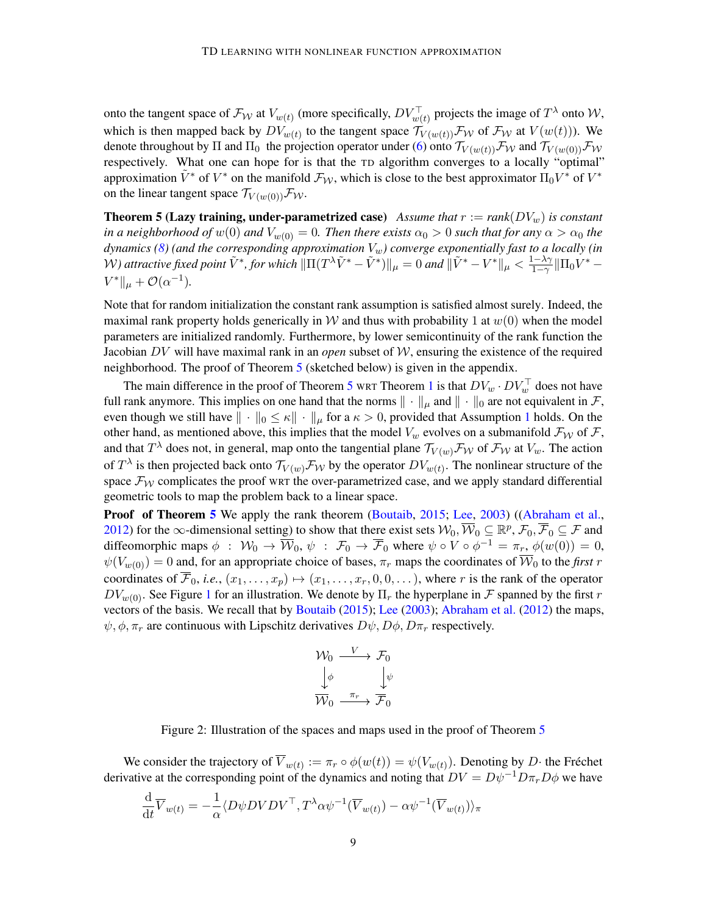onto the tangent space of $\mathcal{F}_\mathcal{W}$ at $V_{w(t)}$ (more specifically, $DV_{w(t)}^\top$ projects the image of $T^\lambda$ onto $\mathcal{W}$, which is then mapped back by $DV_{w(t)}$ to the tangent space $\mathcal{T}_{V(w(t))}\mathcal{F}_\mathcal{W}$ of $\mathcal{F}_\mathcal{W}$ at $V(w(t))$). We denote throughout by $\Pi$ and $\Pi_0$ the projection operator under (6) onto $\mathcal{T}_{V(w(t))}\mathcal{F}_\mathcal{W}$ and $\mathcal{T}_{V(w(0))}\mathcal{F}_\mathcal{W}$ respectively. What one can hope for is that the TD algorithm converges to a locally "optimal" approximation $\tilde{V}^*$ of $V^*$ on the manifold $\mathcal{F}_\mathcal{W}$, which is close to the best approximator $\Pi_0 V^*$ of $V^*$ on the linear tangent space $\mathcal{T}_{V(w(0))}\mathcal{F}_\mathcal{W}$.

**Theorem 5 (Lazy training, under-parametrized case)** *Assume that $r := rank(DV_w)$ is constant in a neighborhood of $w(0)$ and $V_{w(0)} = 0$. Then there exists $\alpha_0 > 0$ such that for any $\alpha > \alpha_0$ the dynamics (8) (and the corresponding approximation $V_w$) converge exponentially fast to a locally (in $\mathcal{W}$) attractive fixed point $\tilde{V}^*$, for which $\|\Pi(T^\lambda \tilde{V}^* - \tilde{V}^*)\|_\mu = 0$ and $\|\tilde{V}^* - V^*\|_\mu < \frac{1-\lambda\gamma}{1-\gamma}\|\Pi_0 V^* - V^*\|_\mu + \mathcal{O}(\alpha^{-1})$.*

Note that for random initialization the constant rank assumption is satisfied almost surely. Indeed, the maximal rank property holds generically in $\mathcal{W}$ and thus with probability 1 at $w(0)$ when the model parameters are initialized randomly. Furthermore, by lower semicontinuity of the rank function the Jacobian $DV$ will have maximal rank in an *open* subset of $\mathcal{W}$, ensuring the existence of the required neighborhood. The proof of Theorem 5 (sketched below) is given in the appendix.

The main difference in the proof of Theorem 5 WRT Theorem 1 is that $DV_w \cdot DV_w^\top$ does not have full rank anymore. This implies on one hand that the norms $\|\cdot\|_\mu$ and $\|\cdot\|_0$ are not equivalent in $\mathcal{F}$, even though we still have $\|\cdot\|_0 \leq \kappa\|\cdot\|_\mu$ for a $\kappa > 0$, provided that Assumption 1 holds. On the other hand, as mentioned above, this implies that the model $V_w$ evolves on a submanifold $\mathcal{F}_\mathcal{W}$ of $\mathcal{F}$, and that $T^\lambda$ does not, in general, map onto the tangential plane $\mathcal{T}_{V(w)}\mathcal{F}_\mathcal{W}$ of $\mathcal{F}_\mathcal{W}$ at $V_w$. The action of $T^\lambda$ is then projected back onto $\mathcal{T}_{V(w)}\mathcal{F}_\mathcal{W}$ by the operator $DV_{w(t)}$. The nonlinear structure of the space $\mathcal{F}_\mathcal{W}$ complicates the proof WRT the over-parametrized case, and we apply standard differential geometric tools to map the problem back to a linear space.

**Proof of Theorem 5** We apply the rank theorem (Boutaib, 2015; Lee, 2003) ((Abraham et al., 2012) for the $\infty$-dimensional setting) to show that there exist sets $\mathcal{W}_0, \overline{\mathcal{W}}_0 \subseteq \mathbb{R}^p$, $\mathcal{F}_0, \overline{\mathcal{F}}_0 \subseteq \mathcal{F}$ and diffeomorphic maps $\phi : \mathcal{W}_0 \to \overline{\mathcal{W}}_0$, $\psi : \mathcal{F}_0 \to \overline{\mathcal{F}}_0$ where $\psi \circ V \circ \phi^{-1} = \pi_r$, $\phi(w(0)) = 0$, $\psi(V_{w(0)}) = 0$ and, for an appropriate choice of bases, $\pi_r$ maps the coordinates of $\overline{\mathcal{W}}_0$ to the *first* $r$ coordinates of $\overline{\mathcal{F}}_0$, *i.e.*, $(x_1, \ldots, x_p) \mapsto (x_1, \ldots, x_r, 0, 0, \ldots)$, where $r$ is the rank of the operator $DV_{w(0)}$. See Figure 1 for an illustration. We denote by $\Pi_r$ the hyperplane in $\mathcal{F}$ spanned by the first $r$ vectors of the basis. We recall that by Boutaib (2015); Lee (2003); Abraham et al. (2012) the maps, $\psi, \phi, \pi_r$ are continuous with Lipschitz derivatives $D\psi, D\phi, D\pi_r$ respectively.

$$
\begin{array}{ccc}
\mathcal{W}_0 & \xrightarrow{V} & \mathcal{F}_0 \\
\downarrow{\scriptstyle \phi} & & \downarrow{\scriptstyle \psi} \\
\overline{\mathcal{W}}_0 & \xrightarrow{\pi_r} & \overline{\mathcal{F}}_0
\end{array}
$$

Figure 2: Illustration of the spaces and maps used in the proof of Theorem 5

We consider the trajectory of $\overline{V}_{w(t)} := \pi_r \circ \phi(w(t)) = \psi(V_{w(t)})$. Denoting by $D\cdot$ the Fréchet derivative at the corresponding point of the dynamics and noting that $DV = D\psi^{-1} D\pi_r D\phi$ we have

$$
\frac{\mathrm{d}}{\mathrm{d}t}\overline{V}_{w(t)} = -\frac{1}{\alpha}\langle D\psi DV DV^\top, T^\lambda \alpha\psi^{-1}(\overline{V}_{w(t)}) - \alpha\psi^{-1}(\overline{V}_{w(t)})\rangle_\pi
$$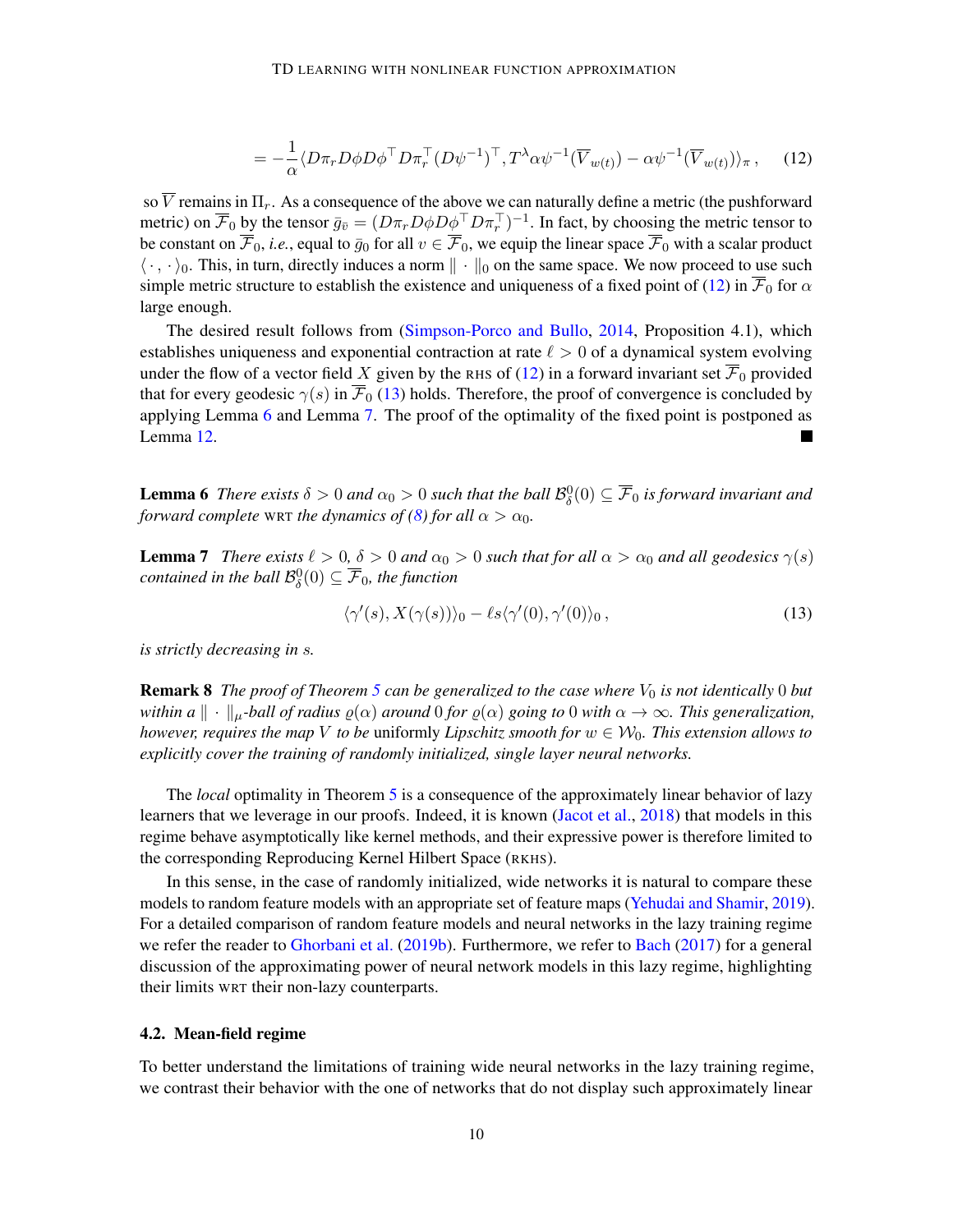$$= -\frac{1}{\alpha}\langle D\pi_r D\phi D\phi^\top D\pi_r^\top (D\psi^{-1})^\top, T^\lambda \alpha\psi^{-1}(\overline{V}_{w(t)}) - \alpha\psi^{-1}(\overline{V}_{w(t)})\rangle_\pi \,, \qquad (12)$$

so $\overline{V}$ remains in $\Pi_r$. As a consequence of the above we can naturally define a metric (the pushforward metric) on $\overline{\mathcal{F}}_0$ by the tensor $\bar{g}_{\bar{v}} = (D\pi_r D\phi D\phi^\top D\pi_r^\top)^{-1}$. In fact, by choosing the metric tensor to be constant on $\overline{\mathcal{F}}_0$, *i.e.*, equal to $\bar{g}_0$ for all $v \in \overline{\mathcal{F}}_0$, we equip the linear space $\overline{\mathcal{F}}_0$ with a scalar product $\langle \cdot, \cdot \rangle_0$. This, in turn, directly induces a norm $\| \cdot \|_0$ on the same space. We now proceed to use such simple metric structure to establish the existence and uniqueness of a fixed point of (12) in $\overline{\mathcal{F}}_0$ for $\alpha$ large enough.

The desired result follows from (Simpson-Porco and Bullo, 2014, Proposition 4.1), which establishes uniqueness and exponential contraction at rate $\ell > 0$ of a dynamical system evolving under the flow of a vector field $X$ given by the RHS of (12) in a forward invariant set $\overline{\mathcal{F}}_0$ provided that for every geodesic $\gamma(s)$ in $\overline{\mathcal{F}}_0$ (13) holds. Therefore, the proof of convergence is concluded by applying Lemma 6 and Lemma 7. The proof of the optimality of the fixed point is postponed as Lemma 12. ■

**Lemma 6** *There exists $\delta > 0$ and $\alpha_0 > 0$ such that the ball $\mathcal{B}^0_\delta(0) \subseteq \overline{\mathcal{F}}_0$ is forward invariant and forward complete* WRT *the dynamics of (8) for all $\alpha > \alpha_0$.*

**Lemma 7** *There exists $\ell > 0$, $\delta > 0$ and $\alpha_0 > 0$ such that for all $\alpha > \alpha_0$ and all geodesics $\gamma(s)$ contained in the ball $\mathcal{B}^0_\delta(0) \subseteq \overline{\mathcal{F}}_0$, the function*

$$\langle \gamma'(s), X(\gamma(s))\rangle_0 - \ell s \langle \gamma'(0), \gamma'(0)\rangle_0 \,, \qquad (13)$$

*is strictly decreasing in $s$.*

**Remark 8** *The proof of Theorem 5 can be generalized to the case where $V_0$ is not identically $0$ but within a $\| \cdot \|_\mu$-ball of radius $\varrho(\alpha)$ around $0$ for $\varrho(\alpha)$ going to $0$ with $\alpha \to \infty$. This generalization, however, requires the map $V$ to be* uniformly *Lipschitz smooth for $w \in \mathcal{W}_0$. This extension allows to explicitly cover the training of randomly initialized, single layer neural networks.*

The *local* optimality in Theorem 5 is a consequence of the approximately linear behavior of lazy learners that we leverage in our proofs. Indeed, it is known (Jacot et al., 2018) that models in this regime behave asymptotically like kernel methods, and their expressive power is therefore limited to the corresponding Reproducing Kernel Hilbert Space (RKHS).

In this sense, in the case of randomly initialized, wide networks it is natural to compare these models to random feature models with an appropriate set of feature maps (Yehudai and Shamir, 2019). For a detailed comparison of random feature models and neural networks in the lazy training regime we refer the reader to Ghorbani et al. (2019b). Furthermore, we refer to Bach (2017) for a general discussion of the approximating power of neural network models in this lazy regime, highlighting their limits WRT their non-lazy counterparts.

### 4.2. Mean-field regime

To better understand the limitations of training wide neural networks in the lazy training regime, we contrast their behavior with the one of networks that do not display such approximately linear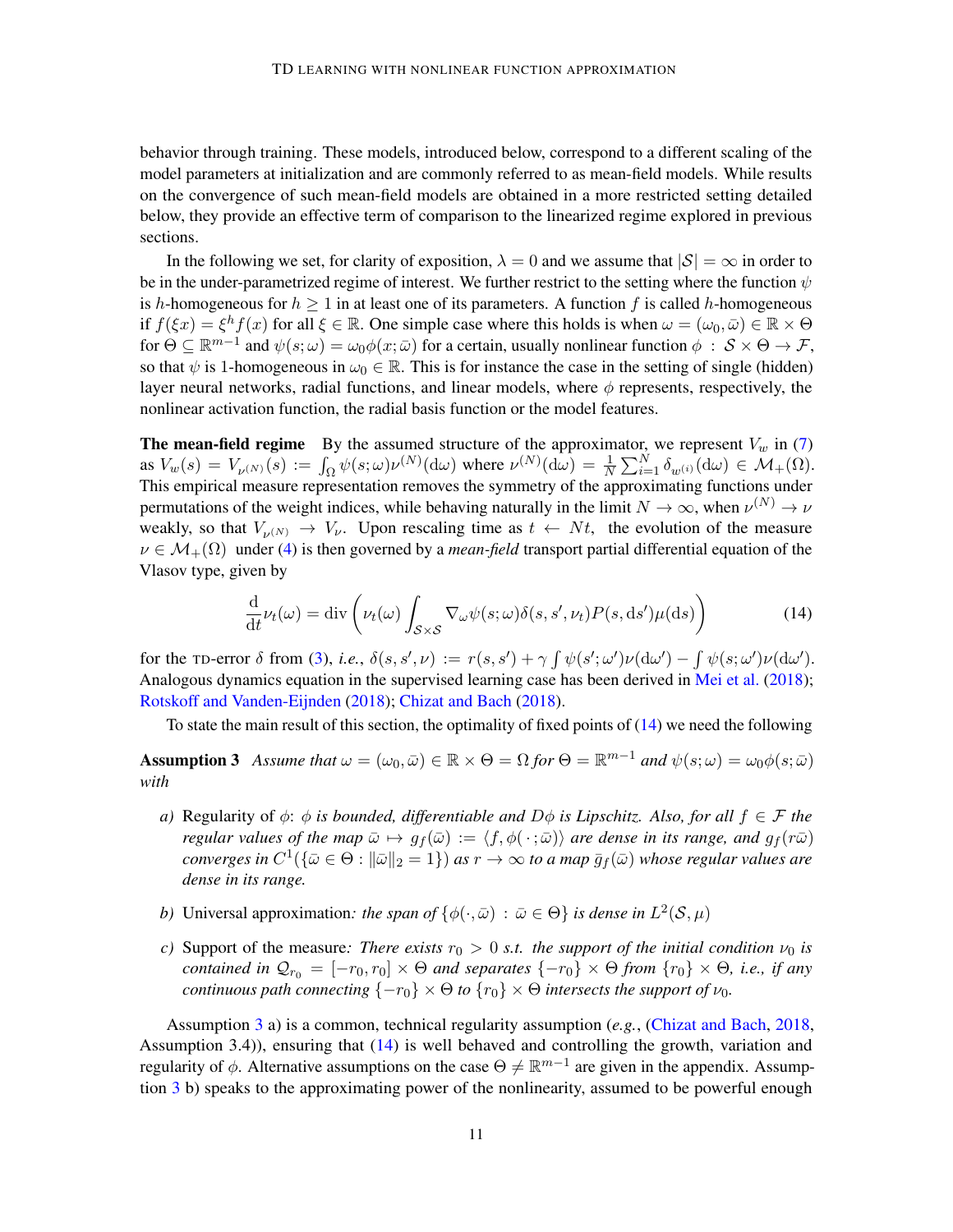behavior through training. These models, introduced below, correspond to a different scaling of the model parameters at initialization and are commonly referred to as mean-field models. While results on the convergence of such mean-field models are obtained in a more restricted setting detailed below, they provide an effective term of comparison to the linearized regime explored in previous sections.

In the following we set, for clarity of exposition, $\lambda = 0$ and we assume that $|\mathcal{S}| = \infty$ in order to be in the under-parametrized regime of interest. We further restrict to the setting where the function $\psi$ is $h$-homogeneous for $h \geq 1$ in at least one of its parameters. A function $f$ is called $h$-homogeneous if $f(\xi x) = \xi^h f(x)$ for all $\xi \in \mathbb{R}$. One simple case where this holds is when $\omega = (\omega_0, \bar{\omega}) \in \mathbb{R} \times \Theta$ for $\Theta \subseteq \mathbb{R}^{m-1}$ and $\psi(s; \omega) = \omega_0 \phi(x; \bar{\omega})$ for a certain, usually nonlinear function $\phi : \mathcal{S} \times \Theta \to \mathcal{F}$, so that $\psi$ is 1-homogeneous in $\omega_0 \in \mathbb{R}$. This is for instance the case in the setting of single (hidden) layer neural networks, radial functions, and linear models, where $\phi$ represents, respectively, the nonlinear activation function, the radial basis function or the model features.

**The mean-field regime** By the assumed structure of the approximator, we represent $V_w$ in (7) as $V_w(s) = V_{\nu^{(N)}}(s) := \int_\Omega \psi(s; \omega) \nu^{(N)}(\mathrm{d}\omega)$ where $\nu^{(N)}(\mathrm{d}\omega) = \frac{1}{N} \sum_{i=1}^N \delta_{w^{(i)}}(\mathrm{d}\omega) \in \mathcal{M}_+(\Omega)$. This empirical measure representation removes the symmetry of the approximating functions under permutations of the weight indices, while behaving naturally in the limit $N \to \infty$, when $\nu^{(N)} \to \nu$ weakly, so that $V_{\nu^{(N)}} \to V_\nu$. Upon rescaling time as $t \leftarrow Nt$, the evolution of the measure $\nu \in \mathcal{M}_+(\Omega)$ under (4) is then governed by a *mean-field* transport partial differential equation of the Vlasov type, given by

$$\frac{\mathrm{d}}{\mathrm{d}t} \nu_t(\omega) = \operatorname{div}\left( \nu_t(\omega) \int_{\mathcal{S} \times \mathcal{S}} \nabla_\omega \psi(s; \omega) \delta(s, s', \nu_t) P(s, \mathrm{d}s') \mu(\mathrm{d}s) \right) \tag{14}$$

for the TD-error $\delta$ from (3), *i.e.*, $\delta(s, s', \nu) := r(s, s') + \gamma \int \psi(s'; \omega') \nu(\mathrm{d}\omega') - \int \psi(s; \omega') \nu(\mathrm{d}\omega')$. Analogous dynamics equation in the supervised learning case has been derived in Mei et al. (2018); Rotskoff and Vanden-Eijnden (2018); Chizat and Bach (2018).

To state the main result of this section, the optimality of fixed points of (14) we need the following

**Assumption 3** *Assume that $\omega = (\omega_0, \bar{\omega}) \in \mathbb{R} \times \Theta = \Omega$ for $\Theta = \mathbb{R}^{m-1}$ and $\psi(s; \omega) = \omega_0 \phi(s; \bar{\omega})$ with*

*a)* Regularity of $\phi$: *$\phi$ is bounded, differentiable and $D\phi$ is Lipschitz. Also, for all $f \in \mathcal{F}$ the regular values of the map $\bar{\omega} \mapsto g_f(\bar{\omega}) := \langle f, \phi(\,\cdot\,; \bar{\omega}) \rangle$ are dense in its range, and $g_f(r\bar{\omega})$ converges in $C^1(\{\bar{\omega} \in \Theta : \|\bar{\omega}\|_2 = 1\})$ as $r \to \infty$ to a map $\bar{g}_f(\bar{\omega})$ whose regular values are dense in its range.*

*b)* Universal approximation*: the span of $\{\phi(\cdot, \bar{\omega}) : \bar{\omega} \in \Theta\}$ is dense in $L^2(\mathcal{S}, \mu)$*

*c)* Support of the measure*: There exists $r_0 > 0$ s.t. the support of the initial condition $\nu_0$ is contained in $\mathcal{Q}_{r_0} = [-r_0, r_0] \times \Theta$ and separates $\{-r_0\} \times \Theta$ from $\{r_0\} \times \Theta$, i.e., if any continuous path connecting $\{-r_0\} \times \Theta$ to $\{r_0\} \times \Theta$ intersects the support of $\nu_0$.*

Assumption 3 a) is a common, technical regularity assumption (*e.g.*, (Chizat and Bach, 2018, Assumption 3.4)), ensuring that (14) is well behaved and controlling the growth, variation and regularity of $\phi$. Alternative assumptions on the case $\Theta \neq \mathbb{R}^{m-1}$ are given in the appendix. Assumption 3 b) speaks to the approximating power of the nonlinearity, assumed to be powerful enough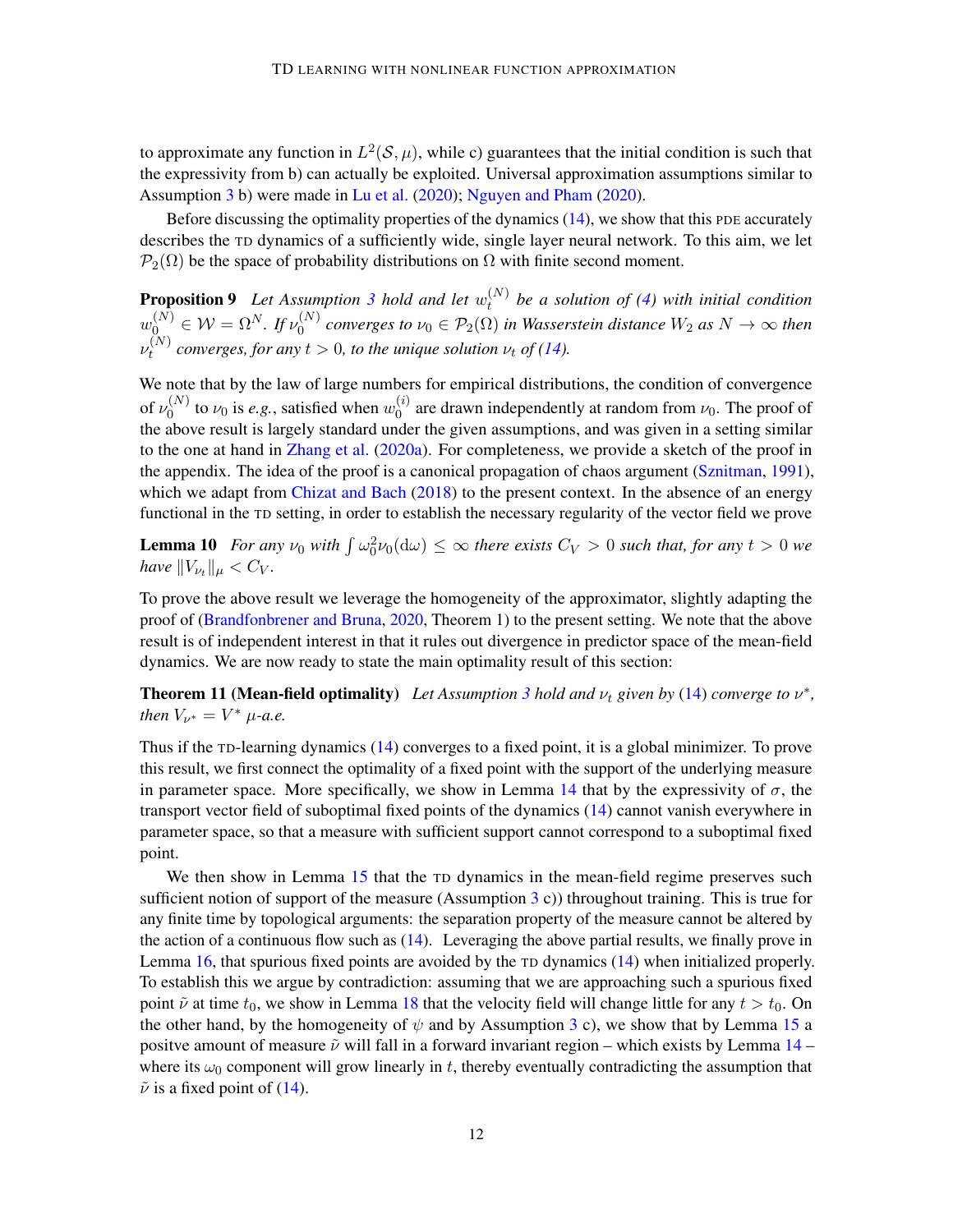to approximate any function in $L^2(\mathcal{S}, \mu)$, while c) guarantees that the initial condition is such that the expressivity from b) can actually be exploited. Universal approximation assumptions similar to Assumption 3 b) were made in Lu et al. (2020); Nguyen and Pham (2020).

Before discussing the optimality properties of the dynamics (14), we show that this PDE accurately describes the TD dynamics of a sufficiently wide, single layer neural network. To this aim, we let $\mathcal{P}_2(\Omega)$ be the space of probability distributions on $\Omega$ with finite second moment.

**Proposition 9** *Let Assumption 3 hold and let $w_t^{(N)}$ be a solution of (4) with initial condition $w_0^{(N)} \in \mathcal{W} = \Omega^N$. If $\nu_0^{(N)}$ converges to $\nu_0 \in \mathcal{P}_2(\Omega)$ in Wasserstein distance $W_2$ as $N \to \infty$ then $\nu_t^{(N)}$ converges, for any $t > 0$, to the unique solution $\nu_t$ of (14).*

We note that by the law of large numbers for empirical distributions, the condition of convergence of $\nu_0^{(N)}$ to $\nu_0$ is *e.g.*, satisfied when $w_0^{(i)}$ are drawn independently at random from $\nu_0$. The proof of the above result is largely standard under the given assumptions, and was given in a setting similar to the one at hand in Zhang et al. (2020a). For completeness, we provide a sketch of the proof in the appendix. The idea of the proof is a canonical propagation of chaos argument (Sznitman, 1991), which we adapt from Chizat and Bach (2018) to the present context. In the absence of an energy functional in the TD setting, in order to establish the necessary regularity of the vector field we prove

**Lemma 10** *For any $\nu_0$ with $\int \omega_0^2 \nu_0(\mathrm{d}\omega) \leq \infty$ there exists $C_V > 0$ such that, for any $t > 0$ we have $\|V_{\nu_t}\|_\mu < C_V$.*

To prove the above result we leverage the homogeneity of the approximator, slightly adapting the proof of (Brandfonbrener and Bruna, 2020, Theorem 1) to the present setting. We note that the above result is of independent interest in that it rules out divergence in predictor space of the mean-field dynamics. We are now ready to state the main optimality result of this section:

**Theorem 11 (Mean-field optimality)** *Let Assumption 3 hold and $\nu_t$ given by (14) converge to $\nu^*$, then $V_{\nu^*} = V^*$ $\mu$-a.e.*

Thus if the TD-learning dynamics (14) converges to a fixed point, it is a global minimizer. To prove this result, we first connect the optimality of a fixed point with the support of the underlying measure in parameter space. More specifically, we show in Lemma 14 that by the expressivity of $\sigma$, the transport vector field of suboptimal fixed points of the dynamics (14) cannot vanish everywhere in parameter space, so that a measure with sufficient support cannot correspond to a suboptimal fixed point.

We then show in Lemma 15 that the TD dynamics in the mean-field regime preserves such sufficient notion of support of the measure (Assumption 3 c)) throughout training. This is true for any finite time by topological arguments: the separation property of the measure cannot be altered by the action of a continuous flow such as (14). Leveraging the above partial results, we finally prove in Lemma 16, that spurious fixed points are avoided by the TD dynamics (14) when initialized properly. To establish this we argue by contradiction: assuming that we are approaching such a spurious fixed point $\tilde{\nu}$ at time $t_0$, we show in Lemma 18 that the velocity field will change little for any $t > t_0$. On the other hand, by the homogeneity of $\psi$ and by Assumption 3 c), we show that by Lemma 15 a positve amount of measure $\tilde{\nu}$ will fall in a forward invariant region – which exists by Lemma 14 – where its $\omega_0$ component will grow linearly in $t$, thereby eventually contradicting the assumption that $\tilde{\nu}$ is a fixed point of (14).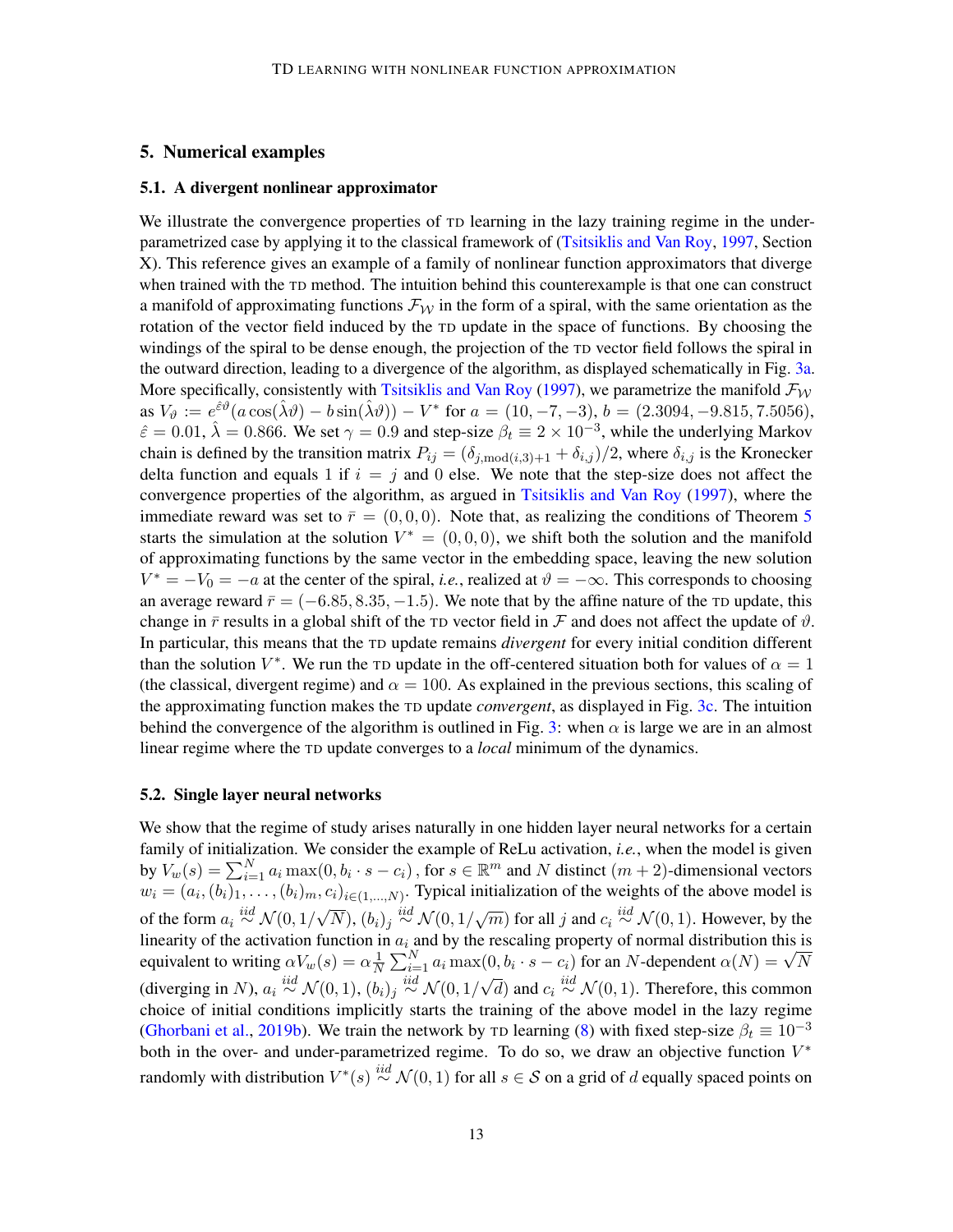## 5. Numerical examples

### 5.1. A divergent nonlinear approximator

We illustrate the convergence properties of TD learning in the lazy training regime in the under-parametrized case by applying it to the classical framework of (Tsitsiklis and Van Roy, 1997, Section X). This reference gives an example of a family of nonlinear function approximators that diverge when trained with the TD method. The intuition behind this counterexample is that one can construct a manifold of approximating functions $\mathcal{F}_{\mathcal{W}}$ in the form of a spiral, with the same orientation as the rotation of the vector field induced by the TD update in the space of functions. By choosing the windings of the spiral to be dense enough, the projection of the TD vector field follows the spiral in the outward direction, leading to a divergence of the algorithm, as displayed schematically in Fig. 3a. More specifically, consistently with Tsitsiklis and Van Roy (1997), we parametrize the manifold $\mathcal{F}_{\mathcal{W}}$ as $V_\vartheta := e^{\hat{\varepsilon}\vartheta}(a\cos(\hat{\lambda}\vartheta) - b\sin(\hat{\lambda}\vartheta)) - V^*$ for $a = (10, -7, -3)$, $b = (2.3094, -9.815, 7.5056)$, $\hat{\varepsilon} = 0.01$, $\hat{\lambda} = 0.866$. We set $\gamma = 0.9$ and step-size $\beta_t \equiv 2 \times 10^{-3}$, while the underlying Markov chain is defined by the transition matrix $P_{ij} = (\delta_{j,\mathrm{mod}(i,3)+1} + \delta_{i,j})/2$, where $\delta_{i,j}$ is the Kronecker delta function and equals 1 if $i = j$ and 0 else. We note that the step-size does not affect the convergence properties of the algorithm, as argued in Tsitsiklis and Van Roy (1997), where the immediate reward was set to $\bar{r} = (0, 0, 0)$. Note that, as realizing the conditions of Theorem 5 starts the simulation at the solution $V^* = (0, 0, 0)$, we shift both the solution and the manifold of approximating functions by the same vector in the embedding space, leaving the new solution $V^* = -V_0 = -a$ at the center of the spiral, *i.e.*, realized at $\vartheta = -\infty$. This corresponds to choosing an average reward $\bar{r} = (-6.85, 8.35, -1.5)$. We note that by the affine nature of the TD update, this change in $\bar{r}$ results in a global shift of the TD vector field in $\mathcal{F}$ and does not affect the update of $\vartheta$. In particular, this means that the TD update remains *divergent* for every initial condition different than the solution $V^*$. We run the TD update in the off-centered situation both for values of $\alpha = 1$ (the classical, divergent regime) and $\alpha = 100$. As explained in the previous sections, this scaling of the approximating function makes the TD update *convergent*, as displayed in Fig. 3c. The intuition behind the convergence of the algorithm is outlined in Fig. 3: when $\alpha$ is large we are in an almost linear regime where the TD update converges to a *local* minimum of the dynamics.

### 5.2. Single layer neural networks

We show that the regime of study arises naturally in one hidden layer neural networks for a certain family of initialization. We consider the example of ReLu activation, *i.e.*, when the model is given by $V_w(s) = \sum_{i=1}^N a_i \max(0, b_i \cdot s - c_i)$, for $s \in \mathbb{R}^m$ and $N$ distinct $(m+2)$-dimensional vectors $w_i = (a_i, (b_i)_1, \ldots, (b_i)_m, c_i)_{i\in(1,\ldots,N)}$. Typical initialization of the weights of the above model is of the form $a_i \overset{iid}{\sim} \mathcal{N}(0, 1/\sqrt{N})$, $(b_i)_j \overset{iid}{\sim} \mathcal{N}(0, 1/\sqrt{m})$ for all $j$ and $c_i \overset{iid}{\sim} \mathcal{N}(0, 1)$. However, by the linearity of the activation function in $a_i$ and by the rescaling property of normal distribution this is equivalent to writing $\alpha V_w(s) = \alpha \frac{1}{N}\sum_{i=1}^N a_i \max(0, b_i \cdot s - c_i)$ for an $N$-dependent $\alpha(N) = \sqrt{N}$ (diverging in $N$), $a_i \overset{iid}{\sim} \mathcal{N}(0, 1)$, $(b_i)_j \overset{iid}{\sim} \mathcal{N}(0, 1/\sqrt{d})$ and $c_i \overset{iid}{\sim} \mathcal{N}(0, 1)$. Therefore, this common choice of initial conditions implicitly starts the training of the above model in the lazy regime (Ghorbani et al., 2019b). We train the network by TD learning (8) with fixed step-size $\beta_t \equiv 10^{-3}$ both in the over- and under-parametrized regime. To do so, we draw an objective function $V^*$ randomly with distribution $V^*(s) \overset{iid}{\sim} \mathcal{N}(0, 1)$ for all $s \in \mathcal{S}$ on a grid of $d$ equally spaced points on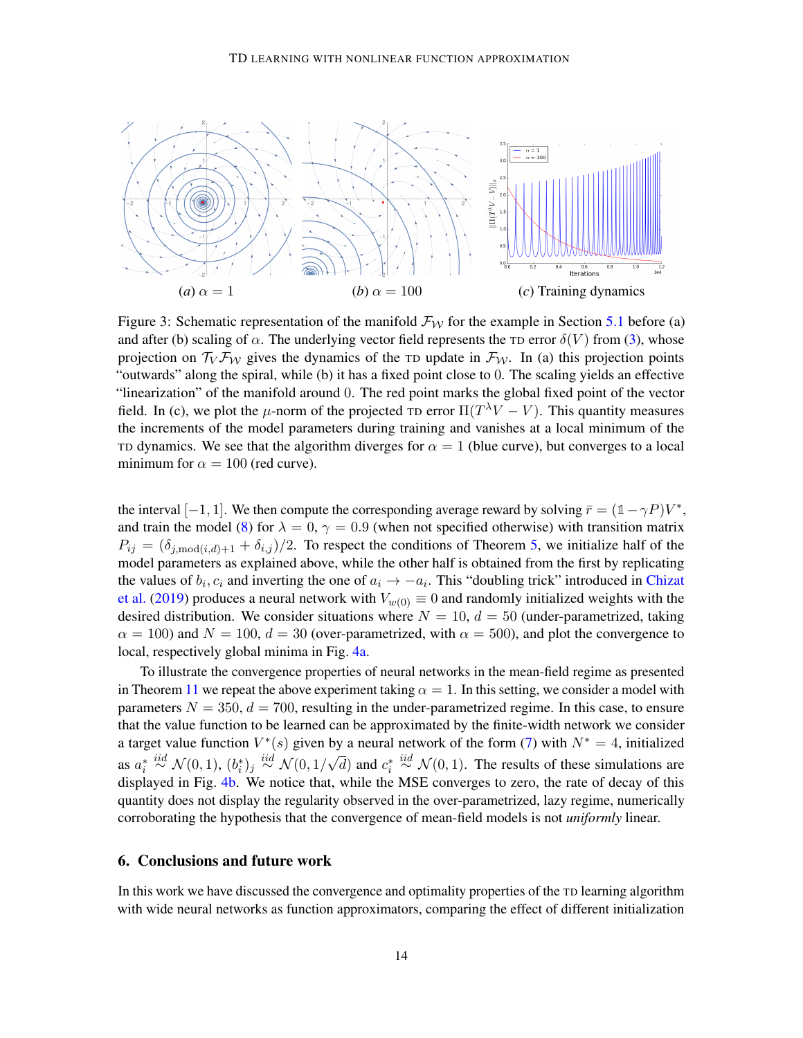(a) $\alpha = 1$ (b) $\alpha = 100$ (c) Training dynamics

Figure 3: Schematic representation of the manifold $\mathcal{F}_\mathcal{W}$ for the example in Section 5.1 before (a) and after (b) scaling of $\alpha$. The underlying vector field represents the TD error $\delta(V)$ from (3), whose projection on $\mathcal{T}_V\mathcal{F}_\mathcal{W}$ gives the dynamics of the TD update in $\mathcal{F}_\mathcal{W}$. In (a) this projection points "outwards" along the spiral, while (b) it has a fixed point close to 0. The scaling yields an effective "linearization" of the manifold around 0. The red point marks the global fixed point of the vector field. In (c), we plot the $\mu$-norm of the projected TD error $\Pi(T^\lambda V - V)$. This quantity measures the increments of the model parameters during training and vanishes at a local minimum of the TD dynamics. We see that the algorithm diverges for $\alpha = 1$ (blue curve), but converges to a local minimum for $\alpha = 100$ (red curve).

the interval $[-1, 1]$. We then compute the corresponding average reward by solving $\bar{r} = (\mathbb{1} - \gamma P)V^*$, and train the model (8) for $\lambda = 0$, $\gamma = 0.9$ (when not specified otherwise) with transition matrix $P_{ij} = (\delta_{j,\text{mod}(i,d)+1} + \delta_{i,j})/2$. To respect the conditions of Theorem 5, we initialize half of the model parameters as explained above, while the other half is obtained from the first by replicating the values of $b_i, c_i$ and inverting the one of $a_i \to -a_i$. This "doubling trick" introduced in Chizat et al. (2019) produces a neural network with $V_{w(0)} \equiv 0$ and randomly initialized weights with the desired distribution. We consider situations where $N = 10$, $d = 50$ (under-parametrized, taking $\alpha = 100$) and $N = 100$, $d = 30$ (over-parametrized, with $\alpha = 500$), and plot the convergence to local, respectively global minima in Fig. 4a.

To illustrate the convergence properties of neural networks in the mean-field regime as presented in Theorem 11 we repeat the above experiment taking $\alpha = 1$. In this setting, we consider a model with parameters $N = 350$, $d = 700$, resulting in the under-parametrized regime. In this case, to ensure that the value function to be learned can be approximated by the finite-width network we consider a target value function $V^*(s)$ given by a neural network of the form (7) with $N^* = 4$, initialized as $a_i^* \overset{iid}{\sim} \mathcal{N}(0, 1)$, $(b_i^*)_j \overset{iid}{\sim} \mathcal{N}(0, 1/\sqrt{d})$ and $c_i^* \overset{iid}{\sim} \mathcal{N}(0, 1)$. The results of these simulations are displayed in Fig. 4b. We notice that, while the MSE converges to zero, the rate of decay of this quantity does not display the regularity observed in the over-parametrized, lazy regime, numerically corroborating the hypothesis that the convergence of mean-field models is not *uniformly* linear.

## 6. Conclusions and future work

In this work we have discussed the convergence and optimality properties of the TD learning algorithm with wide neural networks as function approximators, comparing the effect of different initialization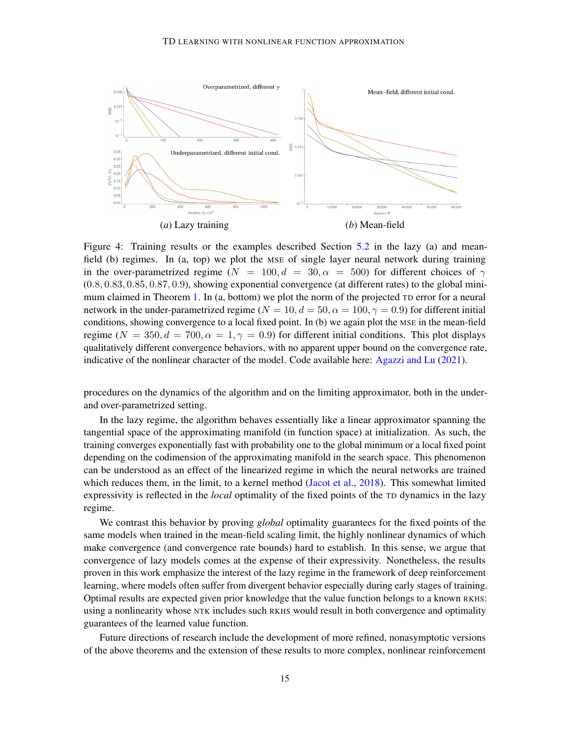(a) Lazy training

(b) Mean-field

Figure 4: Training results or the examples described Section 5.2 in the lazy (a) and mean-field (b) regimes. In (a, top) we plot the MSE of single layer neural network during training in the over-parametrized regime ($N = 100, d = 30, \alpha = 500$) for different choices of $\gamma$ ($0.8, 0.83, 0.85, 0.87, 0.9$), showing exponential convergence (at different rates) to the global minimum claimed in Theorem 1. In (a, bottom) we plot the norm of the projected TD error for a neural network in the under-parametrized regime ($N = 10, d = 50, \alpha = 100, \gamma = 0.9$) for different initial conditions, showing convergence to a local fixed point. In (b) we again plot the MSE in the mean-field regime ($N = 350, d = 700, \alpha = 1, \gamma = 0.9$) for different initial conditions. This plot displays qualitatively different convergence behaviors, with no apparent upper bound on the convergence rate, indicative of the nonlinear character of the model. Code available here: Agazzi and Lu (2021).

procedures on the dynamics of the algorithm and on the limiting approximator, both in the under- and over-parametrized setting.

In the lazy regime, the algorithm behaves essentially like a linear approximator spanning the tangential space of the approximating manifold (in function space) at initialization. As such, the training converges exponentially fast with probability one to the global minimum or a local fixed point depending on the codimension of the approximating manifold in the search space. This phenomenon can be understood as an effect of the linearized regime in which the neural networks are trained which reduces them, in the limit, to a kernel method (Jacot et al., 2018). This somewhat limited expressivity is reflected in the *local* optimality of the fixed points of the TD dynamics in the lazy regime.

We contrast this behavior by proving *global* optimality guarantees for the fixed points of the same models when trained in the mean-field scaling limit, the highly nonlinear dynamics of which make convergence (and convergence rate bounds) hard to establish. In this sense, we argue that convergence of lazy models comes at the expense of their expressivity. Nonetheless, the results proven in this work emphasize the interest of the lazy regime in the framework of deep reinforcement learning, where models often suffer from divergent behavior especially during early stages of training. Optimal results are expected given prior knowledge that the value function belongs to a known RKHS: using a nonlinearity whose NTK includes such RKHS would result in both convergence and optimality guarantees of the learned value function.

Future directions of research include the development of more refined, nonasymptotic versions of the above theorems and the extension of these results to more complex, nonlinear reinforcement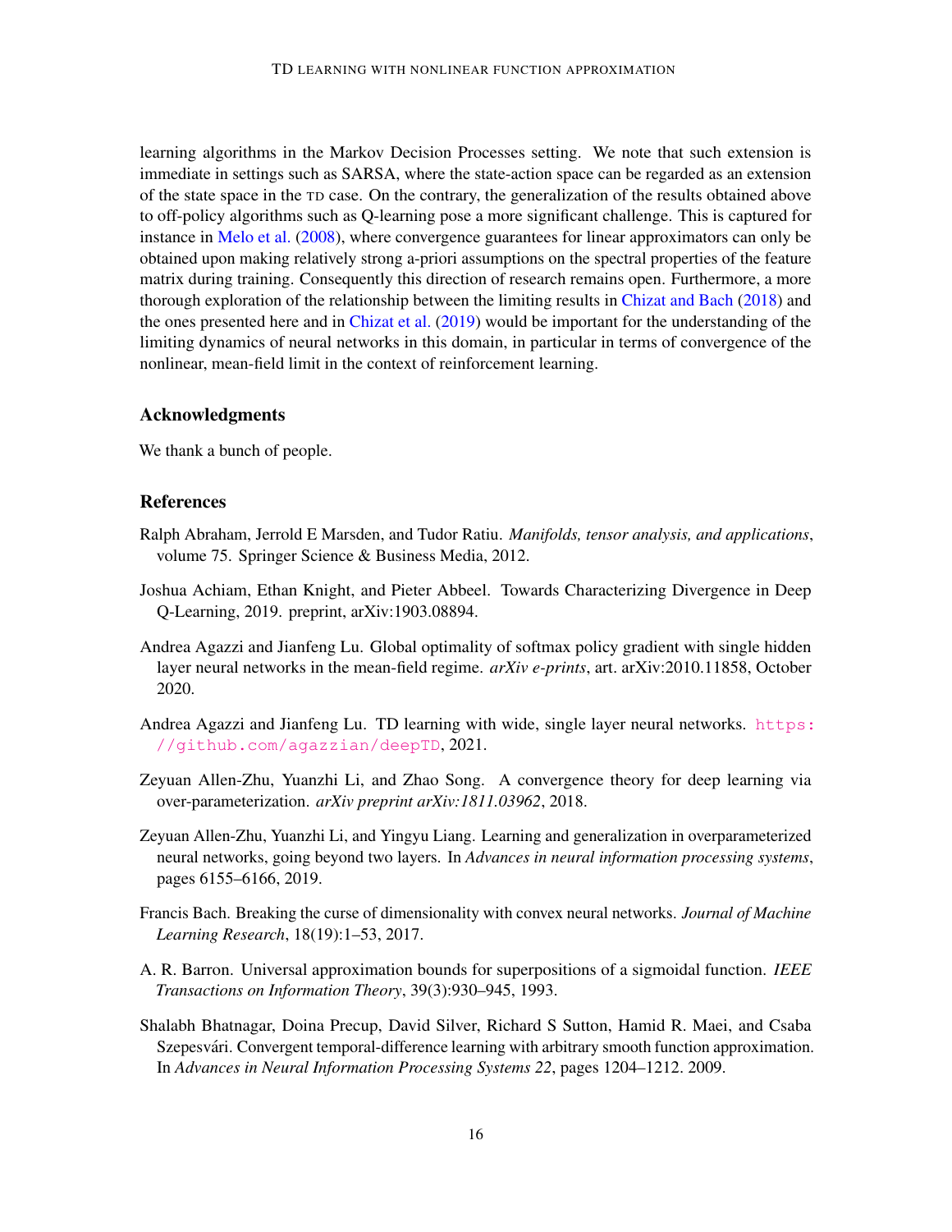learning algorithms in the Markov Decision Processes setting. We note that such extension is immediate in settings such as SARSA, where the state-action space can be regarded as an extension of the state space in the TD case. On the contrary, the generalization of the results obtained above to off-policy algorithms such as Q-learning pose a more significant challenge. This is captured for instance in Melo et al. (2008), where convergence guarantees for linear approximators can only be obtained upon making relatively strong a-priori assumptions on the spectral properties of the feature matrix during training. Consequently this direction of research remains open. Furthermore, a more thorough exploration of the relationship between the limiting results in Chizat and Bach (2018) and the ones presented here and in Chizat et al. (2019) would be important for the understanding of the limiting dynamics of neural networks in this domain, in particular in terms of convergence of the nonlinear, mean-field limit in the context of reinforcement learning.

## Acknowledgments

We thank a bunch of people.

## References

Ralph Abraham, Jerrold E Marsden, and Tudor Ratiu. *Manifolds, tensor analysis, and applications*, volume 75. Springer Science & Business Media, 2012.

Joshua Achiam, Ethan Knight, and Pieter Abbeel. Towards Characterizing Divergence in Deep Q-Learning, 2019. preprint, arXiv:1903.08894.

Andrea Agazzi and Jianfeng Lu. Global optimality of softmax policy gradient with single hidden layer neural networks in the mean-field regime. *arXiv e-prints*, art. arXiv:2010.11858, October 2020.

Andrea Agazzi and Jianfeng Lu. TD learning with wide, single layer neural networks. https://github.com/agazzian/deepTD, 2021.

Zeyuan Allen-Zhu, Yuanzhi Li, and Zhao Song. A convergence theory for deep learning via over-parameterization. *arXiv preprint arXiv:1811.03962*, 2018.

Zeyuan Allen-Zhu, Yuanzhi Li, and Yingyu Liang. Learning and generalization in overparameterized neural networks, going beyond two layers. In *Advances in neural information processing systems*, pages 6155–6166, 2019.

Francis Bach. Breaking the curse of dimensionality with convex neural networks. *Journal of Machine Learning Research*, 18(19):1–53, 2017.

A. R. Barron. Universal approximation bounds for superpositions of a sigmoidal function. *IEEE Transactions on Information Theory*, 39(3):930–945, 1993.

Shalabh Bhatnagar, Doina Precup, David Silver, Richard S Sutton, Hamid R. Maei, and Csaba Szepesvári. Convergent temporal-difference learning with arbitrary smooth function approximation. In *Advances in Neural Information Processing Systems 22*, pages 1204–1212. 2009.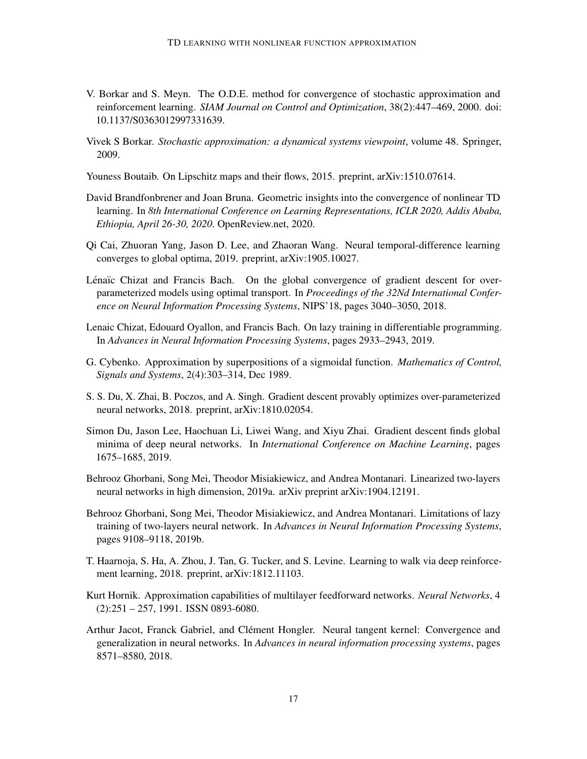V. Borkar and S. Meyn. The O.D.E. method for convergence of stochastic approximation and reinforcement learning. *SIAM Journal on Control and Optimization*, 38(2):447–469, 2000. doi: 10.1137/S0363012997331639.

Vivek S Borkar. *Stochastic approximation: a dynamical systems viewpoint*, volume 48. Springer, 2009.

Youness Boutaib. On Lipschitz maps and their flows, 2015. preprint, arXiv:1510.07614.

David Brandfonbrener and Joan Bruna. Geometric insights into the convergence of nonlinear TD learning. In *8th International Conference on Learning Representations, ICLR 2020, Addis Ababa, Ethiopia, April 26-30, 2020*. OpenReview.net, 2020.

Qi Cai, Zhuoran Yang, Jason D. Lee, and Zhaoran Wang. Neural temporal-difference learning converges to global optima, 2019. preprint, arXiv:1905.10027.

Lénaïc Chizat and Francis Bach. On the global convergence of gradient descent for over-parameterized models using optimal transport. In *Proceedings of the 32Nd International Conference on Neural Information Processing Systems*, NIPS'18, pages 3040–3050, 2018.

Lenaic Chizat, Edouard Oyallon, and Francis Bach. On lazy training in differentiable programming. In *Advances in Neural Information Processing Systems*, pages 2933–2943, 2019.

G. Cybenko. Approximation by superpositions of a sigmoidal function. *Mathematics of Control, Signals and Systems*, 2(4):303–314, Dec 1989.

S. S. Du, X. Zhai, B. Poczos, and A. Singh. Gradient descent provably optimizes over-parameterized neural networks, 2018. preprint, arXiv:1810.02054.

Simon Du, Jason Lee, Haochuan Li, Liwei Wang, and Xiyu Zhai. Gradient descent finds global minima of deep neural networks. In *International Conference on Machine Learning*, pages 1675–1685, 2019.

Behrooz Ghorbani, Song Mei, Theodor Misiakiewicz, and Andrea Montanari. Linearized two-layers neural networks in high dimension, 2019a. arXiv preprint arXiv:1904.12191.

Behrooz Ghorbani, Song Mei, Theodor Misiakiewicz, and Andrea Montanari. Limitations of lazy training of two-layers neural network. In *Advances in Neural Information Processing Systems*, pages 9108–9118, 2019b.

T. Haarnoja, S. Ha, A. Zhou, J. Tan, G. Tucker, and S. Levine. Learning to walk via deep reinforcement learning, 2018. preprint, arXiv:1812.11103.

Kurt Hornik. Approximation capabilities of multilayer feedforward networks. *Neural Networks*, 4 (2):251 – 257, 1991. ISSN 0893-6080.

Arthur Jacot, Franck Gabriel, and Clément Hongler. Neural tangent kernel: Convergence and generalization in neural networks. In *Advances in neural information processing systems*, pages 8571–8580, 2018.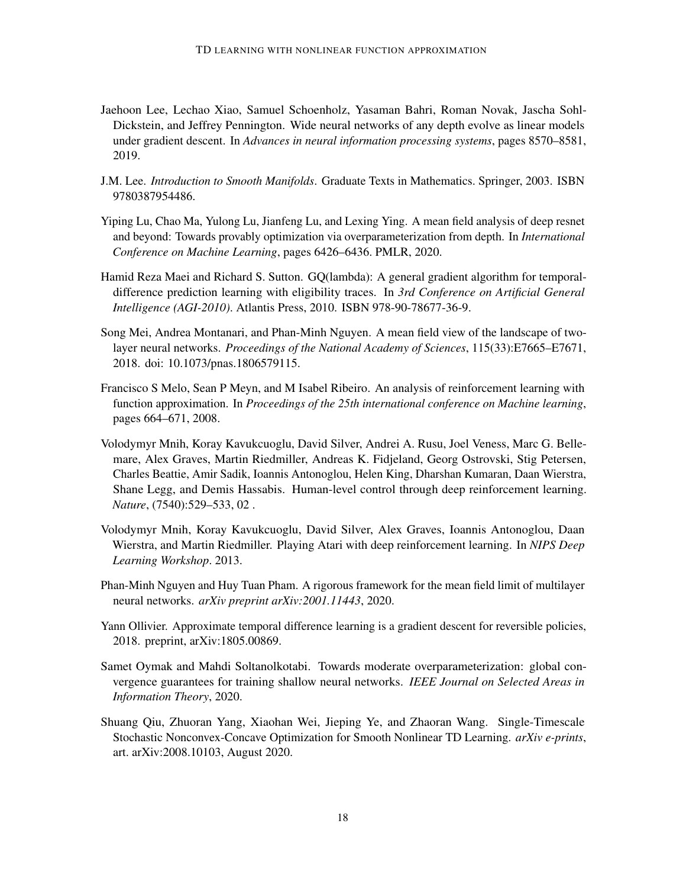Jaehoon Lee, Lechao Xiao, Samuel Schoenholz, Yasaman Bahri, Roman Novak, Jascha Sohl-Dickstein, and Jeffrey Pennington. Wide neural networks of any depth evolve as linear models under gradient descent. In *Advances in neural information processing systems*, pages 8570–8581, 2019.

J.M. Lee. *Introduction to Smooth Manifolds*. Graduate Texts in Mathematics. Springer, 2003. ISBN 9780387954486.

Yiping Lu, Chao Ma, Yulong Lu, Jianfeng Lu, and Lexing Ying. A mean field analysis of deep resnet and beyond: Towards provably optimization via overparameterization from depth. In *International Conference on Machine Learning*, pages 6426–6436. PMLR, 2020.

Hamid Reza Maei and Richard S. Sutton. GQ(lambda): A general gradient algorithm for temporal-difference prediction learning with eligibility traces. In *3rd Conference on Artificial General Intelligence (AGI-2010)*. Atlantis Press, 2010. ISBN 978-90-78677-36-9.

Song Mei, Andrea Montanari, and Phan-Minh Nguyen. A mean field view of the landscape of two-layer neural networks. *Proceedings of the National Academy of Sciences*, 115(33):E7665–E7671, 2018. doi: 10.1073/pnas.1806579115.

Francisco S Melo, Sean P Meyn, and M Isabel Ribeiro. An analysis of reinforcement learning with function approximation. In *Proceedings of the 25th international conference on Machine learning*, pages 664–671, 2008.

Volodymyr Mnih, Koray Kavukcuoglu, David Silver, Andrei A. Rusu, Joel Veness, Marc G. Bellemare, Alex Graves, Martin Riedmiller, Andreas K. Fidjeland, Georg Ostrovski, Stig Petersen, Charles Beattie, Amir Sadik, Ioannis Antonoglou, Helen King, Dharshan Kumaran, Daan Wierstra, Shane Legg, and Demis Hassabis. Human-level control through deep reinforcement learning. *Nature*, (7540):529–533, 02 .

Volodymyr Mnih, Koray Kavukcuoglu, David Silver, Alex Graves, Ioannis Antonoglou, Daan Wierstra, and Martin Riedmiller. Playing Atari with deep reinforcement learning. In *NIPS Deep Learning Workshop*. 2013.

Phan-Minh Nguyen and Huy Tuan Pham. A rigorous framework for the mean field limit of multilayer neural networks. *arXiv preprint arXiv:2001.11443*, 2020.

Yann Ollivier. Approximate temporal difference learning is a gradient descent for reversible policies, 2018. preprint, arXiv:1805.00869.

Samet Oymak and Mahdi Soltanolkotabi. Towards moderate overparameterization: global convergence guarantees for training shallow neural networks. *IEEE Journal on Selected Areas in Information Theory*, 2020.

Shuang Qiu, Zhuoran Yang, Xiaohan Wei, Jieping Ye, and Zhaoran Wang. Single-Timescale Stochastic Nonconvex-Concave Optimization for Smooth Nonlinear TD Learning. *arXiv e-prints*, art. arXiv:2008.10103, August 2020.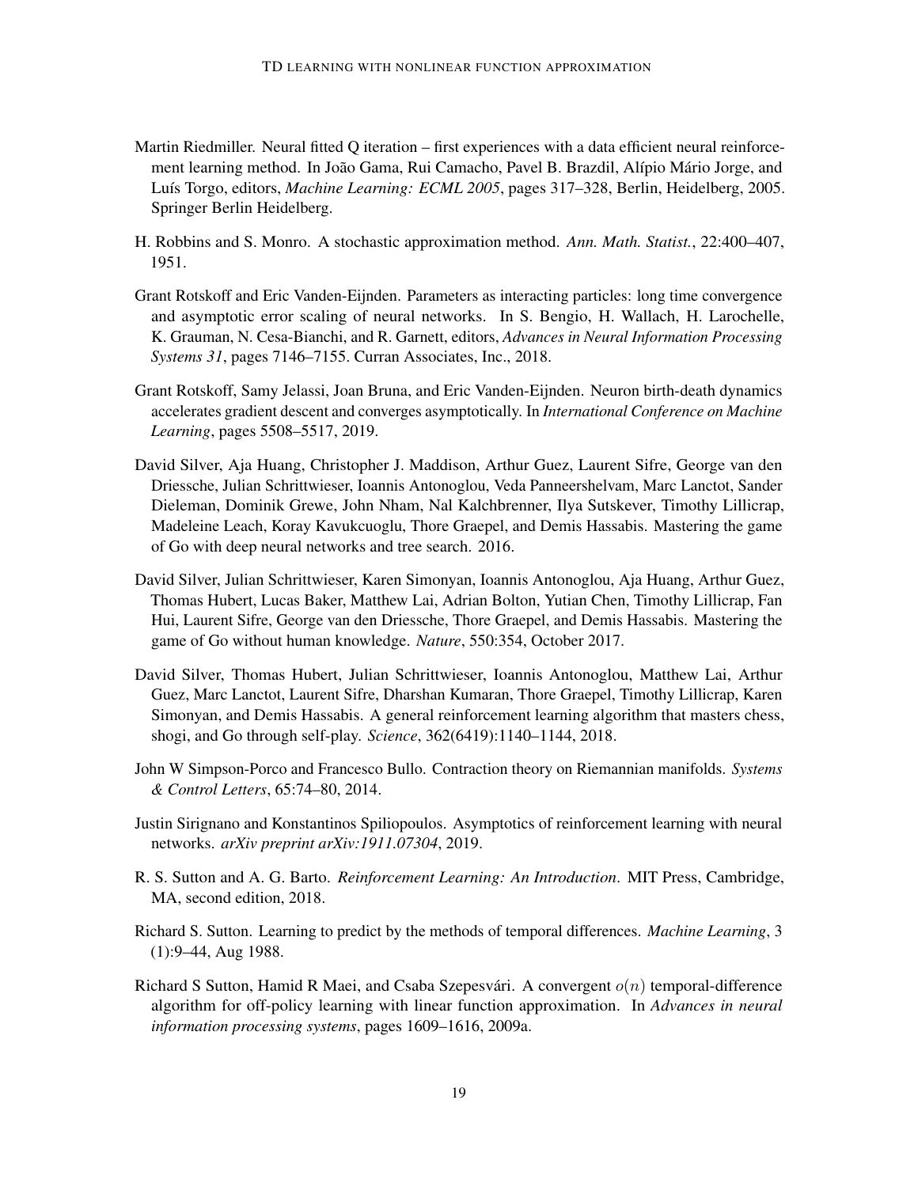Martin Riedmiller. Neural fitted Q iteration – first experiences with a data efficient neural reinforcement learning method. In João Gama, Rui Camacho, Pavel B. Brazdil, Alípio Mário Jorge, and Luís Torgo, editors, *Machine Learning: ECML 2005*, pages 317–328, Berlin, Heidelberg, 2005. Springer Berlin Heidelberg.

H. Robbins and S. Monro. A stochastic approximation method. *Ann. Math. Statist.*, 22:400–407, 1951.

Grant Rotskoff and Eric Vanden-Eijnden. Parameters as interacting particles: long time convergence and asymptotic error scaling of neural networks. In S. Bengio, H. Wallach, H. Larochelle, K. Grauman, N. Cesa-Bianchi, and R. Garnett, editors, *Advances in Neural Information Processing Systems 31*, pages 7146–7155. Curran Associates, Inc., 2018.

Grant Rotskoff, Samy Jelassi, Joan Bruna, and Eric Vanden-Eijnden. Neuron birth-death dynamics accelerates gradient descent and converges asymptotically. In *International Conference on Machine Learning*, pages 5508–5517, 2019.

David Silver, Aja Huang, Christopher J. Maddison, Arthur Guez, Laurent Sifre, George van den Driessche, Julian Schrittwieser, Ioannis Antonoglou, Veda Panneershelvam, Marc Lanctot, Sander Dieleman, Dominik Grewe, John Nham, Nal Kalchbrenner, Ilya Sutskever, Timothy Lillicrap, Madeleine Leach, Koray Kavukcuoglu, Thore Graepel, and Demis Hassabis. Mastering the game of Go with deep neural networks and tree search. 2016.

David Silver, Julian Schrittwieser, Karen Simonyan, Ioannis Antonoglou, Aja Huang, Arthur Guez, Thomas Hubert, Lucas Baker, Matthew Lai, Adrian Bolton, Yutian Chen, Timothy Lillicrap, Fan Hui, Laurent Sifre, George van den Driessche, Thore Graepel, and Demis Hassabis. Mastering the game of Go without human knowledge. *Nature*, 550:354, October 2017.

David Silver, Thomas Hubert, Julian Schrittwieser, Ioannis Antonoglou, Matthew Lai, Arthur Guez, Marc Lanctot, Laurent Sifre, Dharshan Kumaran, Thore Graepel, Timothy Lillicrap, Karen Simonyan, and Demis Hassabis. A general reinforcement learning algorithm that masters chess, shogi, and Go through self-play. *Science*, 362(6419):1140–1144, 2018.

John W Simpson-Porco and Francesco Bullo. Contraction theory on Riemannian manifolds. *Systems & Control Letters*, 65:74–80, 2014.

Justin Sirignano and Konstantinos Spiliopoulos. Asymptotics of reinforcement learning with neural networks. *arXiv preprint arXiv:1911.07304*, 2019.

R. S. Sutton and A. G. Barto. *Reinforcement Learning: An Introduction*. MIT Press, Cambridge, MA, second edition, 2018.

Richard S. Sutton. Learning to predict by the methods of temporal differences. *Machine Learning*, 3 (1):9–44, Aug 1988.

Richard S Sutton, Hamid R Maei, and Csaba Szepesvári. A convergent $o(n)$ temporal-difference algorithm for off-policy learning with linear function approximation. In *Advances in neural information processing systems*, pages 1609–1616, 2009a.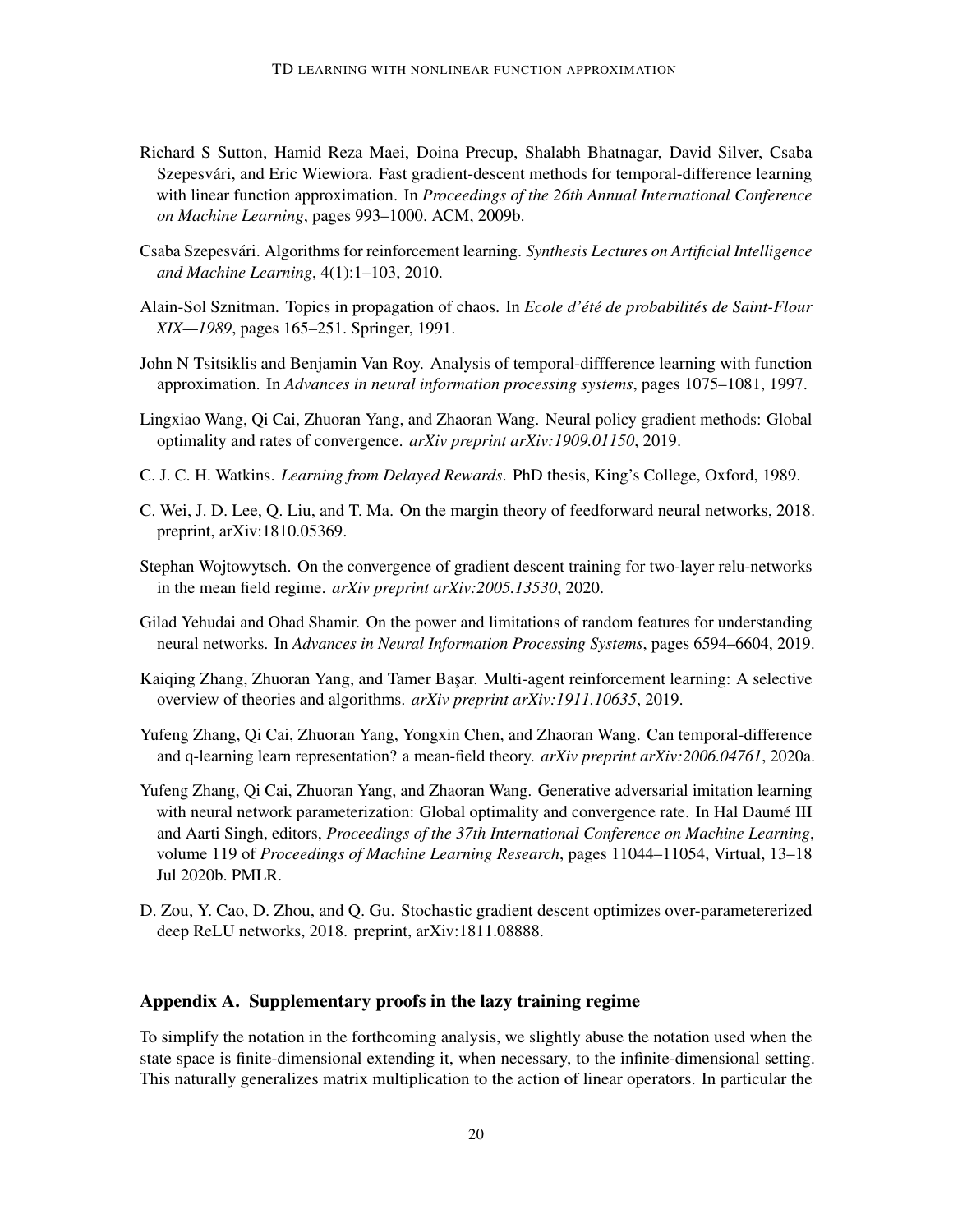Richard S Sutton, Hamid Reza Maei, Doina Precup, Shalabh Bhatnagar, David Silver, Csaba Szepesvári, and Eric Wiewiora. Fast gradient-descent methods for temporal-difference learning with linear function approximation. In *Proceedings of the 26th Annual International Conference on Machine Learning*, pages 993–1000. ACM, 2009b.

Csaba Szepesvári. Algorithms for reinforcement learning. *Synthesis Lectures on Artificial Intelligence and Machine Learning*, 4(1):1–103, 2010.

Alain-Sol Sznitman. Topics in propagation of chaos. In *Ecole d'été de probabilités de Saint-Flour XIX—1989*, pages 165–251. Springer, 1991.

John N Tsitsiklis and Benjamin Van Roy. Analysis of temporal-diffference learning with function approximation. In *Advances in neural information processing systems*, pages 1075–1081, 1997.

Lingxiao Wang, Qi Cai, Zhuoran Yang, and Zhaoran Wang. Neural policy gradient methods: Global optimality and rates of convergence. *arXiv preprint arXiv:1909.01150*, 2019.

C. J. C. H. Watkins. *Learning from Delayed Rewards*. PhD thesis, King's College, Oxford, 1989.

C. Wei, J. D. Lee, Q. Liu, and T. Ma. On the margin theory of feedforward neural networks, 2018. preprint, arXiv:1810.05369.

Stephan Wojtowytsch. On the convergence of gradient descent training for two-layer relu-networks in the mean field regime. *arXiv preprint arXiv:2005.13530*, 2020.

Gilad Yehudai and Ohad Shamir. On the power and limitations of random features for understanding neural networks. In *Advances in Neural Information Processing Systems*, pages 6594–6604, 2019.

Kaiqing Zhang, Zhuoran Yang, and Tamer Başar. Multi-agent reinforcement learning: A selective overview of theories and algorithms. *arXiv preprint arXiv:1911.10635*, 2019.

Yufeng Zhang, Qi Cai, Zhuoran Yang, Yongxin Chen, and Zhaoran Wang. Can temporal-difference and q-learning learn representation? a mean-field theory. *arXiv preprint arXiv:2006.04761*, 2020a.

Yufeng Zhang, Qi Cai, Zhuoran Yang, and Zhaoran Wang. Generative adversarial imitation learning with neural network parameterization: Global optimality and convergence rate. In Hal Daumé III and Aarti Singh, editors, *Proceedings of the 37th International Conference on Machine Learning*, volume 119 of *Proceedings of Machine Learning Research*, pages 11044–11054, Virtual, 13–18 Jul 2020b. PMLR.

D. Zou, Y. Cao, D. Zhou, and Q. Gu. Stochastic gradient descent optimizes over-parametererized deep ReLU networks, 2018. preprint, arXiv:1811.08888.

## Appendix A. Supplementary proofs in the lazy training regime

To simplify the notation in the forthcoming analysis, we slightly abuse the notation used when the state space is finite-dimensional extending it, when necessary, to the infinite-dimensional setting. This naturally generalizes matrix multiplication to the action of linear operators. In particular the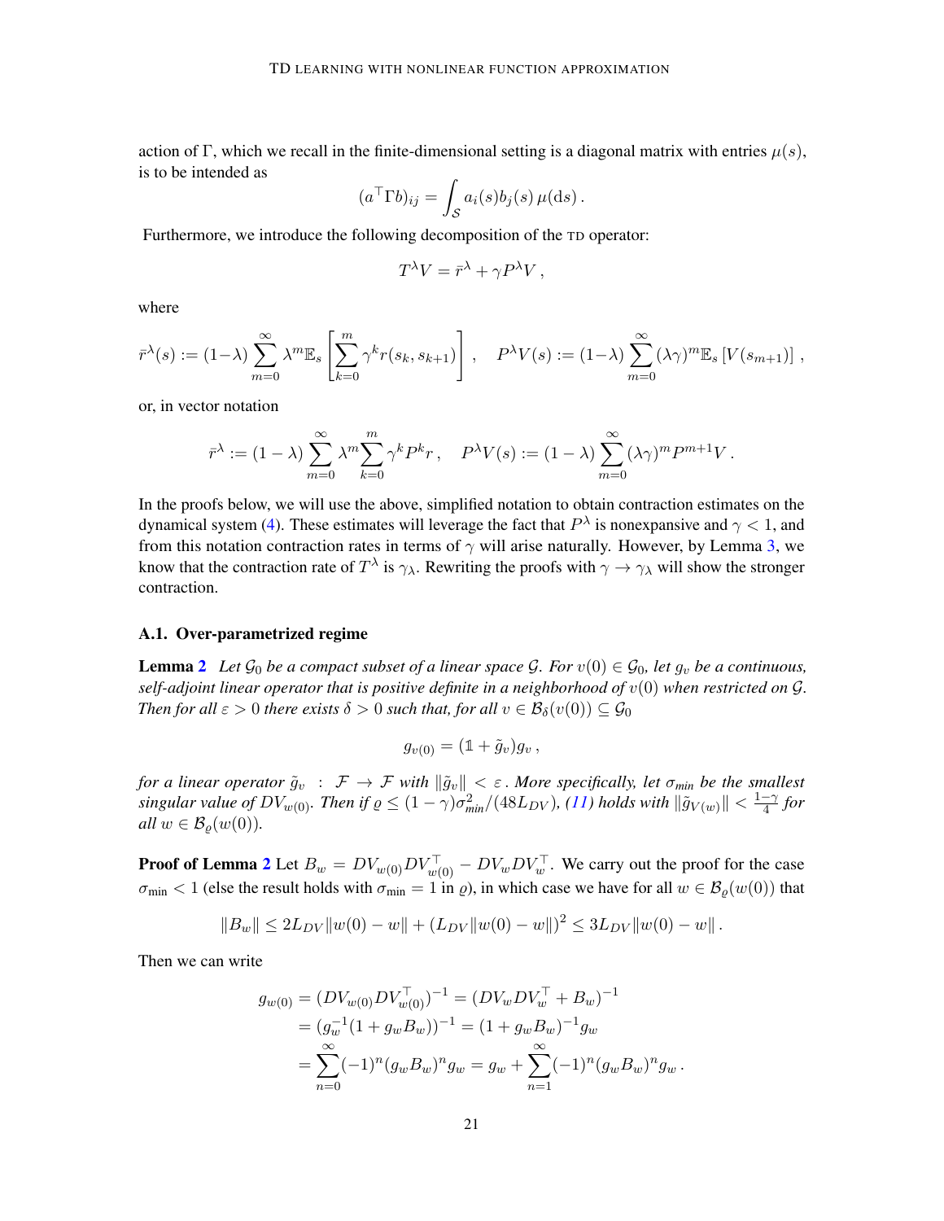action of $\Gamma$, which we recall in the finite-dimensional setting is a diagonal matrix with entries $\mu(s)$, is to be intended as

$$(a^\top \Gamma b)_{ij} = \int_{\mathcal{S}} a_i(s) b_j(s)\, \mu(\mathrm{d}s)\,.$$

Furthermore, we introduce the following decomposition of the TD operator:

$$T^\lambda V = \bar{r}^\lambda + \gamma P^\lambda V\,,$$

where

$$\bar{r}^\lambda(s) := (1-\lambda) \sum_{m=0}^{\infty} \lambda^m \mathbb{E}_s \left[ \sum_{k=0}^{m} \gamma^k r(s_k, s_{k+1}) \right], \quad P^\lambda V(s) := (1-\lambda) \sum_{m=0}^{\infty} (\lambda\gamma)^m \mathbb{E}_s \left[ V(s_{m+1}) \right],$$

or, in vector notation

$$\bar{r}^\lambda := (1-\lambda) \sum_{m=0}^{\infty} \lambda^m \sum_{k=0}^{m} \gamma^k P^k r\,, \quad P^\lambda V(s) := (1-\lambda) \sum_{m=0}^{\infty} (\lambda\gamma)^m P^{m+1} V\,.$$

In the proofs below, we will use the above, simplified notation to obtain contraction estimates on the dynamical system (4). These estimates will leverage the fact that $P^\lambda$ is nonexpansive and $\gamma < 1$, and from this notation contraction rates in terms of $\gamma$ will arise naturally. However, by Lemma 3, we know that the contraction rate of $T^\lambda$ is $\gamma_\lambda$. Rewriting the proofs with $\gamma \to \gamma_\lambda$ will show the stronger contraction.

### A.1. Over-parametrized regime

**Lemma 2** *Let $\mathcal{G}_0$ be a compact subset of a linear space $\mathcal{G}$. For $v(0) \in \mathcal{G}_0$, let $g_v$ be a continuous, self-adjoint linear operator that is positive definite in a neighborhood of $v(0)$ when restricted on $\mathcal{G}$. Then for all $\varepsilon > 0$ there exists $\delta > 0$ such that, for all $v \in \mathcal{B}_\delta(v(0)) \subseteq \mathcal{G}_0$*

$$g_{v(0)} = (\mathbb{1} + \tilde{g}_v) g_v\,,$$

*for a linear operator $\tilde{g}_v \;:\; \mathcal{F} \to \mathcal{F}$ with $\|\tilde{g}_v\| < \varepsilon$. More specifically, let $\sigma_{min}$ be the smallest singular value of $DV_{w(0)}$. Then if $\varrho \le (1-\gamma)\sigma_{min}^2/(48 L_{DV})$, (11) holds with $\|\tilde{g}_{V(w)}\| < \frac{1-\gamma}{4}$ for all $w \in \mathcal{B}_\varrho(w(0))$.*

**Proof of Lemma 2** Let $B_w = DV_{w(0)} DV_{w(0)}^\top - DV_w DV_w^\top$. We carry out the proof for the case $\sigma_{\min} < 1$ (else the result holds with $\sigma_{\min} = 1$ in $\varrho$), in which case we have for all $w \in \mathcal{B}_\varrho(w(0))$ that

$$\|B_w\| \le 2L_{DV}\|w(0) - w\| + (L_{DV}\|w(0) - w\|)^2 \le 3L_{DV}\|w(0) - w\|\,.$$

Then we can write

$$\begin{aligned}
g_{w(0)} &= (DV_{w(0)} DV_{w(0)}^\top)^{-1} = (DV_w DV_w^\top + B_w)^{-1} \\
&= (g_w^{-1}(1 + g_w B_w))^{-1} = (1 + g_w B_w)^{-1} g_w \\
&= \sum_{n=0}^{\infty} (-1)^n (g_w B_w)^n g_w = g_w + \sum_{n=1}^{\infty} (-1)^n (g_w B_w)^n g_w\,.
\end{aligned}$$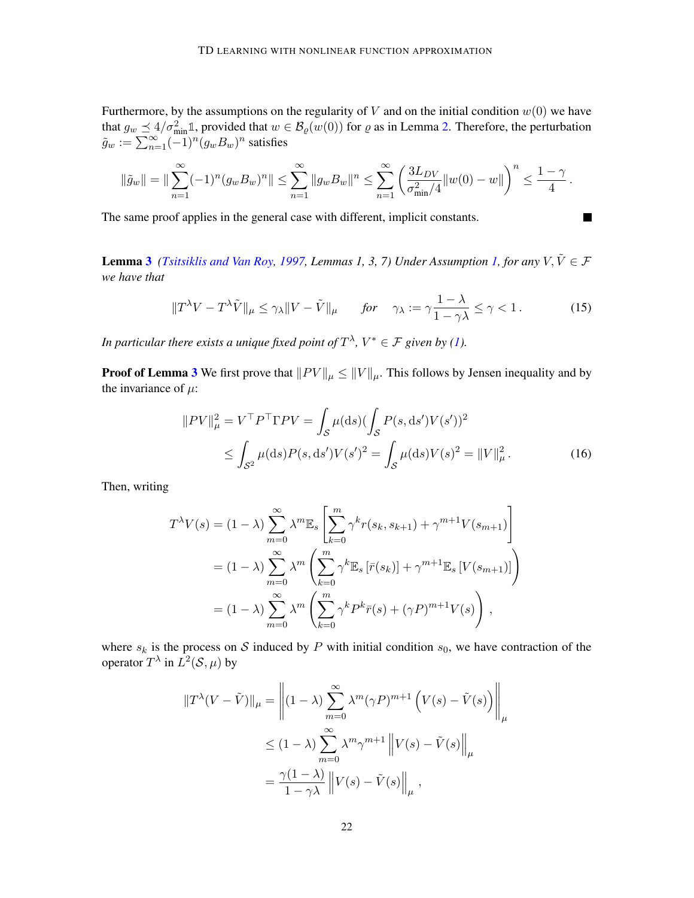Furthermore, by the assumptions on the regularity of $V$ and on the initial condition $w(0)$ we have that $g_w \preceq 4/\sigma_{\min}^2 \mathbb{1}$, provided that $w \in \mathcal{B}_\varrho(w(0))$ for $\varrho$ as in Lemma 2. Therefore, the perturbation $\tilde{g}_w := \sum_{n=1}^\infty (-1)^n (g_w B_w)^n$ satisfies

$$
\|\tilde{g}_w\| = \|\sum_{n=1}^\infty (-1)^n (g_w B_w)^n\| \le \sum_{n=1}^\infty \|g_w B_w\|^n \le \sum_{n=1}^\infty \left(\frac{3L_{DV}}{\sigma_{\min}^2/4}\|w(0) - w\|\right)^n \le \frac{1-\gamma}{4}.
$$

The same proof applies in the general case with different, implicit constants. ■

**Lemma 3** *(Tsitsiklis and Van Roy, 1997, Lemmas 1, 3, 7) Under Assumption 1, for any $V, \tilde{V} \in \mathcal{F}$ we have that*

$$
\|T^\lambda V - T^\lambda \tilde{V}\|_\mu \le \gamma_\lambda \|V - \tilde{V}\|_\mu \qquad \text{for} \quad \gamma_\lambda := \gamma \frac{1-\lambda}{1-\gamma\lambda} \le \gamma < 1. \tag{15}
$$

*In particular there exists a unique fixed point of $T^\lambda$, $V^* \in \mathcal{F}$ given by (1).*

**Proof of Lemma 3** We first prove that $\|PV\|_\mu \le \|V\|_\mu$. This follows by Jensen inequality and by the invariance of $\mu$:

$$
\begin{aligned}
\|PV\|_\mu^2 = V^\top P^\top \Gamma P V &= \int_{\mathcal{S}} \mu(\mathrm{d}s) (\int_{\mathcal{S}} P(s, \mathrm{d}s') V(s'))^2 \\
&\le \int_{\mathcal{S}^2} \mu(\mathrm{d}s) P(s, \mathrm{d}s') V(s')^2 = \int_{\mathcal{S}} \mu(\mathrm{d}s) V(s)^2 = \|V\|_\mu^2.
\end{aligned} \tag{16}
$$

Then, writing

$$
\begin{aligned}
T^\lambda V(s) &= (1-\lambda) \sum_{m=0}^\infty \lambda^m \mathbb{E}_s \left[ \sum_{k=0}^m \gamma^k r(s_k, s_{k+1}) + \gamma^{m+1} V(s_{m+1}) \right] \\
&= (1-\lambda) \sum_{m=0}^\infty \lambda^m \left( \sum_{k=0}^m \gamma^k \mathbb{E}_s \left[\bar{r}(s_k)\right] + \gamma^{m+1} \mathbb{E}_s \left[V(s_{m+1})\right] \right) \\
&= (1-\lambda) \sum_{m=0}^\infty \lambda^m \left( \sum_{k=0}^m \gamma^k P^k \bar{r}(s) + (\gamma P)^{m+1} V(s) \right),
\end{aligned}
$$

where $s_k$ is the process on $\mathcal{S}$ induced by $P$ with initial condition $s_0$, we have contraction of the operator $T^\lambda$ in $L^2(\mathcal{S}, \mu)$ by

$$
\begin{aligned}
\|T^\lambda (V - \tilde{V})\|_\mu &= \left\| (1-\lambda) \sum_{m=0}^\infty \lambda^m (\gamma P)^{m+1} \left( V(s) - \tilde{V}(s) \right) \right\|_\mu \\
&\le (1-\lambda) \sum_{m=0}^\infty \lambda^m \gamma^{m+1} \left\| V(s) - \tilde{V}(s) \right\|_\mu \\
&= \frac{\gamma(1-\lambda)}{1-\gamma\lambda} \left\| V(s) - \tilde{V}(s) \right\|_\mu,
\end{aligned}
$$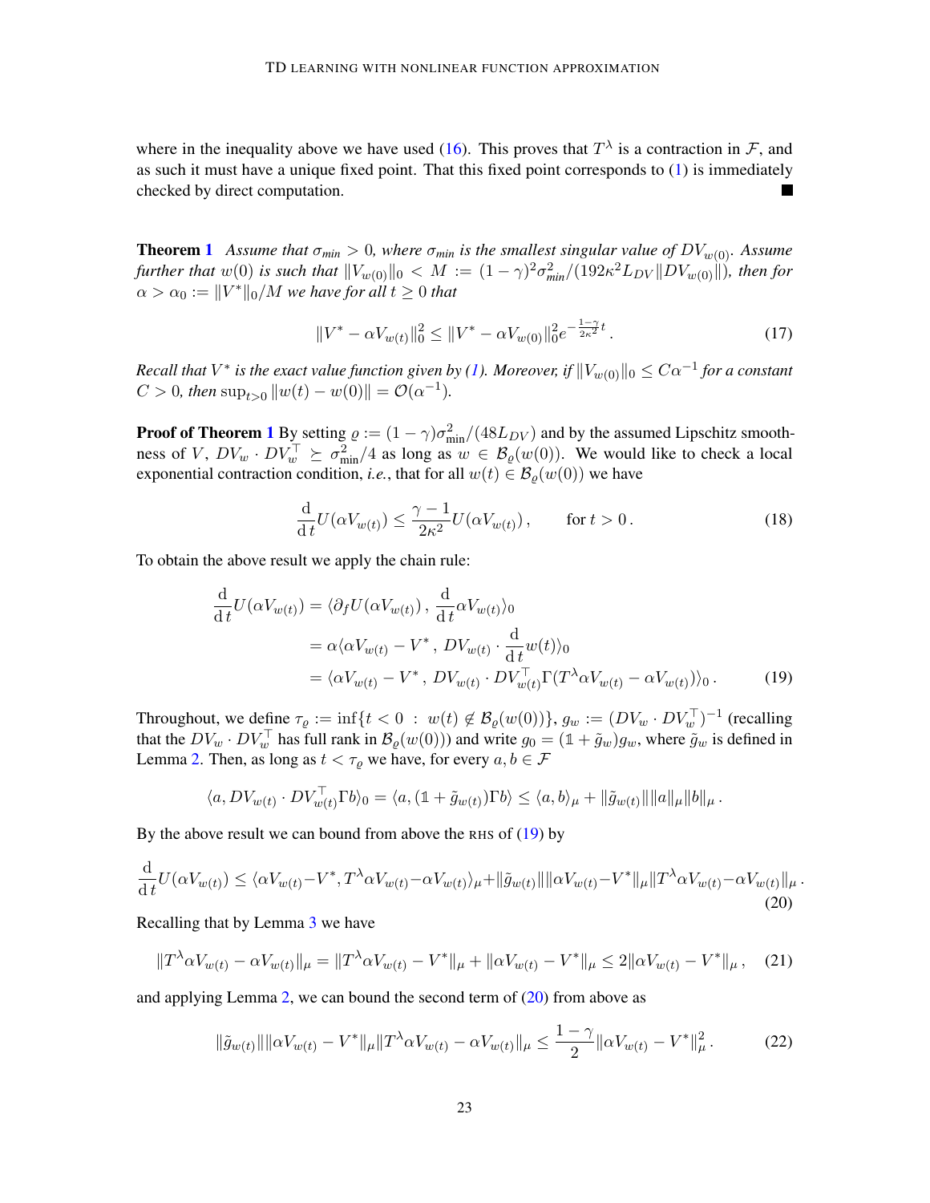where in the inequality above we have used (16). This proves that $T^\lambda$ is a contraction in $\mathcal{F}$, and as such it must have a unique fixed point. That this fixed point corresponds to (1) is immediately checked by direct computation. ■

**Theorem 1** *Assume that $\sigma_{min} > 0$, where $\sigma_{min}$ is the smallest singular value of $DV_{w(0)}$. Assume further that $w(0)$ is such that $\|V_{w(0)}\|_0 < M := (1-\gamma)^2\sigma_{min}^2/(192\kappa^2 L_{DV}\|DV_{w(0)}\|)$, then for $\alpha > \alpha_0 := \|V^*\|_0/M$ we have for all $t \geq 0$ that*

$$
\|V^* - \alpha V_{w(t)}\|_0^2 \leq \|V^* - \alpha V_{w(0)}\|_0^2 e^{-\frac{1-\gamma}{2\kappa^2}t}. \tag{17}
$$

*Recall that $V^*$ is the exact value function given by (1). Moreover, if $\|V_{w(0)}\|_0 \leq C\alpha^{-1}$ for a constant $C > 0$, then $\sup_{t>0}\|w(t) - w(0)\| = \mathcal{O}(\alpha^{-1})$.*

**Proof of Theorem 1** By setting $\varrho := (1-\gamma)\sigma_{\min}^2/(48L_{DV})$ and by the assumed Lipschitz smoothness of $V$, $DV_w \cdot DV_w^\top \succeq \sigma_{\min}^2/4$ as long as $w \in \mathcal{B}_\varrho(w(0))$. We would like to check a local exponential contraction condition, *i.e.*, that for all $w(t) \in \mathcal{B}_\varrho(w(0))$ we have

$$
\frac{\mathrm{d}}{\mathrm{d}\,t}U(\alpha V_{w(t)}) \leq \frac{\gamma - 1}{2\kappa^2}U(\alpha V_{w(t)}), \qquad \text{for } t > 0. \tag{18}
$$

To obtain the above result we apply the chain rule:

$$
\begin{aligned}
\frac{\mathrm{d}}{\mathrm{d}\,t}U(\alpha V_{w(t)}) &= \langle \partial_f U(\alpha V_{w(t)}), \frac{\mathrm{d}}{\mathrm{d}\,t}\alpha V_{w(t)}\rangle_0 \\
&= \alpha\langle \alpha V_{w(t)} - V^*, DV_{w(t)} \cdot \frac{\mathrm{d}}{\mathrm{d}\,t}w(t)\rangle_0 \\
&= \langle \alpha V_{w(t)} - V^*, DV_{w(t)} \cdot DV_{w(t)}^\top \Gamma(T^\lambda \alpha V_{w(t)} - \alpha V_{w(t)})\rangle_0.
\end{aligned} \tag{19}
$$

Throughout, we define $\tau_\varrho := \inf\{t < 0 \,:\, w(t) \notin \mathcal{B}_\varrho(w(0))\}$, $g_w := (DV_w \cdot DV_w^\top)^{-1}$ (recalling that the $DV_w \cdot DV_w^\top$ has full rank in $\mathcal{B}_\varrho(w(0))$) and write $g_0 = (\mathbb{1} + \tilde{g}_w)g_w$, where $\tilde{g}_w$ is defined in Lemma 2. Then, as long as $t < \tau_\varrho$ we have, for every $a, b \in \mathcal{F}$

$$
\langle a, DV_{w(t)} \cdot DV_{w(t)}^\top \Gamma b\rangle_0 = \langle a, (\mathbb{1} + \tilde{g}_{w(t)})\Gamma b\rangle \leq \langle a, b\rangle_\mu + \|\tilde{g}_{w(t)}\|\|a\|_\mu\|b\|_\mu.
$$

By the above result we can bound from above the RHS of (19) by

$$
\frac{\mathrm{d}}{\mathrm{d}\,t}U(\alpha V_{w(t)}) \leq \langle \alpha V_{w(t)} - V^*, T^\lambda \alpha V_{w(t)} - \alpha V_{w(t)}\rangle_\mu + \|\tilde{g}_{w(t)}\|\|\alpha V_{w(t)} - V^*\|_\mu\|T^\lambda \alpha V_{w(t)} - \alpha V_{w(t)}\|_\mu. \tag{20}
$$

Recalling that by Lemma 3 we have

$$
\|T^\lambda \alpha V_{w(t)} - \alpha V_{w(t)}\|_\mu = \|T^\lambda \alpha V_{w(t)} - V^*\|_\mu + \|\alpha V_{w(t)} - V^*\|_\mu \leq 2\|\alpha V_{w(t)} - V^*\|_\mu, \tag{21}
$$

and applying Lemma 2, we can bound the second term of (20) from above as

$$
\|\tilde{g}_{w(t)}\|\|\alpha V_{w(t)} - V^*\|_\mu\|T^\lambda \alpha V_{w(t)} - \alpha V_{w(t)}\|_\mu \leq \frac{1-\gamma}{2}\|\alpha V_{w(t)} - V^*\|_\mu^2. \tag{22}
$$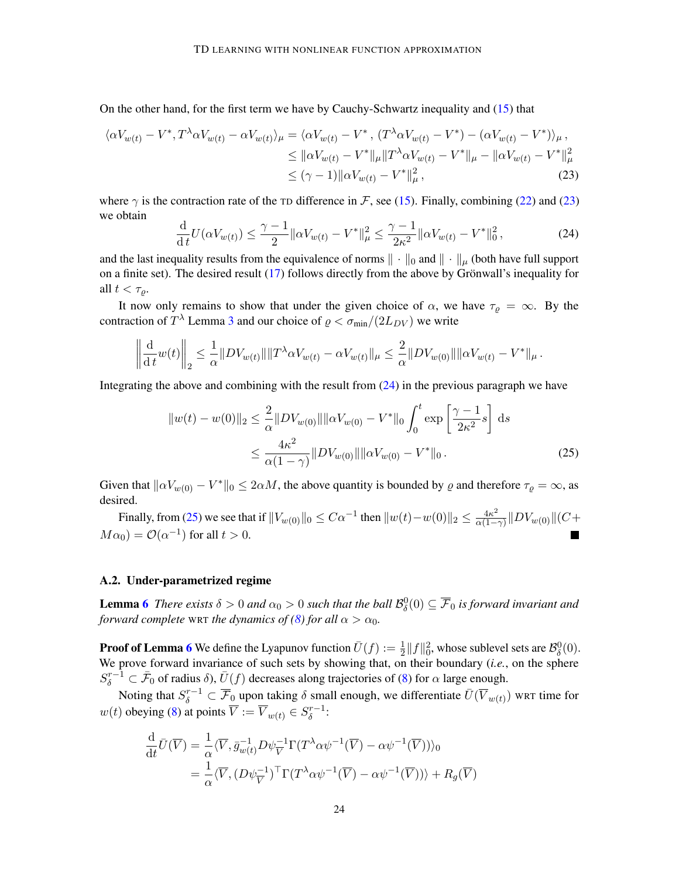On the other hand, for the first term we have by Cauchy-Schwartz inequality and (15) that

$$
\begin{aligned}
\langle \alpha V_{w(t)} - V^*, T^\lambda \alpha V_{w(t)} - \alpha V_{w(t)} \rangle_\mu &= \langle \alpha V_{w(t)} - V^* \,,\, (T^\lambda \alpha V_{w(t)} - V^*) - (\alpha V_{w(t)} - V^*) \rangle_\mu \,, \\
&\leq \|\alpha V_{w(t)} - V^*\|_\mu \|T^\lambda \alpha V_{w(t)} - V^*\|_\mu - \|\alpha V_{w(t)} - V^*\|_\mu^2 \\
&\leq (\gamma - 1) \|\alpha V_{w(t)} - V^*\|_\mu^2 \,, \qquad (23)
\end{aligned}
$$

where $\gamma$ is the contraction rate of the TD difference in $\mathcal{F}$, see (15). Finally, combining (22) and (23) we obtain

$$
\frac{\mathrm{d}}{\mathrm{d}\, t} U(\alpha V_{w(t)}) \leq \frac{\gamma - 1}{2} \|\alpha V_{w(t)} - V^*\|_\mu^2 \leq \frac{\gamma - 1}{2\kappa^2} \|\alpha V_{w(t)} - V^*\|_0^2 \,, \qquad (24)
$$

and the last inequality results from the equivalence of norms $\|\cdot\|_0$ and $\|\cdot\|_\mu$ (both have full support on a finite set). The desired result (17) follows directly from the above by Grönwall's inequality for all $t < \tau_\varrho$.

It now only remains to show that under the given choice of $\alpha$, we have $\tau_\varrho = \infty$. By the contraction of $T^\lambda$ Lemma 3 and our choice of $\varrho < \sigma_{\min}/(2L_{DV})$ we write

$$
\left\| \frac{\mathrm{d}}{\mathrm{d}\, t} w(t) \right\|_2 \leq \frac{1}{\alpha} \|DV_{w(t)}\| \|T^\lambda \alpha V_{w(t)} - \alpha V_{w(t)}\|_\mu \leq \frac{2}{\alpha} \|DV_{w(0)}\| \|\alpha V_{w(t)} - V^*\|_\mu \,.
$$

Integrating the above and combining with the result from (24) in the previous paragraph we have

$$
\begin{aligned}
\|w(t) - w(0)\|_2 &\leq \frac{2}{\alpha} \|DV_{w(0)}\| \|\alpha V_{w(0)} - V^*\|_0 \int_0^t \exp\left[\frac{\gamma - 1}{2\kappa^2} s\right] \, \mathrm{d}s \\
&\leq \frac{4\kappa^2}{\alpha(1 - \gamma)} \|DV_{w(0)}\| \|\alpha V_{w(0)} - V^*\|_0 \,. \qquad (25)
\end{aligned}
$$

Given that $\|\alpha V_{w(0)} - V^*\|_0 \leq 2\alpha M$, the above quantity is bounded by $\varrho$ and therefore $\tau_\varrho = \infty$, as desired.

Finally, from (25) we see that if $\|V_{w(0)}\|_0 \leq C\alpha^{-1}$ then $\|w(t) - w(0)\|_2 \leq \frac{4\kappa^2}{\alpha(1-\gamma)} \|DV_{w(0)}\| (C + M\alpha_0) = \mathcal{O}(\alpha^{-1})$ for all $t > 0$. ■

### A.2. Under-parametrized regime

**Lemma 6** *There exists $\delta > 0$ and $\alpha_0 > 0$ such that the ball $\mathcal{B}_\delta^0(0) \subseteq \overline{\mathcal{F}}_0$ is forward invariant and forward complete* WRT *the dynamics of (8) for all $\alpha > \alpha_0$.*

**Proof of Lemma 6** We define the Lyapunov function $\bar{U}(f) := \frac{1}{2}\|f\|_0^2$, whose sublevel sets are $\mathcal{B}_\delta^0(0)$. We prove forward invariance of such sets by showing that, on their boundary (*i.e.*, on the sphere $S_\delta^{r-1} \subset \bar{\mathcal{F}}_0$ of radius $\delta$), $\bar{U}(f)$ decreases along trajectories of (8) for $\alpha$ large enough.

Noting that $S_\delta^{r-1} \subset \overline{\mathcal{F}}_0$ upon taking $\delta$ small enough, we differentiate $\bar{U}(\overline{V}_{w(t)})$ WRT time for $w(t)$ obeying (8) at points $\overline{V} := \overline{V}_{w(t)} \in S_\delta^{r-1}$:

$$
\begin{aligned}
\frac{\mathrm{d}}{\mathrm{d}t} \bar{U}(\overline{V}) &= \frac{1}{\alpha} \langle \overline{V}, \bar{g}_{w(t)}^{-1} D\psi_{\overline{V}}^{-1} \Gamma(T^\lambda \alpha \psi^{-1}(\overline{V}) - \alpha \psi^{-1}(\overline{V})) \rangle_0 \\
&= \frac{1}{\alpha} \langle \overline{V}, (D\psi_{\overline{V}}^{-1})^\top \Gamma(T^\lambda \alpha \psi^{-1}(\overline{V}) - \alpha \psi^{-1}(\overline{V})) \rangle + R_g(\overline{V})
\end{aligned}
$$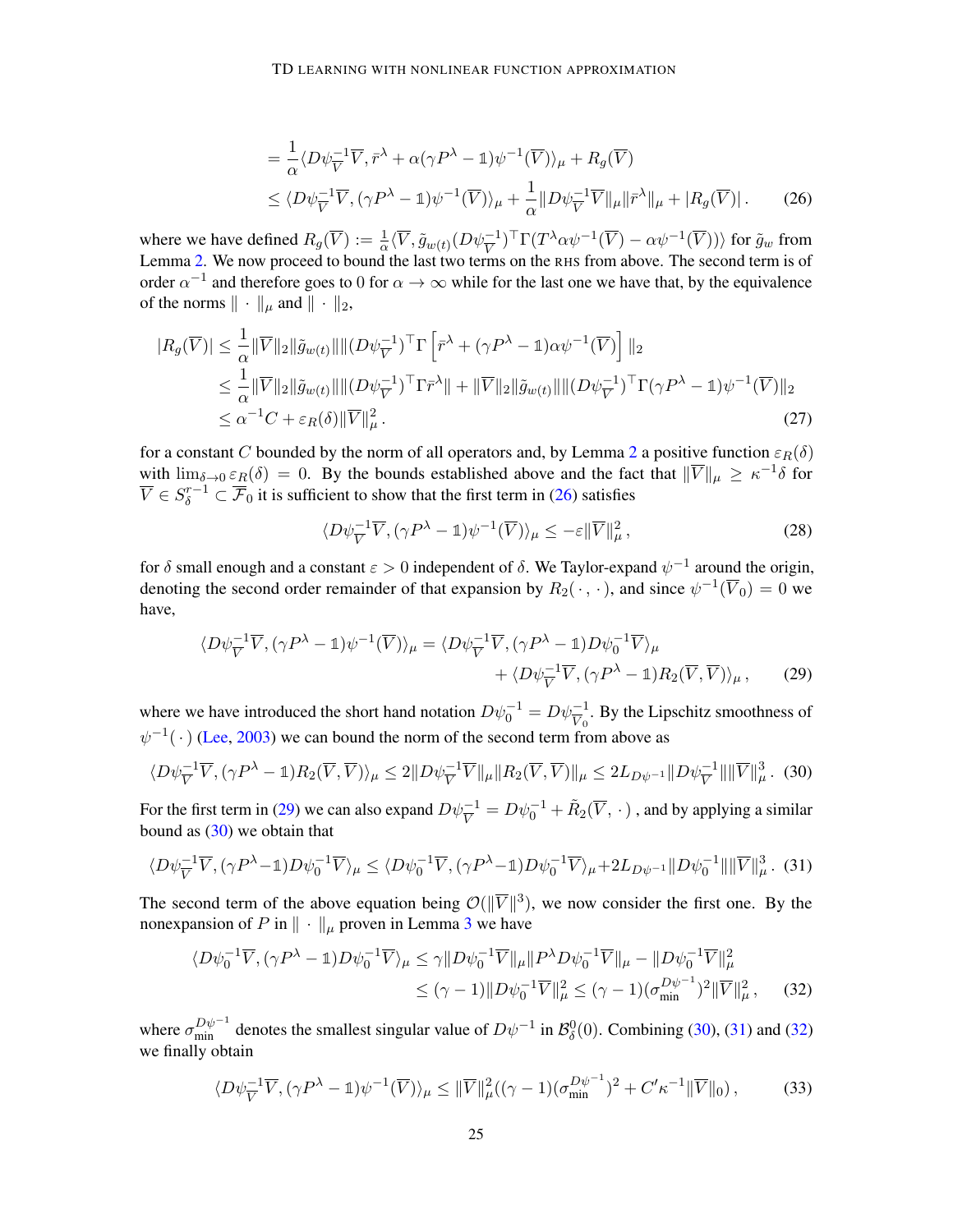$$
\begin{aligned}
&= \frac{1}{\alpha}\langle D\psi_{\overline{V}}^{-1}\overline{V}, \bar{r}^\lambda + \alpha(\gamma P^\lambda - \mathbb{1})\psi^{-1}(\overline{V})\rangle_\mu + R_g(\overline{V}) \\
&\leq \langle D\psi_{\overline{V}}^{-1}\overline{V}, (\gamma P^\lambda - \mathbb{1})\psi^{-1}(\overline{V})\rangle_\mu + \frac{1}{\alpha}\|D\psi_{\overline{V}}^{-1}\overline{V}\|_\mu \|\bar{r}^\lambda\|_\mu + |R_g(\overline{V})| \,. \qquad (26)
\end{aligned}
$$

where we have defined $R_g(\overline{V}) := \frac{1}{\alpha}\langle \overline{V}, \tilde{g}_{w(t)}(D\psi_{\overline{V}}^{-1})^\top \Gamma(T^\lambda \alpha\psi^{-1}(\overline{V}) - \alpha\psi^{-1}(\overline{V}))\rangle$ for $\tilde{g}_w$ from Lemma 2. We now proceed to bound the last two terms on the RHS from above. The second term is of order $\alpha^{-1}$ and therefore goes to 0 for $\alpha \to \infty$ while for the last one we have that, by the equivalence of the norms $\|\cdot\|_\mu$ and $\|\cdot\|_2$,

$$
\begin{aligned}
|R_g(\overline{V})| &\leq \frac{1}{\alpha}\|\overline{V}\|_2 \|\tilde{g}_{w(t)}\| \|(D\psi_{\overline{V}}^{-1})^\top \Gamma\left[\bar{r}^\lambda + (\gamma P^\lambda - \mathbb{1})\alpha\psi^{-1}(\overline{V})\right]\|_2 \\
&\leq \frac{1}{\alpha}\|\overline{V}\|_2 \|\tilde{g}_{w(t)}\| \|(D\psi_{\overline{V}}^{-1})^\top \Gamma \bar{r}^\lambda\| + \|\overline{V}\|_2 \|\tilde{g}_{w(t)}\| \|(D\psi_{\overline{V}}^{-1})^\top \Gamma(\gamma P^\lambda - \mathbb{1})\psi^{-1}(\overline{V})\|_2 \\
&\leq \alpha^{-1}C + \varepsilon_R(\delta)\|\overline{V}\|_\mu^2 \,. \qquad (27)
\end{aligned}
$$

for a constant $C$ bounded by the norm of all operators and, by Lemma 2 a positive function $\varepsilon_R(\delta)$ with $\lim_{\delta\to 0}\varepsilon_R(\delta) = 0$. By the bounds established above and the fact that $\|\overline{V}\|_\mu \geq \kappa^{-1}\delta$ for $\overline{V} \in S_\delta^{r-1} \subset \overline{\mathcal{F}}_0$ it is sufficient to show that the first term in (26) satisfies

$$
\langle D\psi_{\overline{V}}^{-1}\overline{V}, (\gamma P^\lambda - \mathbb{1})\psi^{-1}(\overline{V})\rangle_\mu \leq -\varepsilon\|\overline{V}\|_\mu^2 \,, \qquad (28)
$$

for $\delta$ small enough and a constant $\varepsilon > 0$ independent of $\delta$. We Taylor-expand $\psi^{-1}$ around the origin, denoting the second order remainder of that expansion by $R_2(\cdot,\cdot)$, and since $\psi^{-1}(\overline{V}_0) = 0$ we have,

$$
\begin{aligned}
\langle D\psi_{\overline{V}}^{-1}\overline{V}, (\gamma P^\lambda - \mathbb{1})\psi^{-1}(\overline{V})\rangle_\mu &= \langle D\psi_{\overline{V}}^{-1}\overline{V}, (\gamma P^\lambda - \mathbb{1})D\psi_0^{-1}\overline{V}\rangle_\mu \\
&\quad + \langle D\psi_{\overline{V}}^{-1}\overline{V}, (\gamma P^\lambda - \mathbb{1})R_2(\overline{V},\overline{V})\rangle_\mu \,, \qquad (29)
\end{aligned}
$$

where we have introduced the short hand notation $D\psi_0^{-1} = D\psi_{\overline{V}_0}^{-1}$. By the Lipschitz smoothness of $\psi^{-1}(\cdot)$ (Lee, 2003) we can bound the norm of the second term from above as

$$
\langle D\psi_{\overline{V}}^{-1}\overline{V}, (\gamma P^\lambda - \mathbb{1})R_2(\overline{V},\overline{V})\rangle_\mu \leq 2\|D\psi_{\overline{V}}^{-1}\overline{V}\|_\mu \|R_2(\overline{V},\overline{V})\|_\mu \leq 2L_{D\psi^{-1}}\|D\psi_{\overline{V}}^{-1}\|\|\overline{V}\|_\mu^3 \,. \quad (30)
$$

For the first term in (29) we can also expand $D\psi_{\overline{V}}^{-1} = D\psi_0^{-1} + \tilde{R}_2(\overline{V},\cdot)$ , and by applying a similar bound as (30) we obtain that

$$
\langle D\psi_{\overline{V}}^{-1}\overline{V}, (\gamma P^\lambda - \mathbb{1})D\psi_0^{-1}\overline{V}\rangle_\mu \leq \langle D\psi_0^{-1}\overline{V}, (\gamma P^\lambda - \mathbb{1})D\psi_0^{-1}\overline{V}\rangle_\mu + 2L_{D\psi^{-1}}\|D\psi_0^{-1}\|\|\overline{V}\|_\mu^3 \,. \quad (31)
$$

The second term of the above equation being $\mathcal{O}(\|\overline{V}\|^3)$, we now consider the first one. By the nonexpansion of $P$ in $\|\cdot\|_\mu$ proven in Lemma 3 we have

$$
\begin{aligned}
\langle D\psi_0^{-1}\overline{V}, (\gamma P^\lambda - \mathbb{1})D\psi_0^{-1}\overline{V}\rangle_\mu &\leq \gamma\|D\psi_0^{-1}\overline{V}\|_\mu \|P^\lambda D\psi_0^{-1}\overline{V}\|_\mu - \|D\psi_0^{-1}\overline{V}\|_\mu^2 \\
&\leq (\gamma - 1)\|D\psi_0^{-1}\overline{V}\|_\mu^2 \leq (\gamma - 1)(\sigma_{\min}^{D\psi^{-1}})^2 \|\overline{V}\|_\mu^2 \,, \qquad (32)
\end{aligned}
$$

where $\sigma_{\min}^{D\psi^{-1}}$ denotes the smallest singular value of $D\psi^{-1}$ in $\mathcal{B}_\delta^0(0)$. Combining (30), (31) and (32) we finally obtain

$$
\langle D\psi_{\overline{V}}^{-1}\overline{V}, (\gamma P^\lambda - \mathbb{1})\psi^{-1}(\overline{V})\rangle_\mu \leq \|\overline{V}\|_\mu^2((\gamma - 1)(\sigma_{\min}^{D\psi^{-1}})^2 + C'\kappa^{-1}\|\overline{V}\|_0) \,, \qquad (33)
$$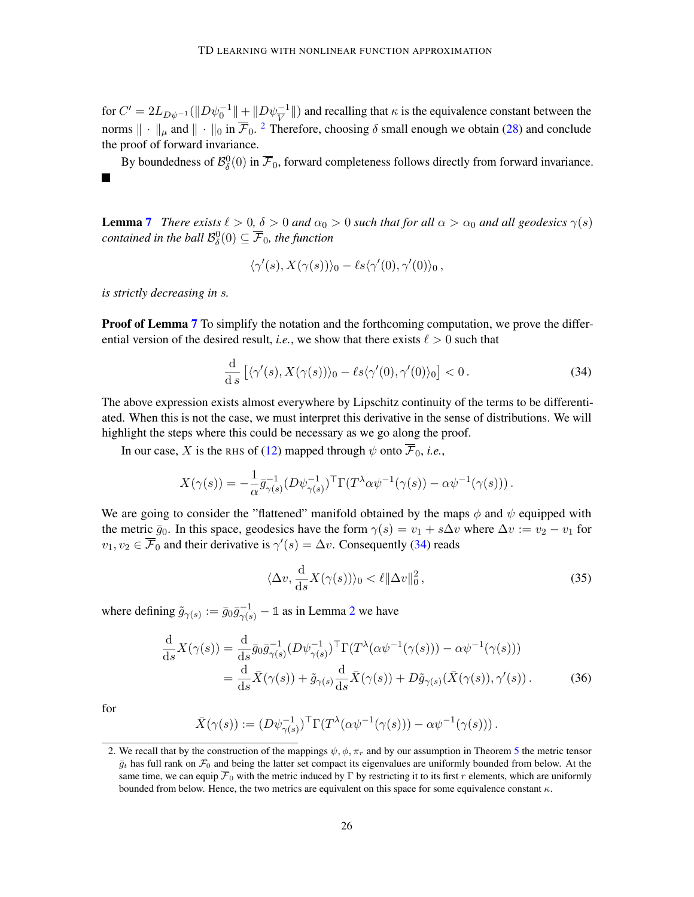for $C' = 2L_{D\psi^{-1}}(\|D\psi_0^{-1}\| + \|D\psi_{\overline{V}}^{-1}\|)$ and recalling that $\kappa$ is the equivalence constant between the norms $\|\cdot\|_\mu$ and $\|\cdot\|_0$ in $\overline{\mathcal{F}}_0$. [2] Therefore, choosing $\delta$ small enough we obtain (28) and conclude the proof of forward invariance.

By boundedness of $\mathcal{B}^0_\delta(0)$ in $\overline{\mathcal{F}}_0$, forward completeness follows directly from forward invariance. ■

**Lemma 7** *There exists $\ell > 0$, $\delta > 0$ and $\alpha_0 > 0$ such that for all $\alpha > \alpha_0$ and all geodesics $\gamma(s)$ contained in the ball $\mathcal{B}^0_\delta(0) \subseteq \overline{\mathcal{F}}_0$, the function*

$$\langle \gamma'(s), X(\gamma(s))\rangle_0 - \ell s \langle \gamma'(0), \gamma'(0)\rangle_0 \,,$$

*is strictly decreasing in $s$.*

**Proof of Lemma 7** To simplify the notation and the forthcoming computation, we prove the differential version of the desired result, *i.e.*, we show that there exists $\ell > 0$ such that

$$\frac{\mathrm{d}}{\mathrm{d}\,s}\left[\langle \gamma'(s), X(\gamma(s))\rangle_0 - \ell s \langle \gamma'(0), \gamma'(0)\rangle_0\right] < 0 \,. \tag{34}$$

The above expression exists almost everywhere by Lipschitz continuity of the terms to be differentiated. When this is not the case, we must interpret this derivative in the sense of distributions. We will highlight the steps where this could be necessary as we go along the proof.

In our case, $X$ is the RHS of (12) mapped through $\psi$ onto $\overline{\mathcal{F}}_0$, *i.e.*,

$$X(\gamma(s)) = -\frac{1}{\alpha}\bar{g}^{-1}_{\gamma(s)}(D\psi^{-1}_{\gamma(s)})^\top \Gamma(T^\lambda \alpha\psi^{-1}(\gamma(s)) - \alpha\psi^{-1}(\gamma(s)))\,.$$

We are going to consider the "flattened" manifold obtained by the maps $\phi$ and $\psi$ equipped with the metric $\bar{g}_0$. In this space, geodesics have the form $\gamma(s) = v_1 + s\Delta v$ where $\Delta v := v_2 - v_1$ for $v_1, v_2 \in \overline{\mathcal{F}}_0$ and their derivative is $\gamma'(s) = \Delta v$. Consequently (34) reads

$$\langle \Delta v, \frac{\mathrm{d}}{\mathrm{d}s}X(\gamma(s))\rangle_0 < \ell\|\Delta v\|_0^2 \,, \tag{35}$$

where defining $\tilde{g}_{\gamma(s)} := \bar{g}_0\bar{g}^{-1}_{\gamma(s)} - \mathbb{1}$ as in Lemma 2 we have

$$\begin{aligned}
\frac{\mathrm{d}}{\mathrm{d}s}X(\gamma(s)) &= \frac{\mathrm{d}}{\mathrm{d}s}\bar{g}_0\bar{g}^{-1}_{\gamma(s)}(D\psi^{-1}_{\gamma(s)})^\top \Gamma(T^\lambda(\alpha\psi^{-1}(\gamma(s))) - \alpha\psi^{-1}(\gamma(s))) \\
&= \frac{\mathrm{d}}{\mathrm{d}s}\bar{X}(\gamma(s)) + \tilde{g}_{\gamma(s)}\frac{\mathrm{d}}{\mathrm{d}s}\bar{X}(\gamma(s)) + D\tilde{g}_{\gamma(s)}(\bar{X}(\gamma(s)), \gamma'(s))\,.
\end{aligned} \tag{36}$$

for

$$\bar{X}(\gamma(s)) := (D\psi^{-1}_{\gamma(s)})^\top \Gamma(T^\lambda(\alpha\psi^{-1}(\gamma(s))) - \alpha\psi^{-1}(\gamma(s)))\,.$$

---

2. We recall that by the construction of the mappings $\psi, \phi, \pi_r$ and by our assumption in Theorem 5 the metric tensor $\bar{g}_t$ has full rank on $\mathcal{F}_0$ and being the latter set compact its eigenvalues are uniformly bounded from below. At the same time, we can equip $\overline{\mathcal{F}}_0$ with the metric induced by $\Gamma$ by restricting it to its first $r$ elements, which are uniformly bounded from below. Hence, the two metrics are equivalent on this space for some equivalence constant $\kappa$.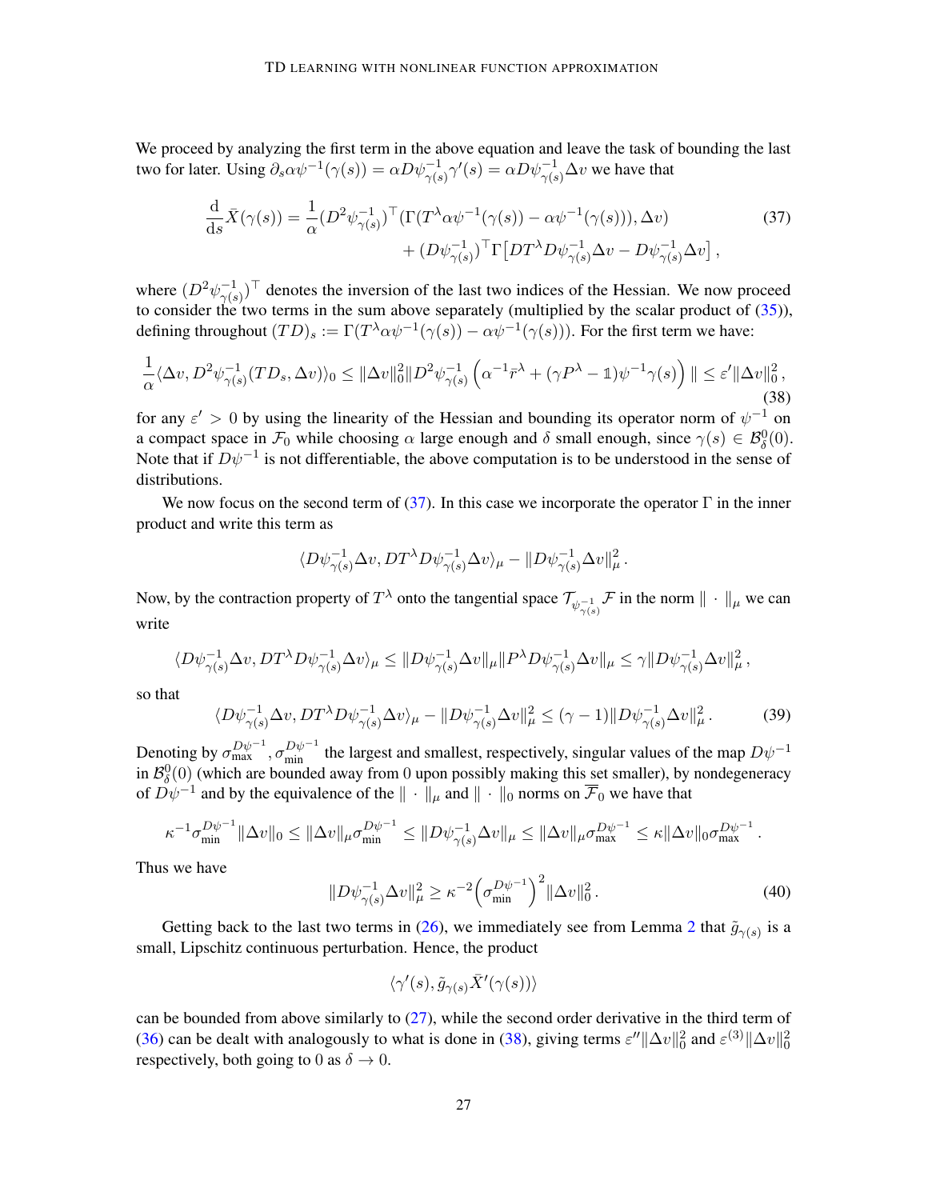We proceed by analyzing the first term in the above equation and leave the task of bounding the last two for later. Using $\partial_s \alpha\psi^{-1}(\gamma(s)) = \alpha D\psi^{-1}_{\gamma(s)}\gamma'(s) = \alpha D\psi^{-1}_{\gamma(s)}\Delta v$ we have that

$$
\begin{aligned}
\frac{\mathrm{d}}{\mathrm{d}s}\bar{X}(\gamma(s)) = \frac{1}{\alpha}(D^2\psi^{-1}_{\gamma(s)})^\top(\Gamma(T^\lambda \alpha\psi^{-1}(\gamma(s)) - \alpha\psi^{-1}(\gamma(s))), \Delta v) \\
+ (D\psi^{-1}_{\gamma(s)})^\top \Gamma\left[DT^\lambda D\psi^{-1}_{\gamma(s)}\Delta v - D\psi^{-1}_{\gamma(s)}\Delta v\right],
\end{aligned} \tag{37}
$$

where $(D^2\psi^{-1}_{\gamma(s)})^\top$ denotes the inversion of the last two indices of the Hessian. We now proceed to consider the two terms in the sum above separately (multiplied by the scalar product of (35)), defining throughout $(TD)_s := \Gamma(T^\lambda\alpha\psi^{-1}(\gamma(s)) - \alpha\psi^{-1}(\gamma(s)))$. For the first term we have:

$$
\frac{1}{\alpha}\langle \Delta v, D^2\psi^{-1}_{\gamma(s)}(TD_s, \Delta v)\rangle_0 \leq \|\Delta v\|_0^2 \|D^2\psi^{-1}_{\gamma(s)}\left(\alpha^{-1}\bar{r}^\lambda + (\gamma P^\lambda - \mathbb{1})\psi^{-1}\gamma(s)\right)\| \leq \varepsilon'\|\Delta v\|_0^2, \tag{38}
$$

for any $\varepsilon' > 0$ by using the linearity of the Hessian and bounding its operator norm of $\psi^{-1}$ on a compact space in $\mathcal{F}_0$ while choosing $\alpha$ large enough and $\delta$ small enough, since $\gamma(s) \in \mathcal{B}^0_\delta(0)$. Note that if $D\psi^{-1}$ is not differentiable, the above computation is to be understood in the sense of distributions.

We now focus on the second term of (37). In this case we incorporate the operator $\Gamma$ in the inner product and write this term as

$$
\langle D\psi^{-1}_{\gamma(s)}\Delta v, DT^\lambda D\psi^{-1}_{\gamma(s)}\Delta v\rangle_\mu - \|D\psi^{-1}_{\gamma(s)}\Delta v\|^2_\mu .
$$

Now, by the contraction property of $T^\lambda$ onto the tangential space $\mathcal{T}_{\psi^{-1}_{\gamma(s)}}\mathcal{F}$ in the norm $\|\cdot\|_\mu$ we can write

$$
\langle D\psi^{-1}_{\gamma(s)}\Delta v, DT^\lambda D\psi^{-1}_{\gamma(s)}\Delta v\rangle_\mu \leq \|D\psi^{-1}_{\gamma(s)}\Delta v\|_\mu \|P^\lambda D\psi^{-1}_{\gamma(s)}\Delta v\|_\mu \leq \gamma\|D\psi^{-1}_{\gamma(s)}\Delta v\|^2_\mu ,
$$

so that

$$
\langle D\psi^{-1}_{\gamma(s)}\Delta v, DT^\lambda D\psi^{-1}_{\gamma(s)}\Delta v\rangle_\mu - \|D\psi^{-1}_{\gamma(s)}\Delta v\|^2_\mu \leq (\gamma - 1)\|D\psi^{-1}_{\gamma(s)}\Delta v\|^2_\mu . \tag{39}
$$

Denoting by $\sigma^{D\psi^{-1}}_{\max}, \sigma^{D\psi^{-1}}_{\min}$ the largest and smallest, respectively, singular values of the map $D\psi^{-1}$ in $\mathcal{B}^0_\delta(0)$ (which are bounded away from 0 upon possibly making this set smaller), by nondegeneracy of $D\psi^{-1}$ and by the equivalence of the $\|\cdot\|_\mu$ and $\|\cdot\|_0$ norms on $\overline{\mathcal{F}}_0$ we have that

$$
\kappa^{-1}\sigma^{D\psi^{-1}}_{\min}\|\Delta v\|_0 \leq \|\Delta v\|_\mu \sigma^{D\psi^{-1}}_{\min} \leq \|D\psi^{-1}_{\gamma(s)}\Delta v\|_\mu \leq \|\Delta v\|_\mu\sigma^{D\psi^{-1}}_{\max} \leq \kappa\|\Delta v\|_0\sigma^{D\psi^{-1}}_{\max} .
$$

Thus we have

$$
\|D\psi^{-1}_{\gamma(s)}\Delta v\|^2_\mu \geq \kappa^{-2}\left(\sigma^{D\psi^{-1}}_{\min}\right)^2\|\Delta v\|_0^2 . \tag{40}
$$

Getting back to the last two terms in (26), we immediately see from Lemma 2 that $\tilde{g}_{\gamma(s)}$ is a small, Lipschitz continuous perturbation. Hence, the product

$$
\langle \gamma'(s), \tilde{g}_{\gamma(s)}\bar{X}'(\gamma(s))\rangle
$$

can be bounded from above similarly to (27), while the second order derivative in the third term of (36) can be dealt with analogously to what is done in (38), giving terms $\varepsilon''\|\Delta v\|_0^2$ and $\varepsilon^{(3)}\|\Delta v\|_0^2$ respectively, both going to 0 as $\delta \to 0$.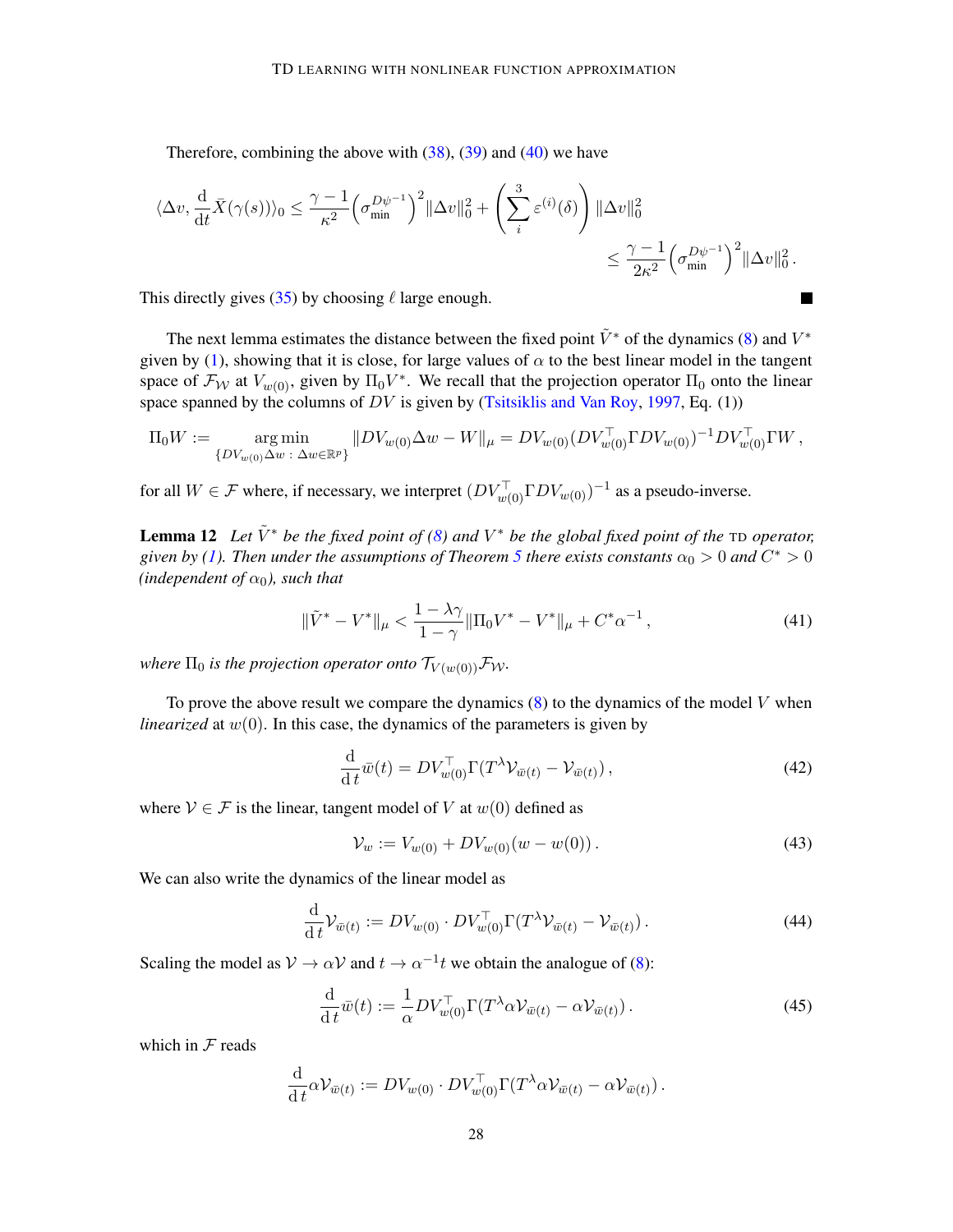Therefore, combining the above with (38), (39) and (40) we have

$$
\langle \Delta v, \frac{\mathrm{d}}{\mathrm{d}t}\bar{X}(\gamma(s))\rangle_0 \leq \frac{\gamma-1}{\kappa^2}\Big(\sigma_{\min}^{D\psi^{-1}}\Big)^2 \|\Delta v\|_0^2 + \left(\sum_i^3 \varepsilon^{(i)}(\delta)\right)\|\Delta v\|_0^2
$$
$$
\leq \frac{\gamma-1}{2\kappa^2}\Big(\sigma_{\min}^{D\psi^{-1}}\Big)^2 \|\Delta v\|_0^2 .
$$

This directly gives (35) by choosing $\ell$ large enough. ■

The next lemma estimates the distance between the fixed point $\tilde{V}^*$ of the dynamics (8) and $V^*$ given by (1), showing that it is close, for large values of $\alpha$ to the best linear model in the tangent space of $\mathcal{F}_{\mathcal{W}}$ at $V_{w(0)}$, given by $\Pi_0 V^*$. We recall that the projection operator $\Pi_0$ onto the linear space spanned by the columns of $DV$ is given by (Tsitsiklis and Van Roy, 1997, Eq. (1))

$$
\Pi_0 W := \underset{\{DV_{w(0)}\Delta w \,:\, \Delta w \in \mathbb{R}^p\}}{\arg\min} \|DV_{w(0)}\Delta w - W\|_\mu = DV_{w(0)}(DV_{w(0)}^\top \Gamma DV_{w(0)})^{-1} DV_{w(0)}^\top \Gamma W ,
$$

for all $W \in \mathcal{F}$ where, if necessary, we interpret $(DV_{w(0)}^\top \Gamma DV_{w(0)})^{-1}$ as a pseudo-inverse.

**Lemma 12** *Let $\tilde{V}^*$ be the fixed point of (8) and $V^*$ be the global fixed point of the* TD *operator, given by (1). Then under the assumptions of Theorem 5 there exists constants $\alpha_0 > 0$ and $C^* > 0$ (independent of $\alpha_0$), such that*

$$
\|\tilde{V}^* - V^*\|_\mu < \frac{1-\lambda\gamma}{1-\gamma}\|\Pi_0 V^* - V^*\|_\mu + C^*\alpha^{-1} , \tag{41}
$$

*where $\Pi_0$ is the projection operator onto $\mathcal{T}_{V(w(0))}\mathcal{F}_{\mathcal{W}}$.*

To prove the above result we compare the dynamics (8) to the dynamics of the model $V$ when *linearized* at $w(0)$. In this case, the dynamics of the parameters is given by

$$
\frac{\mathrm{d}}{\mathrm{d}\,t}\bar{w}(t) = DV_{w(0)}^\top \Gamma (T^\lambda \mathcal{V}_{\bar{w}(t)} - \mathcal{V}_{\bar{w}(t)}) , \tag{42}
$$

where $\mathcal{V} \in \mathcal{F}$ is the linear, tangent model of $V$ at $w(0)$ defined as

$$
\mathcal{V}_w := V_{w(0)} + DV_{w(0)}(w - w(0)) . \tag{43}
$$

We can also write the dynamics of the linear model as

$$
\frac{\mathrm{d}}{\mathrm{d}\,t}\mathcal{V}_{\bar{w}(t)} := DV_{w(0)} \cdot DV_{w(0)}^\top \Gamma (T^\lambda \mathcal{V}_{\bar{w}(t)} - \mathcal{V}_{\bar{w}(t)}) . \tag{44}
$$

Scaling the model as $\mathcal{V} \to \alpha\mathcal{V}$ and $t \to \alpha^{-1}t$ we obtain the analogue of (8):

$$
\frac{\mathrm{d}}{\mathrm{d}\,t}\bar{w}(t) := \frac{1}{\alpha} DV_{w(0)}^\top \Gamma (T^\lambda \alpha\mathcal{V}_{\bar{w}(t)} - \alpha\mathcal{V}_{\bar{w}(t)}) . \tag{45}
$$

which in $\mathcal{F}$ reads

$$
\frac{\mathrm{d}}{\mathrm{d}\,t}\alpha\mathcal{V}_{\bar{w}(t)} := DV_{w(0)} \cdot DV_{w(0)}^\top \Gamma (T^\lambda \alpha\mathcal{V}_{\bar{w}(t)} - \alpha\mathcal{V}_{\bar{w}(t)}) .
$$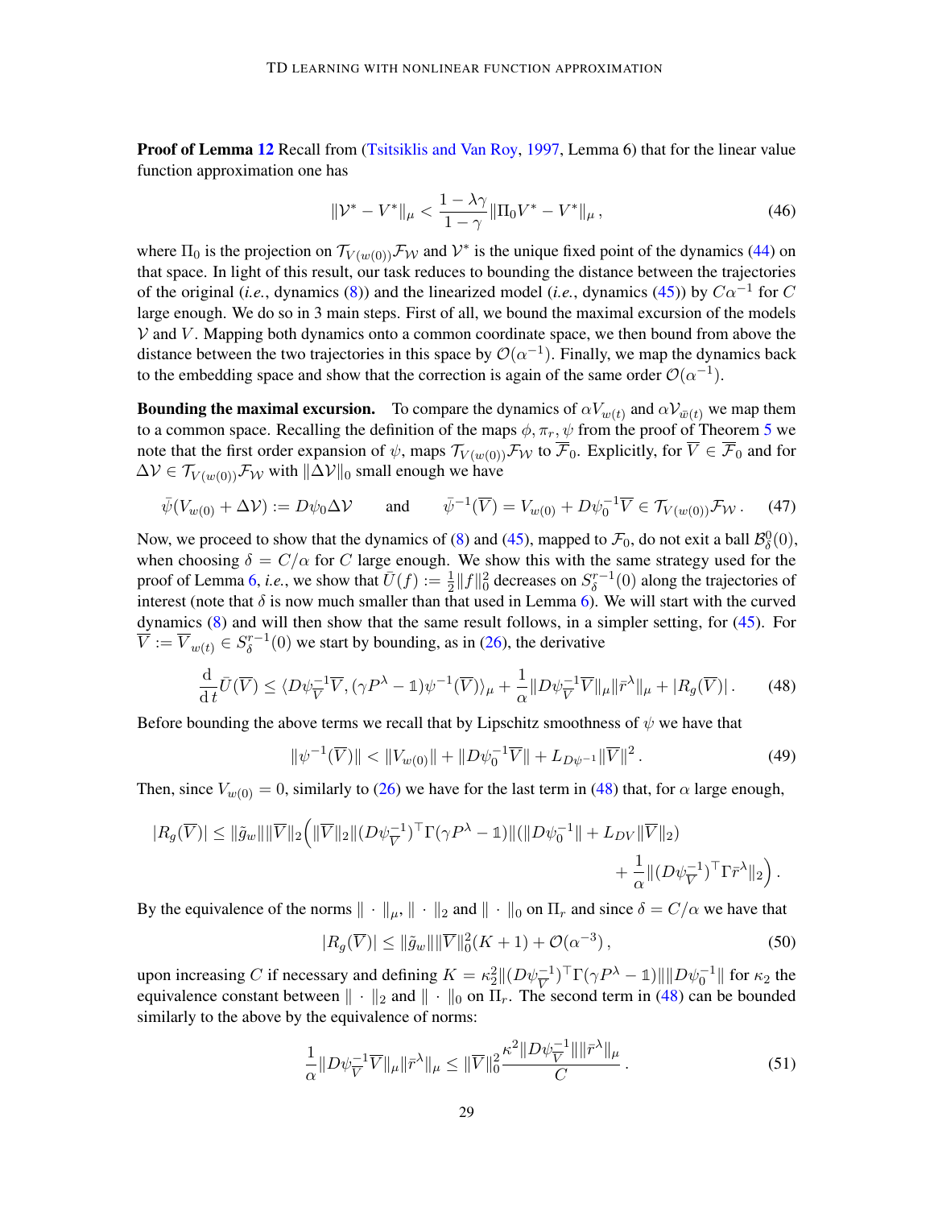**Proof of Lemma 12** Recall from (Tsitsiklis and Van Roy, 1997, Lemma 6) that for the linear value function approximation one has

$$\|\mathcal{V}^* - V^*\|_\mu < \frac{1-\lambda\gamma}{1-\gamma}\|\Pi_0 V^* - V^*\|_\mu\,, \tag{46}$$

where $\Pi_0$ is the projection on $\mathcal{T}_{V(w(0))}\mathcal{F}_\mathcal{W}$ and $\mathcal{V}^*$ is the unique fixed point of the dynamics (44) on that space. In light of this result, our task reduces to bounding the distance between the trajectories of the original (*i.e.*, dynamics (8)) and the linearized model (*i.e.*, dynamics (45)) by $C\alpha^{-1}$ for $C$ large enough. We do so in 3 main steps. First of all, we bound the maximal excursion of the models $\mathcal{V}$ and $V$. Mapping both dynamics onto a common coordinate space, we then bound from above the distance between the two trajectories in this space by $\mathcal{O}(\alpha^{-1})$. Finally, we map the dynamics back to the embedding space and show that the correction is again of the same order $\mathcal{O}(\alpha^{-1})$.

**Bounding the maximal excursion.** To compare the dynamics of $\alpha V_{w(t)}$ and $\alpha \mathcal{V}_{\bar{w}(t)}$ we map them to a common space. Recalling the definition of the maps $\phi, \pi_r, \psi$ from the proof of Theorem 5 we note that the first order expansion of $\psi$, maps $\mathcal{T}_{V(w(0))}\mathcal{F}_\mathcal{W}$ to $\overline{\mathcal{F}}_0$. Explicitly, for $\overline{V} \in \overline{\mathcal{F}}_0$ and for $\Delta\mathcal{V} \in \mathcal{T}_{V(w(0))}\mathcal{F}_\mathcal{W}$ with $\|\Delta\mathcal{V}\|_0$ small enough we have

$$\bar{\psi}(V_{w(0)} + \Delta\mathcal{V}) := D\psi_0 \Delta\mathcal{V} \qquad \text{and} \qquad \bar{\psi}^{-1}(\overline{V}) = V_{w(0)} + D\psi_0^{-1}\overline{V} \in \mathcal{T}_{V(w(0))}\mathcal{F}_\mathcal{W}\,. \tag{47}$$

Now, we proceed to show that the dynamics of (8) and (45), mapped to $\mathcal{F}_0$, do not exit a ball $\mathcal{B}^0_\delta(0)$, when choosing $\delta = C/\alpha$ for $C$ large enough. We show this with the same strategy used for the proof of Lemma 6, *i.e.*, we show that $\bar{U}(f) := \frac{1}{2}\|f\|_0^2$ decreases on $S_\delta^{r-1}(0)$ along the trajectories of interest (note that $\delta$ is now much smaller than that used in Lemma 6). We will start with the curved dynamics (8) and will then show that the same result follows, in a simpler setting, for (45). For $\overline{V} := \overline{V}_{w(t)} \in S_\delta^{r-1}(0)$ we start by bounding, as in (26), the derivative

$$\frac{\mathrm{d}}{\mathrm{d}\,t}\bar{U}(\overline{V}) \leq \langle D\psi_{\overline{V}}^{-1}\overline{V}, (\gamma P^\lambda - \mathbb{1})\psi^{-1}(\overline{V})\rangle_\mu + \frac{1}{\alpha}\|D\psi_{\overline{V}}^{-1}\overline{V}\|_\mu\|\bar{r}^\lambda\|_\mu + |R_g(\overline{V})|\,. \tag{48}$$

Before bounding the above terms we recall that by Lipschitz smoothness of $\psi$ we have that

$$\|\psi^{-1}(\overline{V})\| < \|V_{w(0)}\| + \|D\psi_0^{-1}\overline{V}\| + L_{D\psi^{-1}}\|\overline{V}\|^2\,. \tag{49}$$

Then, since $V_{w(0)} = 0$, similarly to (26) we have for the last term in (48) that, for $\alpha$ large enough,

$$|R_g(\overline{V})| \leq \|\tilde{g}_w\|\|\overline{V}\|_2\Big(\|\overline{V}\|_2\|(D\psi_{\overline{V}}^{-1})^\top\Gamma(\gamma P^\lambda - \mathbb{1})\|(\|D\psi_0^{-1}\| + L_{DV}\|\overline{V}\|_2) + \frac{1}{\alpha}\|(D\psi_{\overline{V}}^{-1})^\top\Gamma\bar{r}^\lambda\|_2\Big)\,.$$

By the equivalence of the norms $\|\cdot\|_\mu$, $\|\cdot\|_2$ and $\|\cdot\|_0$ on $\Pi_r$ and since $\delta = C/\alpha$ we have that

$$|R_g(\overline{V})| \leq \|\tilde{g}_w\|\|\overline{V}\|_0^2(K+1) + \mathcal{O}(\alpha^{-3})\,, \tag{50}$$

upon increasing $C$ if necessary and defining $K = \kappa_2^2\|(D\psi_{\overline{V}}^{-1})^\top\Gamma(\gamma P^\lambda - \mathbb{1})\|\|D\psi_0^{-1}\|$ for $\kappa_2$ the equivalence constant between $\|\cdot\|_2$ and $\|\cdot\|_0$ on $\Pi_r$. The second term in (48) can be bounded similarly to the above by the equivalence of norms:

$$\frac{1}{\alpha}\|D\psi_{\overline{V}}^{-1}\overline{V}\|_\mu\|\bar{r}^\lambda\|_\mu \leq \|\overline{V}\|_0^2\frac{\kappa^2\|D\psi_{\overline{V}}^{-1}\|\|\bar{r}^\lambda\|_\mu}{C}\,. \tag{51}$$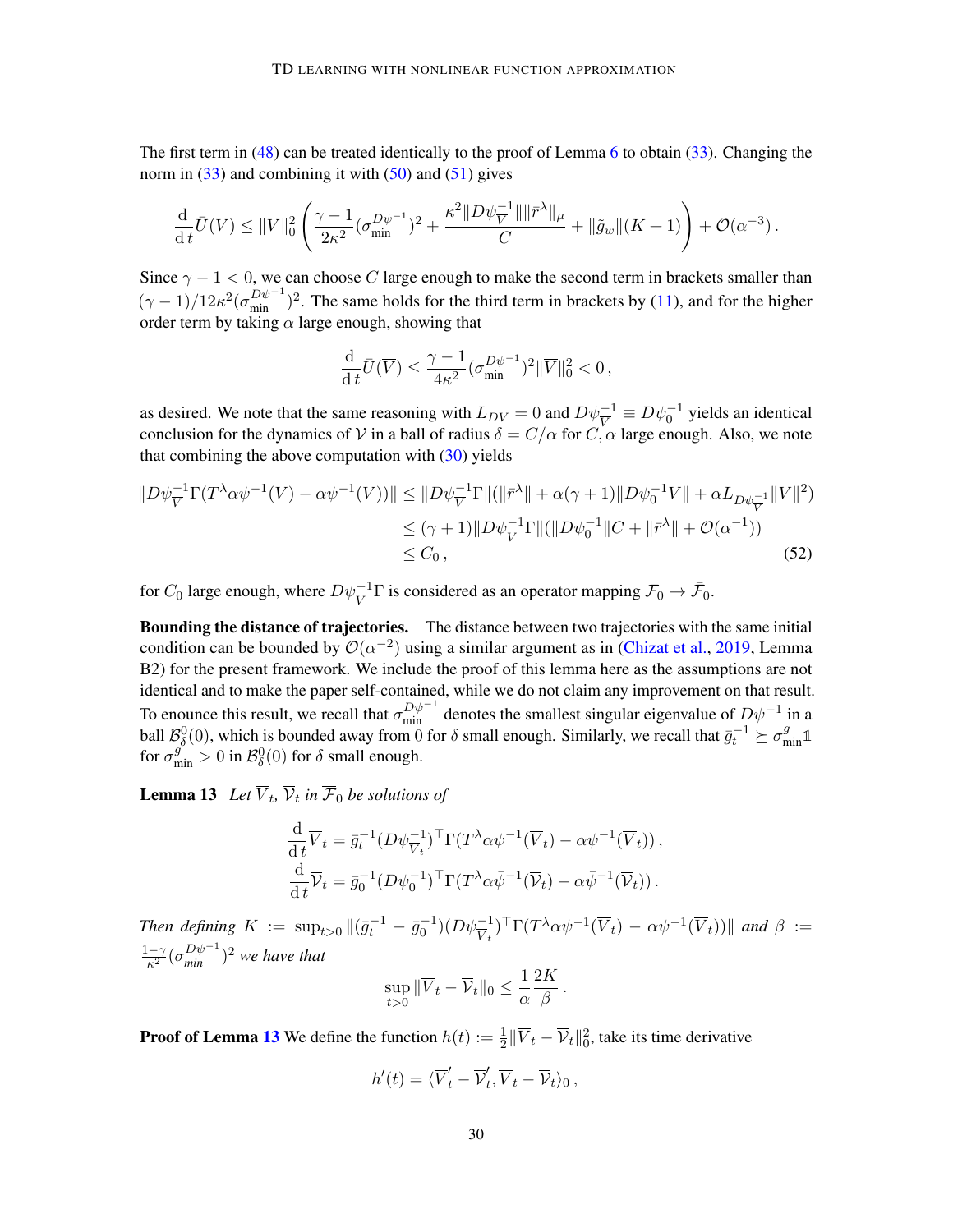The first term in (48) can be treated identically to the proof of Lemma 6 to obtain (33). Changing the norm in (33) and combining it with (50) and (51) gives

$$\frac{\mathrm{d}}{\mathrm{d}\,t}\bar{U}(\overline{V}) \leq \|\overline{V}\|_0^2 \left( \frac{\gamma - 1}{2\kappa^2}(\sigma_{\min}^{D\psi^{-1}})^2 + \frac{\kappa^2 \|D\psi_{\overline{V}}^{-1}\| \|\bar{r}^\lambda\|_\mu}{C} + \|\tilde{g}_w\|(K+1) \right) + \mathcal{O}(\alpha^{-3}) \,.$$

Since $\gamma - 1 < 0$, we can choose $C$ large enough to make the second term in brackets smaller than $(\gamma-1)/12\kappa^2(\sigma_{\min}^{D\psi^{-1}})^2$. The same holds for the third term in brackets by (11), and for the higher order term by taking $\alpha$ large enough, showing that

$$\frac{\mathrm{d}}{\mathrm{d}\,t}\bar{U}(\overline{V}) \leq \frac{\gamma - 1}{4\kappa^2}(\sigma_{\min}^{D\psi^{-1}})^2 \|\overline{V}\|_0^2 < 0 \,,$$

as desired. We note that the same reasoning with $L_{DV} = 0$ and $D\psi_{\overline{V}}^{-1} \equiv D\psi_0^{-1}$ yields an identical conclusion for the dynamics of $\mathcal{V}$ in a ball of radius $\delta = C/\alpha$ for $C, \alpha$ large enough. Also, we note that combining the above computation with (30) yields

$$\begin{aligned}
\|D\psi_{\overline{V}}^{-1}\Gamma(T^\lambda \alpha\psi^{-1}(\overline{V}) - \alpha\psi^{-1}(\overline{V}))\| &\leq \|D\psi_{\overline{V}}^{-1}\Gamma\|(\|\bar{r}^\lambda\| + \alpha(\gamma+1)\|D\psi_0^{-1}\overline{V}\| + \alpha L_{D\psi_{\overline{V}}^{-1}}\|\overline{V}\|^2) \\
&\leq (\gamma+1)\|D\psi_{\overline{V}}^{-1}\Gamma\|(\|D\psi_0^{-1}\|C + \|\bar{r}^\lambda\| + \mathcal{O}(\alpha^{-1})) \\
&\leq C_0 \,, \qquad (52)
\end{aligned}$$

for $C_0$ large enough, where $D\psi_{\overline{V}}^{-1}\Gamma$ is considered as an operator mapping $\mathcal{F}_0 \to \bar{\mathcal{F}}_0$.

**Bounding the distance of trajectories.** The distance between two trajectories with the same initial condition can be bounded by $\mathcal{O}(\alpha^{-2})$ using a similar argument as in (Chizat et al., 2019, Lemma B2) for the present framework. We include the proof of this lemma here as the assumptions are not identical and to make the paper self-contained, while we do not claim any improvement on that result. To enounce this result, we recall that $\sigma_{\min}^{D\psi^{-1}}$ denotes the smallest singular eigenvalue of $D\psi^{-1}$ in a ball $\mathcal{B}_\delta^0(0)$, which is bounded away from 0 for $\delta$ small enough. Similarly, we recall that $\bar{g}_t^{-1} \succeq \sigma_{\min}^g \mathbb{1}$ for $\sigma_{\min}^g > 0$ in $\mathcal{B}_\delta^0(0)$ for $\delta$ small enough.

**Lemma 13** *Let $\overline{V}_t$, $\overline{\mathcal{V}}_t$ in $\overline{\mathcal{F}}_0$ be solutions of*

$$\begin{aligned}
\frac{\mathrm{d}}{\mathrm{d}\,t}\overline{V}_t &= \bar{g}_t^{-1}(D\psi_{\overline{V}_t}^{-1})^\top \Gamma(T^\lambda \alpha\psi^{-1}(\overline{V}_t) - \alpha\psi^{-1}(\overline{V}_t)) \,, \\
\frac{\mathrm{d}}{\mathrm{d}\,t}\overline{\mathcal{V}}_t &= \bar{g}_0^{-1}(D\psi_0^{-1})^\top \Gamma(T^\lambda \alpha\bar{\psi}^{-1}(\overline{\mathcal{V}}_t) - \alpha\bar{\psi}^{-1}(\overline{\mathcal{V}}_t)) \,.
\end{aligned}$$

*Then defining* $K := \sup_{t>0} \|(\bar{g}_t^{-1} - \bar{g}_0^{-1})(D\psi_{\overline{V}_t}^{-1})^\top \Gamma(T^\lambda \alpha\psi^{-1}(\overline{V}_t) - \alpha\psi^{-1}(\overline{V}_t))\|$ *and* $\beta := \frac{1-\gamma}{\kappa^2}(\sigma_{min}^{D\psi^{-1}})^2$ *we have that*

$$\sup_{t>0} \|\overline{V}_t - \overline{\mathcal{V}}_t\|_0 \leq \frac{1}{\alpha}\frac{2K}{\beta} \,.$$

**Proof of Lemma 13** We define the function $h(t) := \frac{1}{2}\|\overline{V}_t - \overline{\mathcal{V}}_t\|_0^2$, take its time derivative

$$h'(t) = \langle \overline{V}_t' - \overline{\mathcal{V}}_t', \overline{V}_t - \overline{\mathcal{V}}_t \rangle_0 \,,$$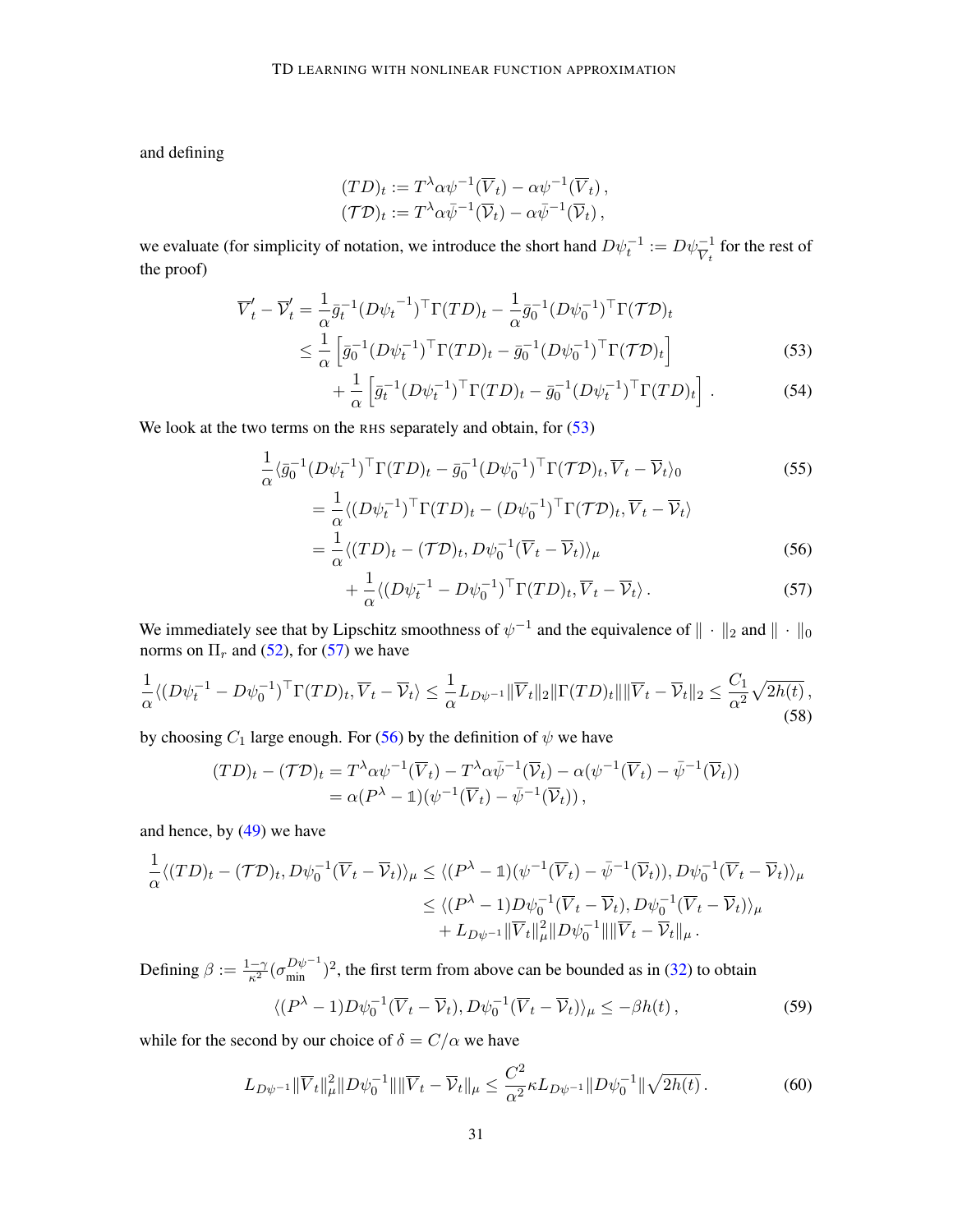and defining

$$
\begin{aligned}
(TD)_t &:= T^\lambda \alpha \psi^{-1}(\overline{V}_t) - \alpha \psi^{-1}(\overline{V}_t)\,,\\
(\mathcal{TD})_t &:= T^\lambda \alpha \bar{\psi}^{-1}(\overline{\mathcal{V}}_t) - \alpha \bar{\psi}^{-1}(\overline{\mathcal{V}}_t)\,,
\end{aligned}
$$

we evaluate (for simplicity of notation, we introduce the short hand $D\psi_t^{-1} := D\psi^{-1}_{\overline{V}_t}$ for the rest of the proof)

$$
\begin{aligned}
\overline{V}'_t - \overline{\mathcal{V}}'_t &= \frac{1}{\alpha}\bar{g}_t^{-1}(D{\psi_t}^{-1})^\top \Gamma (TD)_t - \frac{1}{\alpha}\bar{g}_0^{-1}(D{\psi_0}^{-1})^\top \Gamma (\mathcal{TD})_t \\
&\leq \frac{1}{\alpha}\left[\bar{g}_0^{-1}(D\psi_t^{-1})^\top \Gamma (TD)_t - \bar{g}_0^{-1}(D\psi_0^{-1})^\top \Gamma (\mathcal{TD})_t\right] \qquad (53)\\
&\quad + \frac{1}{\alpha}\left[\bar{g}_t^{-1}(D\psi_t^{-1})^\top \Gamma (TD)_t - \bar{g}_0^{-1}(D\psi_t^{-1})^\top \Gamma (TD)_t\right]. \qquad (54)
\end{aligned}
$$

We look at the two terms on the RHS separately and obtain, for (53)

$$
\begin{aligned}
&\frac{1}{\alpha}\langle \bar{g}_0^{-1}(D\psi_t^{-1})^\top \Gamma (TD)_t - \bar{g}_0^{-1}(D\psi_0^{-1})^\top \Gamma (\mathcal{TD})_t, \overline{V}_t - \overline{\mathcal{V}}_t\rangle_0 \qquad (55)\\
&= \frac{1}{\alpha}\langle (D\psi_t^{-1})^\top \Gamma (TD)_t - (D\psi_0^{-1})^\top \Gamma (\mathcal{TD})_t, \overline{V}_t - \overline{\mathcal{V}}_t\rangle \\
&= \frac{1}{\alpha}\langle (TD)_t - (\mathcal{TD})_t, D\psi_0^{-1}(\overline{V}_t - \overline{\mathcal{V}}_t)\rangle_\mu \qquad (56)\\
&\quad + \frac{1}{\alpha}\langle (D{\psi_t}^{-1} - D\psi_0^{-1})^\top \Gamma (TD)_t, \overline{V}_t - \overline{\mathcal{V}}_t\rangle\,. \qquad (57)
\end{aligned}
$$

We immediately see that by Lipschitz smoothness of $\psi^{-1}$ and the equivalence of $\|\cdot\|_2$ and $\|\cdot\|_0$ norms on $\Pi_r$ and (52), for (57) we have

$$
\frac{1}{\alpha}\langle (D{\psi_t}^{-1} - D\psi_0^{-1})^\top \Gamma (TD)_t, \overline{V}_t - \overline{\mathcal{V}}_t\rangle \leq \frac{1}{\alpha} L_{D\psi^{-1}}\|\overline{V}_t\|_2 \|\Gamma (TD)_t\| \|\overline{V}_t - \overline{\mathcal{V}}_t\|_2 \leq \frac{C_1}{\alpha^2}\sqrt{2h(t)}\,, \tag{58}
$$

by choosing $C_1$ large enough. For (56) by the definition of $\psi$ we have

$$
\begin{aligned}
(TD)_t - (\mathcal{TD})_t &= T^\lambda \alpha \psi^{-1}(\overline{V}_t) - T^\lambda \alpha \bar{\psi}^{-1}(\overline{\mathcal{V}}_t) - \alpha(\psi^{-1}(\overline{V}_t) - \bar{\psi}^{-1}(\overline{\mathcal{V}}_t))\\
&= \alpha(P^\lambda - \mathbb{1})(\psi^{-1}(\overline{V}_t) - \bar{\psi}^{-1}(\overline{\mathcal{V}}_t))\,,
\end{aligned}
$$

and hence, by (49) we have

$$
\begin{aligned}
\frac{1}{\alpha}\langle (TD)_t - (\mathcal{TD})_t, D\psi_0^{-1}(\overline{V}_t - \overline{\mathcal{V}}_t)\rangle_\mu &\leq \langle (P^\lambda - \mathbb{1})(\psi^{-1}(\overline{V}_t) - \bar{\psi}^{-1}(\overline{\mathcal{V}}_t)), D\psi_0^{-1}(\overline{V}_t - \overline{\mathcal{V}}_t)\rangle_\mu \\
&\leq \langle (P^\lambda - 1) D\psi_0^{-1}(\overline{V}_t - \overline{\mathcal{V}}_t), D\psi_0^{-1}(\overline{V}_t - \overline{\mathcal{V}}_t)\rangle_\mu \\
&\quad + L_{D\psi^{-1}}\|\overline{V}_t\|_\mu^2 \|D\psi_0^{-1}\| \|\overline{V}_t - \overline{\mathcal{V}}_t\|_\mu\,.
\end{aligned}
$$

Defining $\beta := \frac{1-\gamma}{\kappa^2}(\sigma_{\min}^{D\psi^{-1}})^2$, the first term from above can be bounded as in (32) to obtain

$$
\langle (P^\lambda - 1) D\psi_0^{-1}(\overline{V}_t - \overline{\mathcal{V}}_t), D\psi_0^{-1}(\overline{V}_t - \overline{\mathcal{V}}_t)\rangle_\mu \leq -\beta h(t)\,, \tag{59}
$$

while for the second by our choice of $\delta = C/\alpha$ we have

$$
L_{D\psi^{-1}}\|\overline{V}_t\|_\mu^2 \|D\psi_0^{-1}\| \|\overline{V}_t - \overline{\mathcal{V}}_t\|_\mu \leq \frac{C^2}{\alpha^2}\kappa L_{D\psi^{-1}}\|D\psi_0^{-1}\|\sqrt{2h(t)}\,. \tag{60}
$$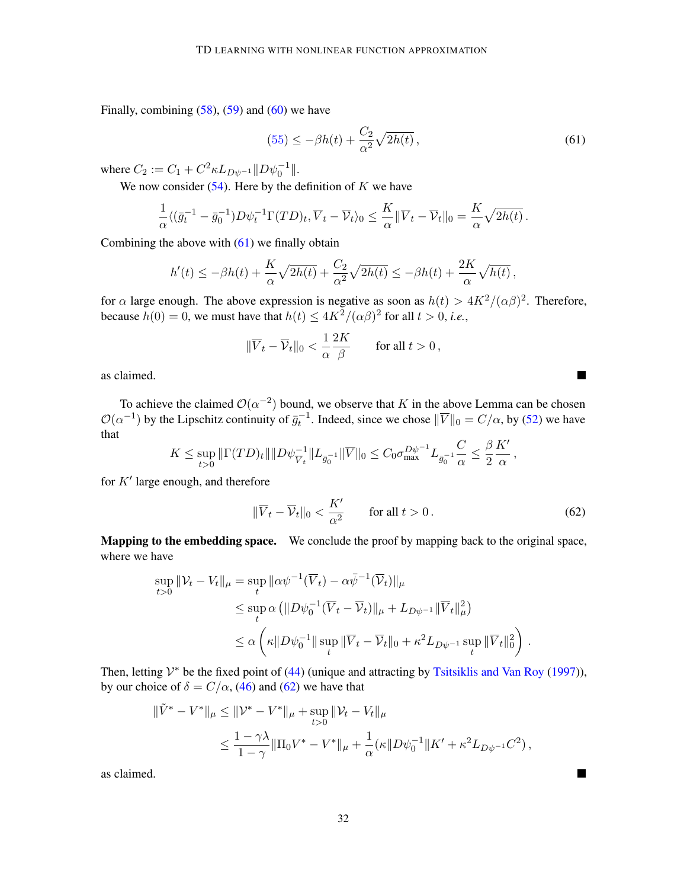Finally, combining (58), (59) and (60) we have

$$(55) \leq -\beta h(t) + \frac{C_2}{\alpha^2}\sqrt{2h(t)}\,, \tag{61}$$

where $C_2 := C_1 + C^2 \kappa L_{D\psi^{-1}} \|D\psi_0^{-1}\|$.

We now consider (54). Here by the definition of $K$ we have

$$\frac{1}{\alpha}\langle(\bar{g}_t^{-1} - \bar{g}_0^{-1})D\psi_t^{-1}\Gamma(TD)_t, \overline{V}_t - \overline{\mathcal{V}}_t\rangle_0 \leq \frac{K}{\alpha}\|\overline{V}_t - \overline{\mathcal{V}}_t\|_0 = \frac{K}{\alpha}\sqrt{2h(t)}\,.$$

Combining the above with (61) we finally obtain

$$h'(t) \leq -\beta h(t) + \frac{K}{\alpha}\sqrt{2h(t)} + \frac{C_2}{\alpha^2}\sqrt{2h(t)} \leq -\beta h(t) + \frac{2K}{\alpha}\sqrt{h(t)}\,,$$

for $\alpha$ large enough. The above expression is negative as soon as $h(t) > 4K^2/(\alpha\beta)^2$. Therefore, because $h(0) = 0$, we must have that $h(t) \leq 4K^2/(\alpha\beta)^2$ for all $t > 0$, *i.e.*,

$$\|\overline{V}_t - \overline{\mathcal{V}}_t\|_0 < \frac{1}{\alpha}\frac{2K}{\beta} \qquad \text{for all } t > 0\,,$$

as claimed. ■

To achieve the claimed $\mathcal{O}(\alpha^{-2})$ bound, we observe that $K$ in the above Lemma can be chosen $\mathcal{O}(\alpha^{-1})$ by the Lipschitz continuity of $\bar{g}_t^{-1}$. Indeed, since we chose $\|\overline{V}\|_0 = C/\alpha$, by (52) we have that

$$K \leq \sup_{t>0}\|\Gamma(TD)_t\|\|D\psi_{\overline{V}_t}^{-1}\|L_{\bar{g}_0^{-1}}\|\overline{V}\|_0 \leq C_0\sigma_{\max}^{D\psi^{-1}}L_{\bar{g}_0^{-1}}\frac{C}{\alpha} \leq \frac{\beta}{2}\frac{K'}{\alpha}\,,$$

for $K'$ large enough, and therefore

$$\|\overline{V}_t - \overline{\mathcal{V}}_t\|_0 < \frac{K'}{\alpha^2} \qquad \text{for all } t > 0\,. \tag{62}$$

**Mapping to the embedding space.** We conclude the proof by mapping back to the original space, where we have

$$\begin{aligned}
\sup_{t>0}\|\mathcal{V}_t - V_t\|_\mu &= \sup_t\|\alpha\psi^{-1}(\overline{V}_t) - \alpha\bar{\psi}^{-1}(\overline{\mathcal{V}}_t)\|_\mu \\
&\leq \sup_t \alpha\left(\|D\psi_0^{-1}(\overline{V}_t - \overline{\mathcal{V}}_t)\|_\mu + L_{D\psi^{-1}}\|\overline{V}_t\|_\mu^2\right) \\
&\leq \alpha\left(\kappa\|D\psi_0^{-1}\|\sup_t\|\overline{V}_t - \overline{\mathcal{V}}_t\|_0 + \kappa^2 L_{D\psi^{-1}}\sup_t\|\overline{V}_t\|_0^2\right)\,.
\end{aligned}$$

Then, letting $\mathcal{V}^*$ be the fixed point of (44) (unique and attracting by Tsitsiklis and Van Roy (1997)), by our choice of $\delta = C/\alpha$, (46) and (62) we have that

$$\begin{aligned}
\|\tilde{V}^* - V^*\|_\mu &\leq \|\mathcal{V}^* - V^*\|_\mu + \sup_{t>0}\|\mathcal{V}_t - V_t\|_\mu \\
&\leq \frac{1-\gamma\lambda}{1-\gamma}\|\Pi_0 V^* - V^*\|_\mu + \frac{1}{\alpha}(\kappa\|D\psi_0^{-1}\|K' + \kappa^2 L_{D\psi^{-1}}C^2)\,,
\end{aligned}$$

as claimed. ■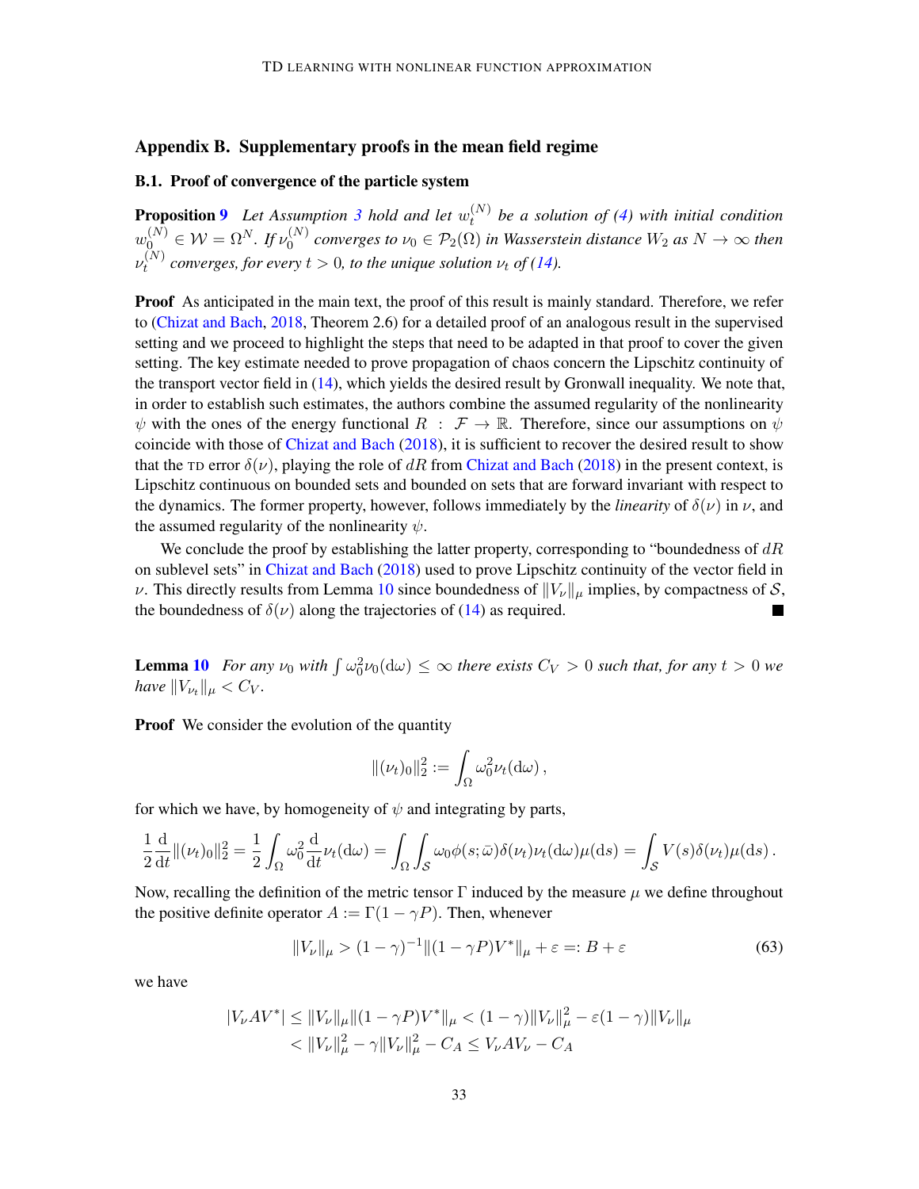## Appendix B. Supplementary proofs in the mean field regime

### B.1. Proof of convergence of the particle system

**Proposition 9** *Let Assumption 3 hold and let $w_t^{(N)}$ be a solution of (4) with initial condition $w_0^{(N)} \in \mathcal{W} = \Omega^N$. If $\nu_0^{(N)}$ converges to $\nu_0 \in \mathcal{P}_2(\Omega)$ in Wasserstein distance $W_2$ as $N \to \infty$ then $\nu_t^{(N)}$ converges, for every $t > 0$, to the unique solution $\nu_t$ of (14).*

**Proof** As anticipated in the main text, the proof of this result is mainly standard. Therefore, we refer to (Chizat and Bach, 2018, Theorem 2.6) for a detailed proof of an analogous result in the supervised setting and we proceed to highlight the steps that need to be adapted in that proof to cover the given setting. The key estimate needed to prove propagation of chaos concern the Lipschitz continuity of the transport vector field in (14), which yields the desired result by Gronwall inequality. We note that, in order to establish such estimates, the authors combine the assumed regularity of the nonlinearity $\psi$ with the ones of the energy functional $R : \mathcal{F} \to \mathbb{R}$. Therefore, since our assumptions on $\psi$ coincide with those of Chizat and Bach (2018), it is sufficient to recover the desired result to show that the TD error $\delta(\nu)$, playing the role of $dR$ from Chizat and Bach (2018) in the present context, is Lipschitz continuous on bounded sets and bounded on sets that are forward invariant with respect to the dynamics. The former property, however, follows immediately by the *linearity* of $\delta(\nu)$ in $\nu$, and the assumed regularity of the nonlinearity $\psi$.

We conclude the proof by establishing the latter property, corresponding to "boundedness of $dR$ on sublevel sets" in Chizat and Bach (2018) used to prove Lipschitz continuity of the vector field in $\nu$. This directly results from Lemma 10 since boundedness of $\|V_\nu\|_\mu$ implies, by compactness of $\mathcal{S}$, the boundedness of $\delta(\nu)$ along the trajectories of (14) as required. ■

**Lemma 10** *For any $\nu_0$ with $\int \omega_0^2 \nu_0(\mathrm{d}\omega) \leq \infty$ there exists $C_V > 0$ such that, for any $t > 0$ we have $\|V_{\nu_t}\|_\mu < C_V$.*

**Proof** We consider the evolution of the quantity

$$\|(\nu_t)_0\|_2^2 := \int_\Omega \omega_0^2 \nu_t(\mathrm{d}\omega)\,,$$

for which we have, by homogeneity of $\psi$ and integrating by parts,

$$\frac{1}{2}\frac{\mathrm{d}}{\mathrm{d}t}\|(\nu_t)_0\|_2^2 = \frac{1}{2}\int_\Omega \omega_0^2 \frac{\mathrm{d}}{\mathrm{d}t}\nu_t(\mathrm{d}\omega) = \int_\Omega \int_\mathcal{S} \omega_0 \phi(s;\bar{\omega})\delta(\nu_t)\nu_t(\mathrm{d}\omega)\mu(\mathrm{d}s) = \int_\mathcal{S} V(s)\delta(\nu_t)\mu(\mathrm{d}s)\,.$$

Now, recalling the definition of the metric tensor $\Gamma$ induced by the measure $\mu$ we define throughout the positive definite operator $A := \Gamma(1-\gamma P)$. Then, whenever

$$\|V_\nu\|_\mu > (1-\gamma)^{-1}\|(1-\gamma P)V^*\|_\mu + \varepsilon =: B + \varepsilon \tag{63}$$

we have

$$\begin{aligned}
|V_\nu A V^*| \leq \|V_\nu\|_\mu \|(1-\gamma P)V^*\|_\mu &< (1-\gamma)\|V_\nu\|_\mu^2 - \varepsilon(1-\gamma)\|V_\nu\|_\mu \\
&< \|V_\nu\|_\mu^2 - \gamma\|V_\nu\|_\mu^2 - C_A \leq V_\nu A V_\nu - C_A
\end{aligned}$$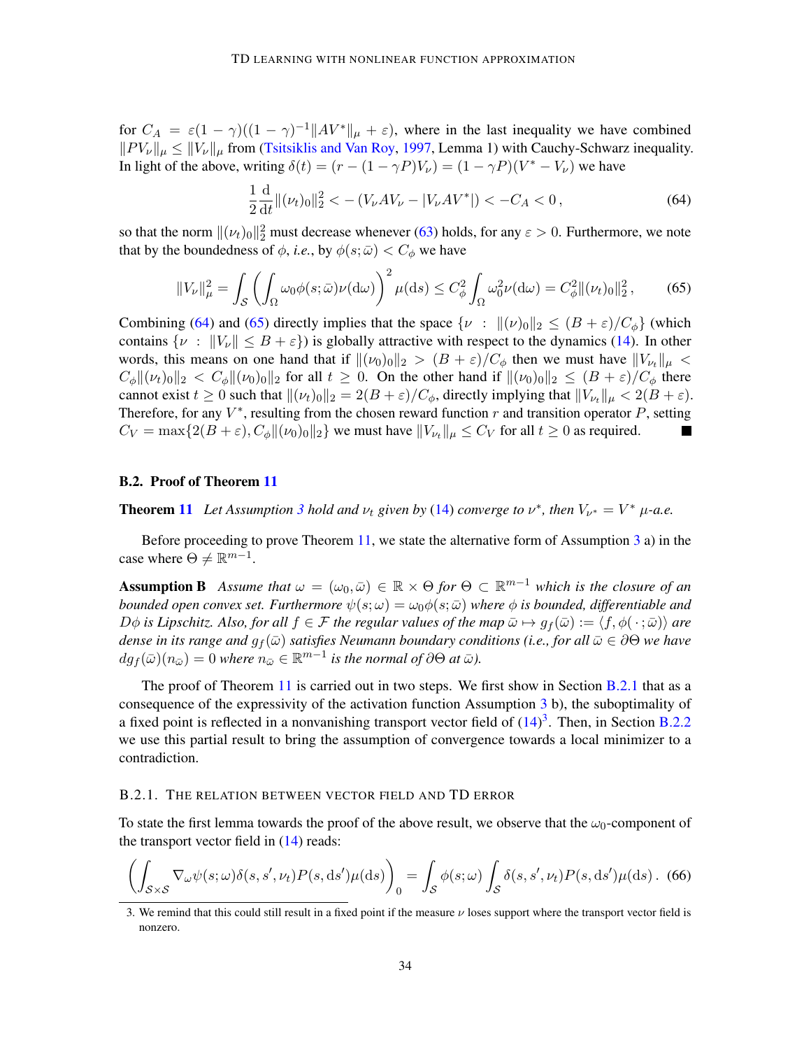for $C_A = \varepsilon(1-\gamma)((1-\gamma)^{-1}\|AV^*\|_\mu + \varepsilon)$, where in the last inequality we have combined $\|PV_\nu\|_\mu \leq \|V_\nu\|_\mu$ from (Tsitsiklis and Van Roy, 1997, Lemma 1) with Cauchy-Schwarz inequality. In light of the above, writing $\delta(t) = (r - (1-\gamma P)V_\nu) = (1-\gamma P)(V^* - V_\nu)$ we have

$$\frac{1}{2}\frac{\mathrm{d}}{\mathrm{d}t}\|(\nu_t)_0\|_2^2 < -(V_\nu A V_\nu - |V_\nu A V^*|) < -C_A < 0\,, \tag{64}$$

so that the norm $\|(\nu_t)_0\|_2^2$ must decrease whenever (63) holds, for any $\varepsilon > 0$. Furthermore, we note that by the boundedness of $\phi$, *i.e.*, by $\phi(s;\bar{\omega}) < C_\phi$ we have

$$\|V_\nu\|_\mu^2 = \int_{\mathcal{S}} \left(\int_\Omega \omega_0 \phi(s;\bar{\omega})\nu(\mathrm{d}\omega)\right)^2 \mu(\mathrm{d}s) \leq C_\phi^2 \int_\Omega \omega_0^2 \nu(\mathrm{d}\omega) = C_\phi^2 \|(\nu_t)_0\|_2^2\,, \tag{65}$$

Combining (64) and (65) directly implies that the space $\{\nu \;:\; \|(\nu)_0\|_2 \leq (B+\varepsilon)/C_\phi\}$ (which contains $\{\nu \;:\; \|V_\nu\| \leq B+\varepsilon\}$) is globally attractive with respect to the dynamics (14). In other words, this means on one hand that if $\|(\nu_0)_0\|_2 > (B+\varepsilon)/C_\phi$ then we must have $\|V_{\nu_t}\|_\mu < C_\phi\|(\nu_t)_0\|_2 < C_\phi\|(\nu_0)_0\|_2$ for all $t \geq 0$. On the other hand if $\|(\nu_0)_0\|_2 \leq (B+\varepsilon)/C_\phi$ there cannot exist $t \geq 0$ such that $\|(\nu_t)_0\|_2 = 2(B+\varepsilon)/C_\phi$, directly implying that $\|V_{\nu_t}\|_\mu < 2(B+\varepsilon)$. Therefore, for any $V^*$, resulting from the chosen reward function $r$ and transition operator $P$, setting $C_V = \max\{2(B+\varepsilon), C_\phi\|(\nu_0)_0\|_2\}$ we must have $\|V_{\nu_t}\|_\mu \leq C_V$ for all $t \geq 0$ as required. ■

### B.2. Proof of Theorem 11

**Theorem 11** *Let Assumption 3 hold and $\nu_t$ given by (14) converge to $\nu^*$, then $V_{\nu^*} = V^*$ $\mu$-a.e.*

Before proceeding to prove Theorem 11, we state the alternative form of Assumption 3 a) in the case where $\Theta \neq \mathbb{R}^{m-1}$.

**Assumption B** *Assume that $\omega = (\omega_0, \bar{\omega}) \in \mathbb{R} \times \Theta$ for $\Theta \subset \mathbb{R}^{m-1}$ which is the closure of an bounded open convex set. Furthermore $\psi(s;\omega) = \omega_0\phi(s;\bar{\omega})$ where $\phi$ is bounded, differentiable and $D\phi$ is Lipschitz. Also, for all $f \in \mathcal{F}$ the regular values of the map $\bar{\omega} \mapsto g_f(\bar{\omega}) := \langle f, \phi(\,\cdot\,;\bar{\omega})\rangle$ are dense in its range and $g_f(\bar{\omega})$ satisfies Neumann boundary conditions (i.e., for all $\bar{\omega} \in \partial\Theta$ we have $dg_f(\bar{\omega})(n_{\bar{\omega}}) = 0$ where $n_{\bar{\omega}} \in \mathbb{R}^{m-1}$ is the normal of $\partial\Theta$ at $\bar{\omega}$).*

The proof of Theorem 11 is carried out in two steps. We first show in Section B.2.1 that as a consequence of the expressivity of the activation function Assumption 3 b), the suboptimality of a fixed point is reflected in a nonvanishing transport vector field of (14)[3]. Then, in Section B.2.2 we use this partial result to bring the assumption of convergence towards a local minimizer to a contradiction.

#### B.2.1. The relation between vector field and TD error

To state the first lemma towards the proof of the above result, we observe that the $\omega_0$-component of the transport vector field in (14) reads:

$$\left(\int_{\mathcal{S}\times\mathcal{S}} \nabla_\omega \psi(s;\omega)\delta(s,s',\nu_t)P(s,\mathrm{d}s')\mu(\mathrm{d}s)\right)_0 = \int_{\mathcal{S}} \phi(s;\omega)\int_{\mathcal{S}} \delta(s,s',\nu_t)P(s,\mathrm{d}s')\mu(\mathrm{d}s)\,. \tag{66}$$

3. We remind that this could still result in a fixed point if the measure $\nu$ loses support where the transport vector field is nonzero.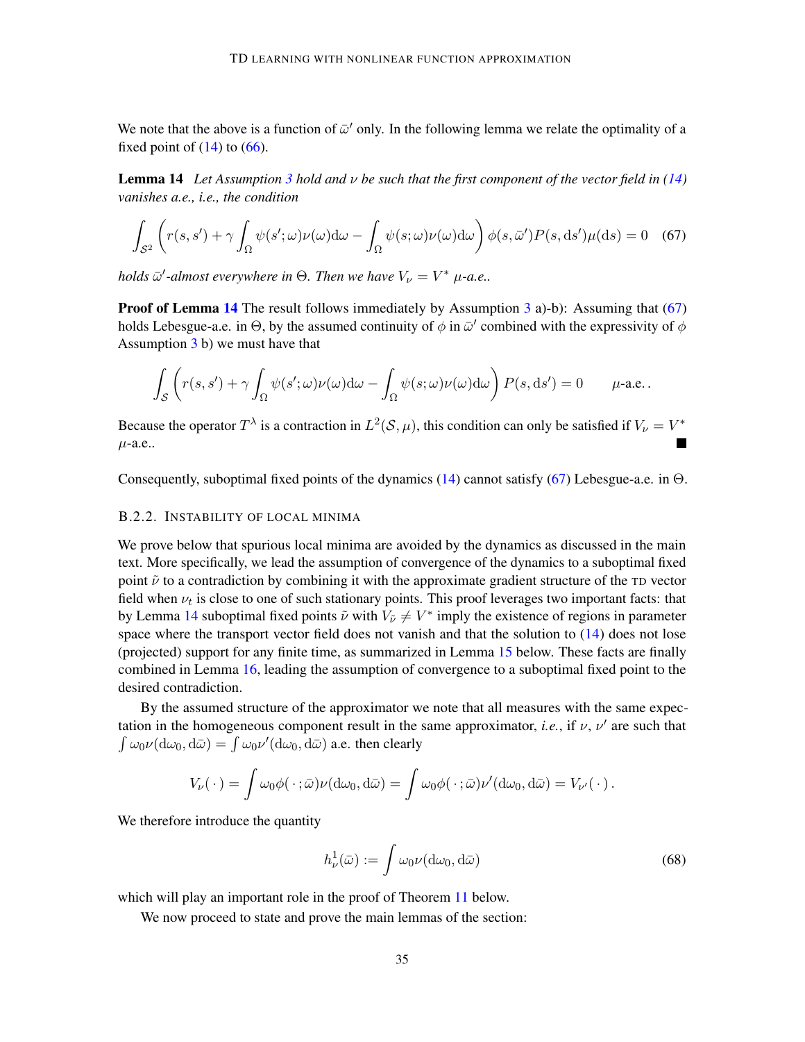We note that the above is a function of $\bar{\omega}'$ only. In the following lemma we relate the optimality of a fixed point of (14) to (66).

**Lemma 14** *Let Assumption 3 hold and $\nu$ be such that the first component of the vector field in (14) vanishes a.e., i.e., the condition*

$$\int_{\mathcal{S}^2} \left( r(s,s') + \gamma \int_\Omega \psi(s';\omega)\nu(\omega)\mathrm{d}\omega - \int_\Omega \psi(s;\omega)\nu(\omega)\mathrm{d}\omega \right) \phi(s,\bar{\omega}')P(s,\mathrm{d}s')\mu(\mathrm{d}s) = 0 \quad (67)$$

*holds $\bar{\omega}'$-almost everywhere in $\Theta$. Then we have $V_\nu = V^*$ $\mu$-a.e..*

**Proof of Lemma 14** The result follows immediately by Assumption 3 a)-b): Assuming that (67) holds Lebesgue-a.e. in $\Theta$, by the assumed continuity of $\phi$ in $\bar{\omega}'$ combined with the expressivity of $\phi$ Assumption 3 b) we must have that

$$\int_{\mathcal{S}} \left( r(s,s') + \gamma \int_\Omega \psi(s';\omega)\nu(\omega)\mathrm{d}\omega - \int_\Omega \psi(s;\omega)\nu(\omega)\mathrm{d}\omega \right) P(s,\mathrm{d}s') = 0 \qquad \mu\text{-a.e.}\,.$$

Because the operator $T^\lambda$ is a contraction in $L^2(\mathcal{S},\mu)$, this condition can only be satisfied if $V_\nu = V^*$ $\mu$-a.e.. ■

Consequently, suboptimal fixed points of the dynamics (14) cannot satisfy (67) Lebesgue-a.e. in $\Theta$.

### B.2.2. Instability of local minima

We prove below that spurious local minima are avoided by the dynamics as discussed in the main text. More specifically, we lead the assumption of convergence of the dynamics to a suboptimal fixed point $\tilde{\nu}$ to a contradiction by combining it with the approximate gradient structure of the TD vector field when $\nu_t$ is close to one of such stationary points. This proof leverages two important facts: that by Lemma 14 suboptimal fixed points $\tilde{\nu}$ with $V_{\tilde{\nu}} \neq V^*$ imply the existence of regions in parameter space where the transport vector field does not vanish and that the solution to (14) does not lose (projected) support for any finite time, as summarized in Lemma 15 below. These facts are finally combined in Lemma 16, leading the assumption of convergence to a suboptimal fixed point to the desired contradiction.

By the assumed structure of the approximator we note that all measures with the same expectation in the homogeneous component result in the same approximator, *i.e.*, if $\nu$, $\nu'$ are such that $\int \omega_0 \nu(\mathrm{d}\omega_0, \mathrm{d}\bar{\omega}) = \int \omega_0 \nu'(\mathrm{d}\omega_0, \mathrm{d}\bar{\omega})$ a.e. then clearly

$$V_\nu(\,\cdot\,) = \int \omega_0 \phi(\,\cdot\,;\bar{\omega})\nu(\mathrm{d}\omega_0,\mathrm{d}\bar{\omega}) = \int \omega_0 \phi(\,\cdot\,;\bar{\omega})\nu'(\mathrm{d}\omega_0,\mathrm{d}\bar{\omega}) = V_{\nu'}(\,\cdot\,)\,.$$

We therefore introduce the quantity

$$h^1_\nu(\bar{\omega}) := \int \omega_0 \nu(\mathrm{d}\omega_0, \mathrm{d}\bar{\omega}) \quad (68)$$

which will play an important role in the proof of Theorem 11 below.

We now proceed to state and prove the main lemmas of the section: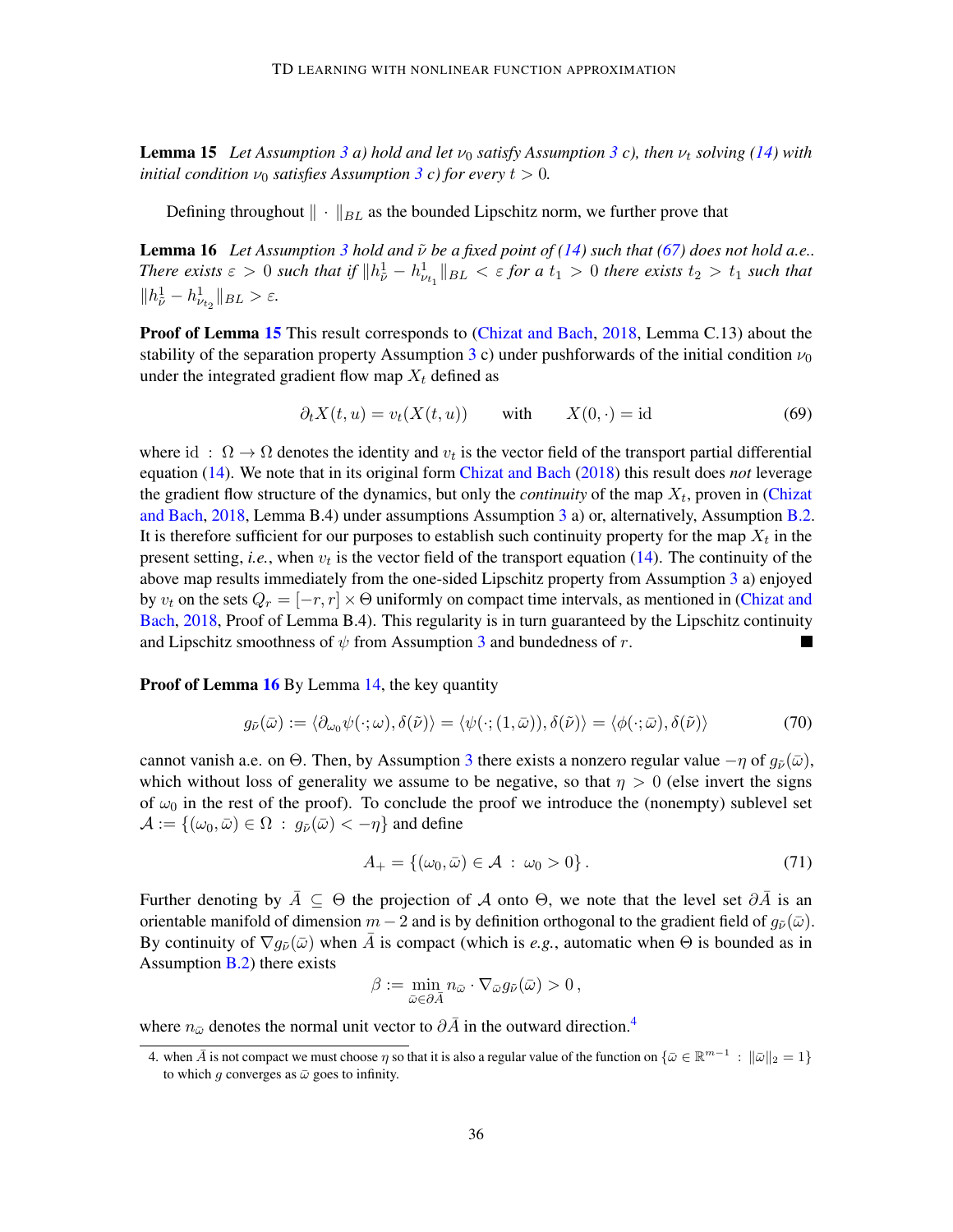**Lemma 15** *Let Assumption 3 a) hold and let $\nu_0$ satisfy Assumption 3 c), then $\nu_t$ solving (14) with initial condition $\nu_0$ satisfies Assumption 3 c) for every $t > 0$.*

Defining throughout $\| \cdot \|_{BL}$ as the bounded Lipschitz norm, we further prove that

**Lemma 16** *Let Assumption 3 hold and $\tilde{\nu}$ be a fixed point of (14) such that (67) does not hold a.e.. There exists $\varepsilon > 0$ such that if $\|h^1_{\tilde{\nu}} - h^1_{\nu_{t_1}}\|_{BL} < \varepsilon$ for a $t_1 > 0$ there exists $t_2 > t_1$ such that $\|h^1_{\tilde{\nu}} - h^1_{\nu_{t_2}}\|_{BL} > \varepsilon$.*

**Proof of Lemma 15** This result corresponds to (Chizat and Bach, 2018, Lemma C.13) about the stability of the separation property Assumption 3 c) under pushforwards of the initial condition $\nu_0$ under the integrated gradient flow map $X_t$ defined as

$$\partial_t X(t, u) = v_t(X(t, u)) \qquad \text{with} \qquad X(0, \cdot) = \mathrm{id} \tag{69}$$

where $\mathrm{id} \,:\, \Omega \to \Omega$ denotes the identity and $v_t$ is the vector field of the transport partial differential equation (14). We note that in its original form Chizat and Bach (2018) this result does *not* leverage the gradient flow structure of the dynamics, but only the *continuity* of the map $X_t$, proven in (Chizat and Bach, 2018, Lemma B.4) under assumptions Assumption 3 a) or, alternatively, Assumption B.2. It is therefore sufficient for our purposes to establish such continuity property for the map $X_t$ in the present setting, *i.e.*, when $v_t$ is the vector field of the transport equation (14). The continuity of the above map results immediately from the one-sided Lipschitz property from Assumption 3 a) enjoyed by $v_t$ on the sets $Q_r = [-r, r] \times \Theta$ uniformly on compact time intervals, as mentioned in (Chizat and Bach, 2018, Proof of Lemma B.4). This regularity is in turn guaranteed by the Lipschitz continuity and Lipschitz smoothness of $\psi$ from Assumption 3 and bundedness of $r$. ∎

**Proof of Lemma 16** By Lemma 14, the key quantity

$$g_{\tilde{\nu}}(\bar{\omega}) := \langle \partial_{\omega_0} \psi(\cdot; \omega), \delta(\tilde{\nu}) \rangle = \langle \psi(\cdot; (1, \bar{\omega})), \delta(\tilde{\nu}) \rangle = \langle \phi(\cdot; \bar{\omega}), \delta(\tilde{\nu}) \rangle \tag{70}$$

cannot vanish a.e. on $\Theta$. Then, by Assumption 3 there exists a nonzero regular value $-\eta$ of $g_{\tilde{\nu}}(\bar{\omega})$, which without loss of generality we assume to be negative, so that $\eta > 0$ (else invert the signs of $\omega_0$ in the rest of the proof). To conclude the proof we introduce the (nonempty) sublevel set $\mathcal{A} := \{(\omega_0, \bar{\omega}) \in \Omega \,:\, g_{\tilde{\nu}}(\bar{\omega}) < -\eta\}$ and define

$$A_+ = \{(\omega_0, \bar{\omega}) \in \mathcal{A} \,:\, \omega_0 > 0\}\,. \tag{71}$$

Further denoting by $\bar{A} \subseteq \Theta$ the projection of $\mathcal{A}$ onto $\Theta$, we note that the level set $\partial \bar{A}$ is an orientable manifold of dimension $m - 2$ and is by definition orthogonal to the gradient field of $g_{\tilde{\nu}}(\bar{\omega})$. By continuity of $\nabla g_{\tilde{\nu}}(\bar{\omega})$ when $\bar{A}$ is compact (which is *e.g.*, automatic when $\Theta$ is bounded as in Assumption B.2) there exists

$$\beta := \min_{\bar{\omega} \in \partial \bar{A}} n_{\bar{\omega}} \cdot \nabla_{\bar{\omega}} g_{\tilde{\nu}}(\bar{\omega}) > 0\,,$$

where $n_{\bar{\omega}}$ denotes the normal unit vector to $\partial \bar{A}$ in the outward direction.[4]

4. when $\bar{A}$ is not compact we must choose $\eta$ so that it is also a regular value of the function on $\{\bar{\omega} \in \mathbb{R}^{m-1} \,:\, \|\bar{\omega}\|_2 = 1\}$ to which $g$ converges as $\bar{\omega}$ goes to infinity.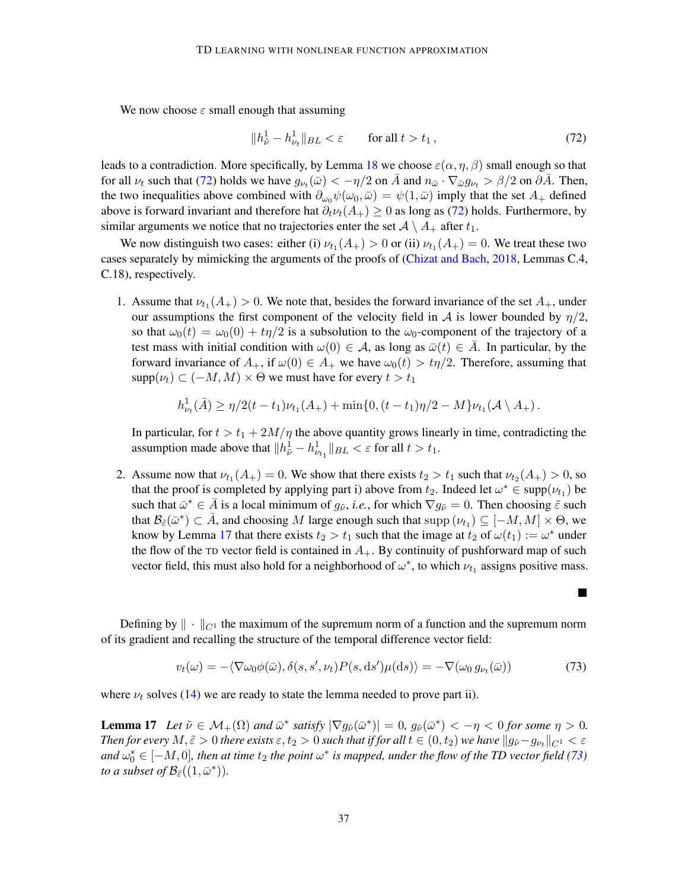We now choose $\varepsilon$ small enough that assuming

$$\|h^1_{\tilde{\nu}} - h^1_{\nu_t}\|_{BL} < \varepsilon \qquad \text{for all } t > t_1\,, \tag{72}$$

leads to a contradiction. More specifically, by Lemma 18 we choose $\varepsilon(\alpha, \eta, \beta)$ small enough so that for all $\nu_t$ such that (72) holds we have $g_{\nu_t}(\bar{\omega}) < -\eta/2$ on $\bar{A}$ and $n_{\bar{\omega}} \cdot \nabla_{\bar{\omega}} g_{\nu_t} > \beta/2$ on $\partial \bar{A}$. Then, the two inequalities above combined with $\partial_{\omega_0}\psi(\omega_0, \bar{\omega}) = \psi(1, \bar{\omega})$ imply that the set $A_+$ defined above is forward invariant and therefore hat $\partial_t \nu_t(A_+) \geq 0$ as long as (72) holds. Furthermore, by similar arguments we notice that no trajectories enter the set $\mathcal{A} \setminus A_+$ after $t_1$.

We now distinguish two cases: either (i) $\nu_{t_1}(A_+) > 0$ or (ii) $\nu_{t_1}(A_+) = 0$. We treat these two cases separately by mimicking the arguments of the proofs of (Chizat and Bach, 2018, Lemmas C.4, C.18), respectively.

1. Assume that $\nu_{t_1}(A_+) > 0$. We note that, besides the forward invariance of the set $A_+$, under our assumptions the first component of the velocity field in $\mathcal{A}$ is lower bounded by $\eta/2$, so that $\omega_0(t) = \omega_0(0) + t\eta/2$ is a subsolution to the $\omega_0$-component of the trajectory of a test mass with initial condition with $\omega(0) \in \mathcal{A}$, as long as $\bar{\omega}(t) \in \bar{A}$. In particular, by the forward invariance of $A_+$, if $\omega(0) \in A_+$ we have $\omega_0(t) > t\eta/2$. Therefore, assuming that $\mathrm{supp}(\nu_t) \subset (-M, M) \times \Theta$ we must have for every $t > t_1$

$$h^1_{\nu_t}(\bar{A}) \geq \eta/2(t - t_1)\nu_{t_1}(A_+) + \min\{0, (t - t_1)\eta/2 - M\}\nu_{t_1}(\mathcal{A} \setminus A_+)\,.$$

In particular, for $t > t_1 + 2M/\eta$ the above quantity grows linearly in time, contradicting the assumption made above that $\|h^1_{\tilde{\nu}} - h^1_{\nu_{t_1}}\|_{BL} < \varepsilon$ for all $t > t_1$.

2. Assume now that $\nu_{t_1}(A_+) = 0$. We show that there exists $t_2 > t_1$ such that $\nu_{t_2}(A_+) > 0$, so that the proof is completed by applying part i) above from $t_2$. Indeed let $\omega^* \in \mathrm{supp}(\nu_{t_1})$ be such that $\bar{\omega}^* \in \bar{A}$ is a local minimum of $g_{\tilde{\nu}}$, *i.e.*, for which $\nabla g_{\tilde{\nu}} = 0$. Then choosing $\tilde{\varepsilon}$ such that $\mathcal{B}_{\tilde{\varepsilon}}(\bar{\omega}^*) \subset \bar{A}$, and choosing $M$ large enough such that $\mathrm{supp}\,(\nu_{t_1}) \subseteq [-M, M] \times \Theta$, we know by Lemma 17 that there exists $t_2 > t_1$ such that the image at $t_2$ of $\omega(t_1) := \omega^*$ under the flow of the TD vector field is contained in $A_+$. By continuity of pushforward map of such vector field, this must also hold for a neighborhood of $\omega^*$, to which $\nu_{t_1}$ assigns positive mass.

■

Defining by $\|\cdot\|_{C^1}$ the maximum of the supremum norm of a function and the supremum norm of its gradient and recalling the structure of the temporal difference vector field:

$$v_t(\omega) = -\langle \nabla \omega_0 \phi(\bar{\omega}), \delta(s, s', \nu_t) P(s, \mathrm{d}s')\mu(\mathrm{d}s)\rangle = -\nabla(\omega_0\, g_{\nu_t}(\bar{\omega})) \tag{73}$$

where $\nu_t$ solves (14) we are ready to state the lemma needed to prove part ii).

**Lemma 17** *Let $\tilde{\nu} \in \mathcal{M}_+(\Omega)$ and $\bar{\omega}^*$ satisfy $|\nabla g_{\tilde{\nu}}(\bar{\omega}^*)| = 0$, $g_{\tilde{\nu}}(\bar{\omega}^*) < -\eta < 0$ for some $\eta > 0$. Then for every $M, \tilde{\varepsilon} > 0$ there exists $\varepsilon, t_2 > 0$ such that if for all $t \in (0, t_2)$ we have $\|g_{\tilde{\nu}} - g_{\nu_t}\|_{C^1} < \varepsilon$ and $\omega_0^* \in [-M, 0]$, then at time $t_2$ the point $\omega^*$ is mapped, under the flow of the TD vector field (73) to a subset of $\mathcal{B}_{\tilde{\varepsilon}}((1, \bar{\omega}^*))$.*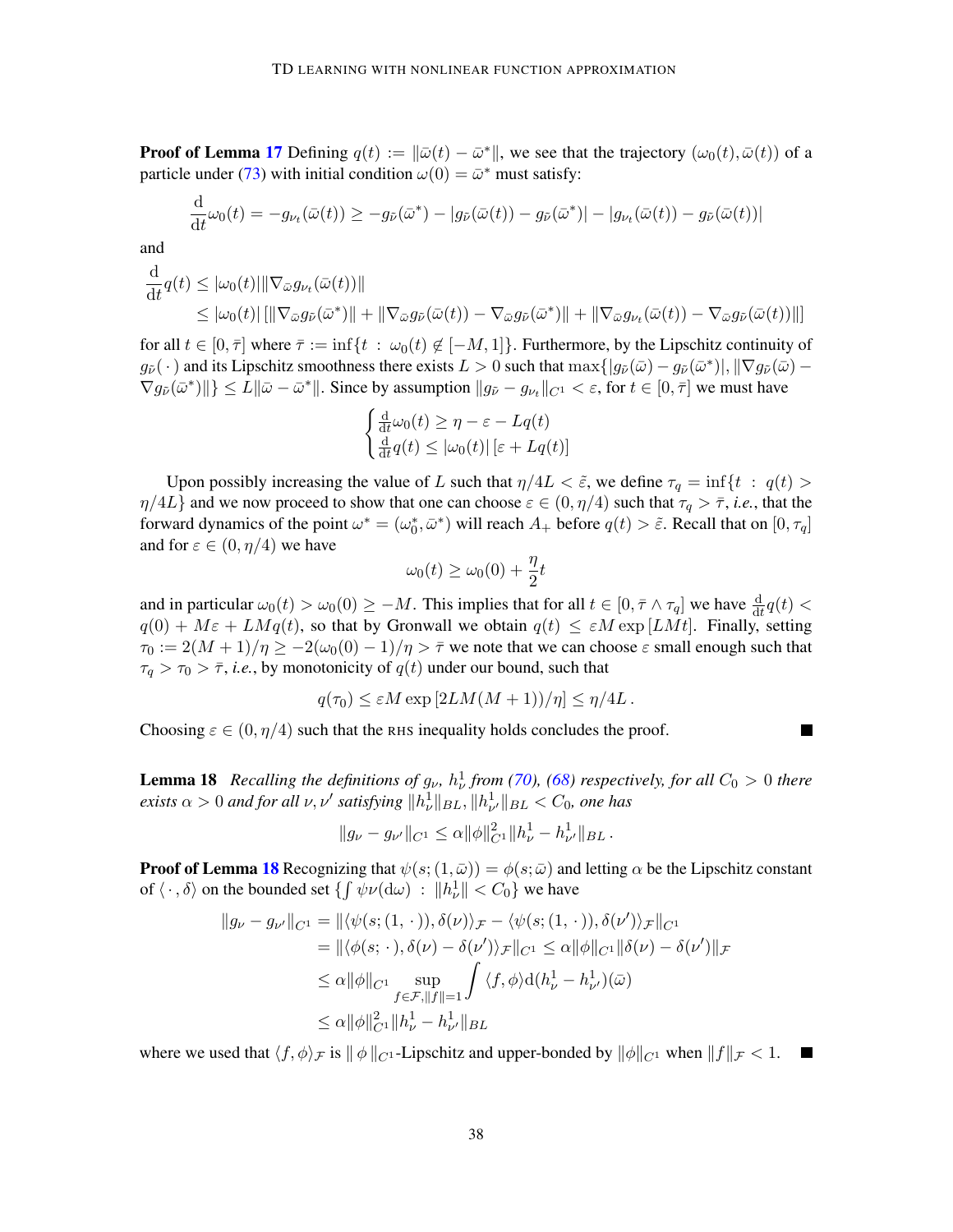**Proof of Lemma 17** Defining $q(t) := \|\bar{\omega}(t) - \bar{\omega}^*\|$, we see that the trajectory $(\omega_0(t), \bar{\omega}(t))$ of a particle under (73) with initial condition $\omega(0) = \bar{\omega}^*$ must satisfy:

$$\frac{\mathrm{d}}{\mathrm{d}t}\omega_0(t) = -g_{\nu_t}(\bar{\omega}(t)) \geq -g_{\tilde{\nu}}(\bar{\omega}^*) - |g_{\tilde{\nu}}(\bar{\omega}(t)) - g_{\tilde{\nu}}(\bar{\omega}^*)| - |g_{\nu_t}(\bar{\omega}(t)) - g_{\tilde{\nu}}(\bar{\omega}(t))|$$

and

$$\begin{aligned}\frac{\mathrm{d}}{\mathrm{d}t}q(t) &\leq |\omega_0(t)| \|\nabla_{\bar{\omega}} g_{\nu_t}(\bar{\omega}(t))\| \\ &\leq |\omega_0(t)| \left[\|\nabla_{\bar{\omega}} g_{\tilde{\nu}}(\bar{\omega}^*)\| + \|\nabla_{\bar{\omega}} g_{\tilde{\nu}}(\bar{\omega}(t)) - \nabla_{\bar{\omega}} g_{\tilde{\nu}}(\bar{\omega}^*)\| + \|\nabla_{\bar{\omega}} g_{\nu_t}(\bar{\omega}(t)) - \nabla_{\bar{\omega}} g_{\tilde{\nu}}(\bar{\omega}(t))\|\right]\end{aligned}$$

for all $t \in [0, \bar{\tau}]$ where $\bar{\tau} := \inf\{t \,:\, \omega_0(t) \notin [-M, 1]\}$. Furthermore, by the Lipschitz continuity of $g_{\tilde{\nu}}(\,\cdot\,)$ and its Lipschitz smoothness there exists $L > 0$ such that $\max\{|g_{\tilde{\nu}}(\bar{\omega}) - g_{\tilde{\nu}}(\bar{\omega}^*)|, \|\nabla g_{\tilde{\nu}}(\bar{\omega}) - \nabla g_{\tilde{\nu}}(\bar{\omega}^*)\|\} \leq L\|\bar{\omega} - \bar{\omega}^*\|$. Since by assumption $\|g_{\tilde{\nu}} - g_{\nu_t}\|_{C^1} < \varepsilon$, for $t \in [0, \bar{\tau}]$ we must have

$$\begin{cases} \frac{\mathrm{d}}{\mathrm{d}t}\omega_0(t) \geq \eta - \varepsilon - Lq(t) \\ \frac{\mathrm{d}}{\mathrm{d}t}q(t) \leq |\omega_0(t)| \left[\varepsilon + Lq(t)\right] \end{cases}$$

Upon possibly increasing the value of $L$ such that $\eta/4L < \tilde{\varepsilon}$, we define $\tau_q = \inf\{t \,:\, q(t) > \eta/4L\}$ and we now proceed to show that one can choose $\varepsilon \in (0, \eta/4)$ such that $\tau_q > \bar{\tau}$, *i.e.*, that the forward dynamics of the point $\omega^* = (\omega_0^*, \bar{\omega}^*)$ will reach $A_+$ before $q(t) > \tilde{\varepsilon}$. Recall that on $[0, \tau_q]$ and for $\varepsilon \in (0, \eta/4)$ we have

$$\omega_0(t) \geq \omega_0(0) + \frac{\eta}{2}t$$

and in particular $\omega_0(t) > \omega_0(0) \geq -M$. This implies that for all $t \in [0, \bar{\tau} \wedge \tau_q]$ we have $\frac{\mathrm{d}}{\mathrm{d}t}q(t) < q(0) + M\varepsilon + LMq(t)$, so that by Gronwall we obtain $q(t) \leq \varepsilon M \exp\left[LMt\right]$. Finally, setting $\tau_0 := 2(M+1)/\eta \geq -2(\omega_0(0) - 1)/\eta > \bar{\tau}$ we note that we can choose $\varepsilon$ small enough such that $\tau_q > \tau_0 > \bar{\tau}$, *i.e.*, by monotonicity of $q(t)$ under our bound, such that

$$q(\tau_0) \leq \varepsilon M \exp\left[2LM(M+1))/\eta\right] \leq \eta/4L\,.$$

Choosing $\varepsilon \in (0, \eta/4)$ such that the RHS inequality holds concludes the proof. ■

**Lemma 18** *Recalling the definitions of $g_\nu$, $h^1_\nu$ from (70), (68) respectively, for all $C_0 > 0$ there exists $\alpha > 0$ and for all $\nu, \nu'$ satisfying $\|h^1_\nu\|_{BL}, \|h^1_{\nu'}\|_{BL} < C_0$, one has*

$$\|g_\nu - g_{\nu'}\|_{C^1} \leq \alpha \|\phi\|^2_{C^1} \|h^1_\nu - h^1_{\nu'}\|_{BL}\,.$$

**Proof of Lemma 18** Recognizing that $\psi(s; (1, \bar{\omega})) = \phi(s; \bar{\omega})$ and letting $\alpha$ be the Lipschitz constant of $\langle\,\cdot\,, \delta\rangle$ on the bounded set $\{\int \psi\nu(\mathrm{d}\omega) \,:\, \|h^1_\nu\| < C_0\}$ we have

$$\begin{aligned}\|g_\nu - g_{\nu'}\|_{C^1} &= \|\langle\psi(s; (1, \,\cdot\,)), \delta(\nu)\rangle_{\mathcal{F}} - \langle\psi(s; (1, \,\cdot\,)), \delta(\nu')\rangle_{\mathcal{F}}\|_{C^1} \\ &= \|\langle\phi(s; \,\cdot\,), \delta(\nu) - \delta(\nu')\rangle_{\mathcal{F}}\|_{C^1} \leq \alpha\|\phi\|_{C^1}\|\delta(\nu) - \delta(\nu')\|_{\mathcal{F}} \\ &\leq \alpha\|\phi\|_{C^1} \sup_{f \in \mathcal{F}, \|f\| = 1} \int \langle f, \phi\rangle \mathrm{d}(h^1_\nu - h^1_{\nu'})(\bar{\omega}) \\ &\leq \alpha\|\phi\|^2_{C^1}\|h^1_\nu - h^1_{\nu'}\|_{BL}\end{aligned}$$

where we used that $\langle f, \phi\rangle_{\mathcal{F}}$ is $\|\,\phi\,\|_{C^1}$-Lipschitz and upper-bonded by $\|\phi\|_{C^1}$ when $\|f\|_{\mathcal{F}} < 1$. ■